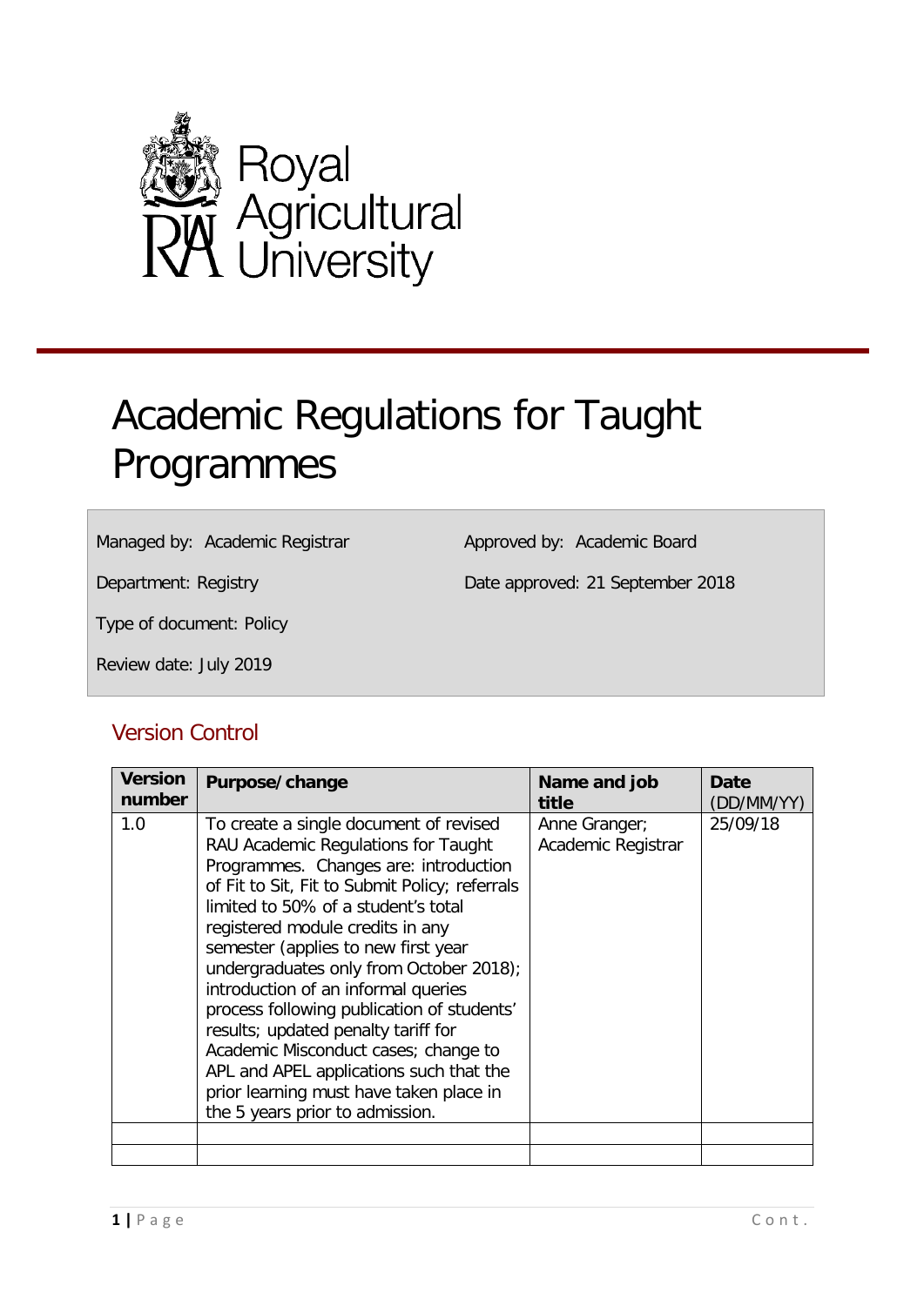Royal Agricultural University

# Academic Regulations for Taught Programmes

| | |
|---|---|
| Managed by: Academic Registrar | Approved by: Academic Board |
| Department: Registry | Date approved: 21 September 2018 |
| Type of document: Policy | |
| Review date: July 2019 | |

## Version Control

| Version number | Purpose/change | Name and job title | Date (DD/MM/YY) |
|---|---|---|---|
| 1.0 | To create a single document of revised RAU Academic Regulations for Taught Programmes. Changes are: introduction of Fit to Sit, Fit to Submit Policy; referrals limited to 50% of a student's total registered module credits in any semester (applies to new first year undergraduates only from October 2018); introduction of an informal queries process following publication of students' results; updated penalty tariff for Academic Misconduct cases; change to APL and APEL applications such that the prior learning must have taken place in the 5 years prior to admission. | Anne Granger; Academic Registrar | 25/09/18 |
| | | | |
| | | | |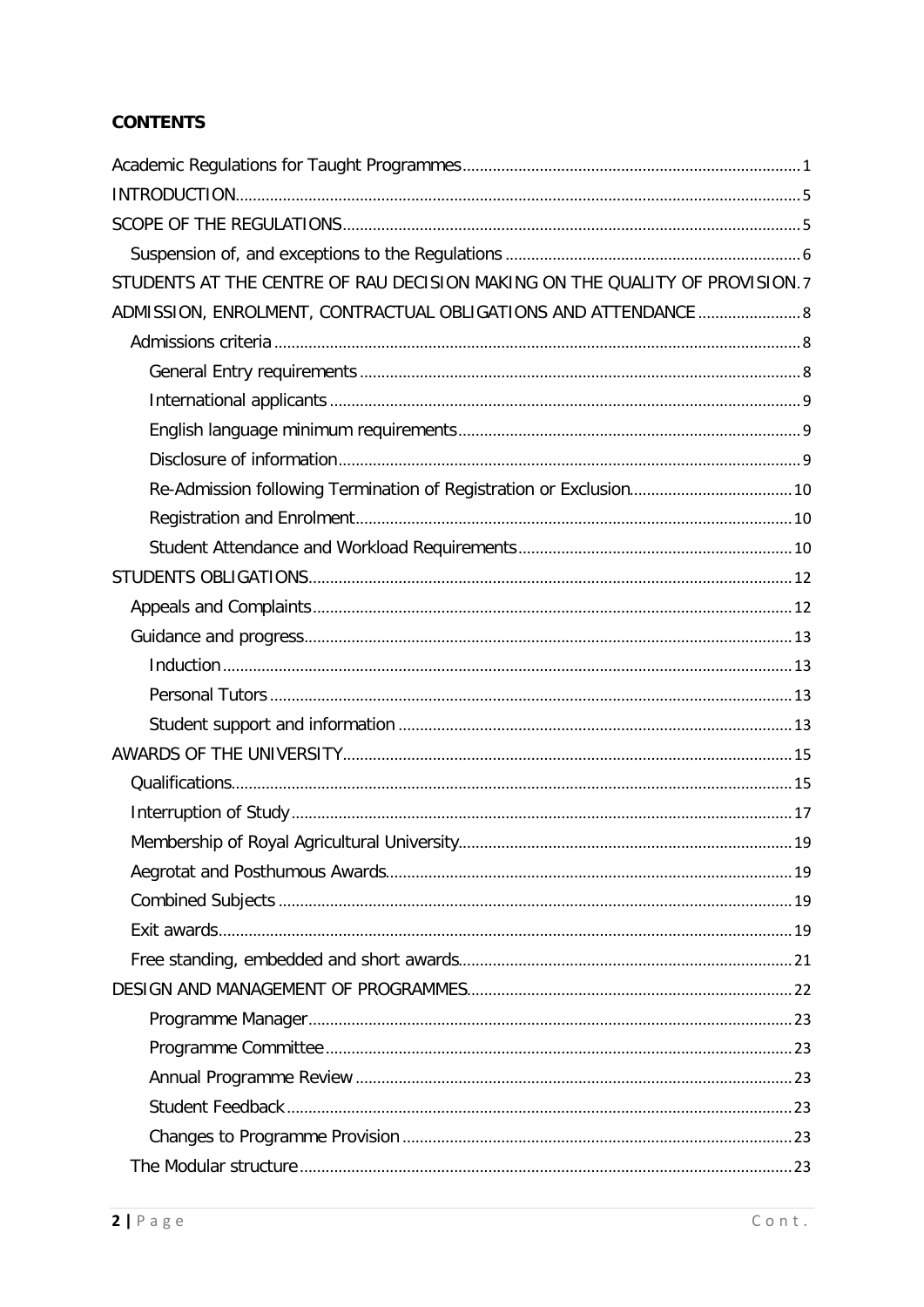**CONTENTS**

- Academic Regulations for Taught Programmes ... 1
- INTRODUCTION ... 5
- SCOPE OF THE REGULATIONS ... 5
  - Suspension of, and exceptions to the Regulations ... 6
- STUDENTS AT THE CENTRE OF RAU DECISION MAKING ON THE QUALITY OF PROVISION. 7
- ADMISSION, ENROLMENT, CONTRACTUAL OBLIGATIONS AND ATTENDANCE ... 8
  - Admissions criteria ... 8
    - General Entry requirements ... 8
    - International applicants ... 9
    - English language minimum requirements ... 9
    - Disclosure of information ... 9
    - Re-Admission following Termination of Registration or Exclusion ... 10
    - Registration and Enrolment ... 10
    - Student Attendance and Workload Requirements ... 10
- STUDENTS OBLIGATIONS ... 12
  - Appeals and Complaints ... 12
  - Guidance and progress ... 13
    - Induction ... 13
    - Personal Tutors ... 13
    - Student support and information ... 13
- AWARDS OF THE UNIVERSITY ... 15
  - Qualifications ... 15
  - Interruption of Study ... 17
  - Membership of Royal Agricultural University ... 19
  - Aegrotat and Posthumous Awards ... 19
  - Combined Subjects ... 19
  - Exit awards ... 19
  - Free standing, embedded and short awards ... 21
- DESIGN AND MANAGEMENT OF PROGRAMMES ... 22
    - Programme Manager ... 23
    - Programme Committee ... 23
    - Annual Programme Review ... 23
    - Student Feedback ... 23
    - Changes to Programme Provision ... 23
  - The Modular structure ... 23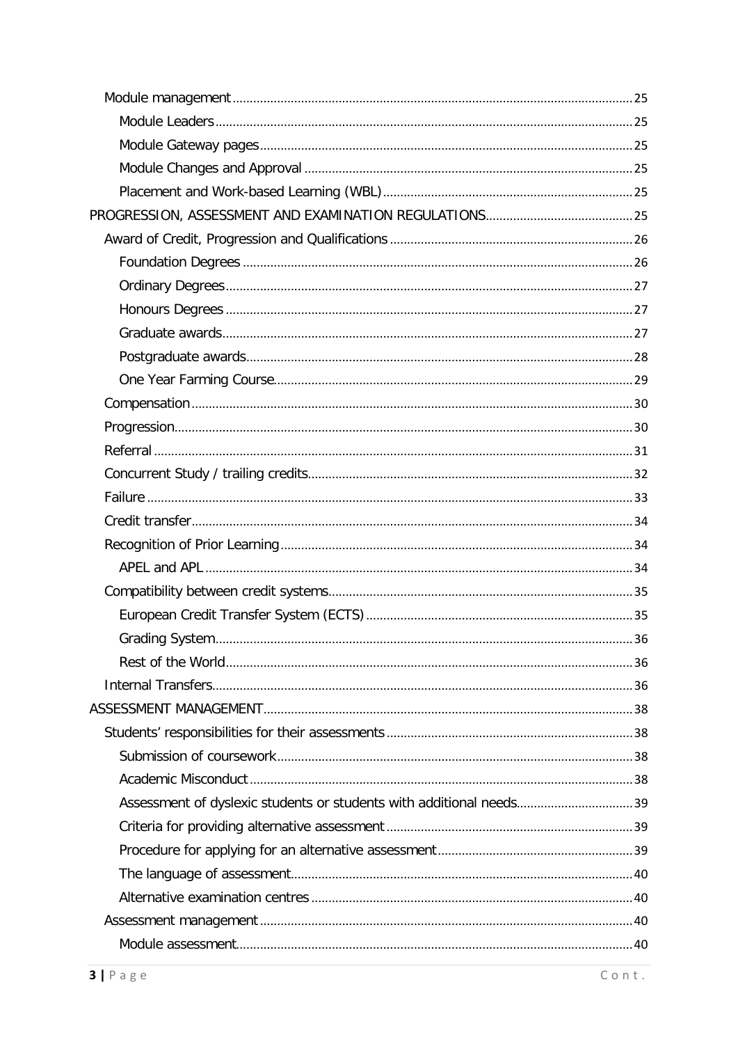- Module management ..... 25
  - Module Leaders ..... 25
  - Module Gateway pages ..... 25
  - Module Changes and Approval ..... 25
  - Placement and Work-based Learning (WBL) ..... 25

PROGRESSION, ASSESSMENT AND EXAMINATION REGULATIONS ..... 25

- Award of Credit, Progression and Qualifications ..... 26
  - Foundation Degrees ..... 26
  - Ordinary Degrees ..... 27
  - Honours Degrees ..... 27
  - Graduate awards ..... 27
  - Postgraduate awards ..... 28
  - One Year Farming Course ..... 29
- Compensation ..... 30
- Progression ..... 30
- Referral ..... 31
- Concurrent Study / trailing credits ..... 32
- Failure ..... 33
- Credit transfer ..... 34
- Recognition of Prior Learning ..... 34
  - APEL and APL ..... 34
- Compatibility between credit systems ..... 35
  - European Credit Transfer System (ECTS) ..... 35
  - Grading System ..... 36
  - Rest of the World ..... 36
- Internal Transfers ..... 36

ASSESSMENT MANAGEMENT ..... 38

- Students' responsibilities for their assessments ..... 38
  - Submission of coursework ..... 38
  - Academic Misconduct ..... 38
  - Assessment of dyslexic students or students with additional needs ..... 39
  - Criteria for providing alternative assessment ..... 39
  - Procedure for applying for an alternative assessment ..... 39
  - The language of assessment ..... 40
  - Alternative examination centres ..... 40
- Assessment management ..... 40
  - Module assessment ..... 40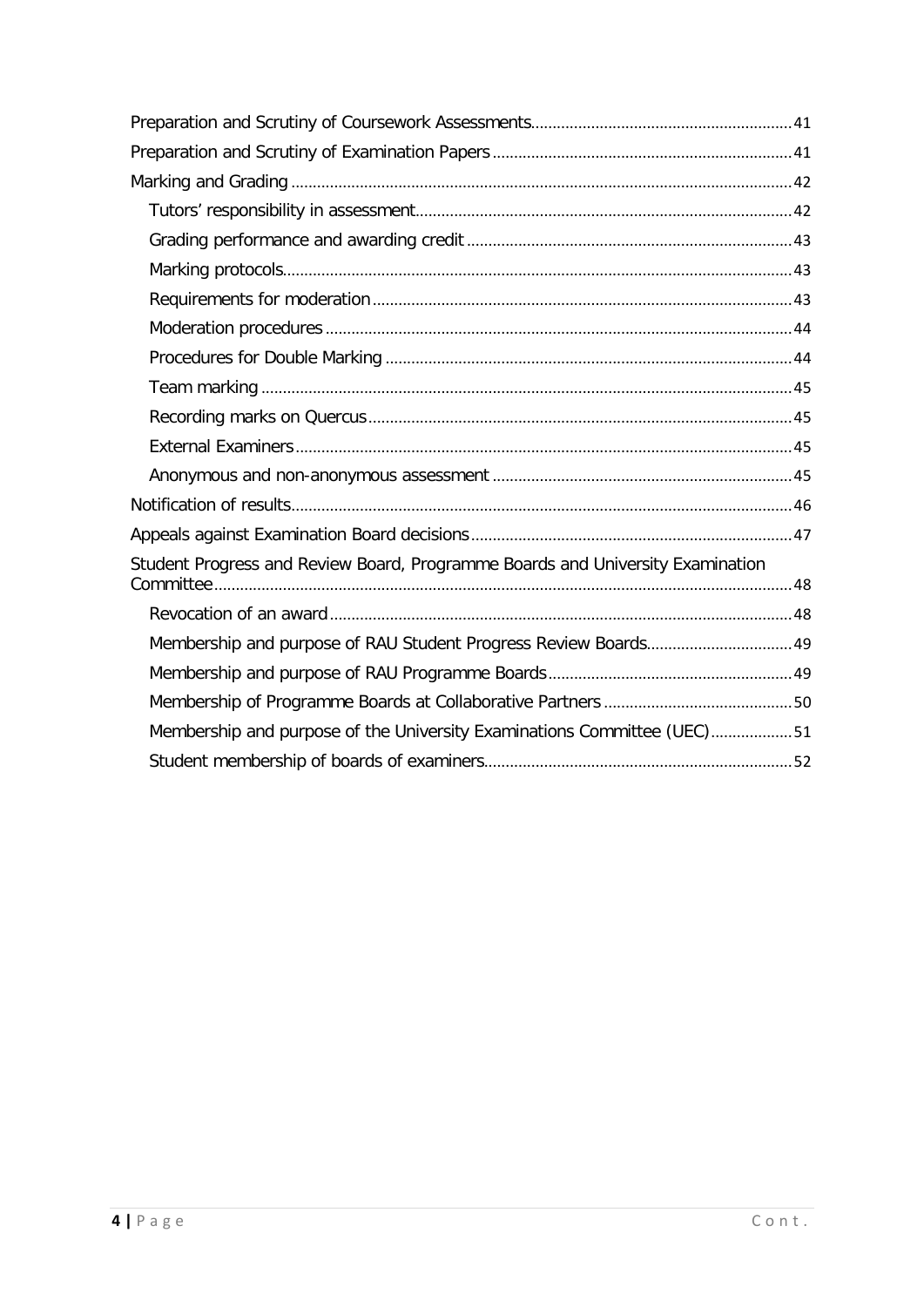- Preparation and Scrutiny of Coursework Assessments ........ 41
- Preparation and Scrutiny of Examination Papers ........ 41
- Marking and Grading ........ 42
  - Tutors' responsibility in assessment ........ 42
  - Grading performance and awarding credit ........ 43
  - Marking protocols ........ 43
  - Requirements for moderation ........ 43
  - Moderation procedures ........ 44
  - Procedures for Double Marking ........ 44
  - Team marking ........ 45
  - Recording marks on Quercus ........ 45
  - External Examiners ........ 45
  - Anonymous and non-anonymous assessment ........ 45
- Notification of results ........ 46
- Appeals against Examination Board decisions ........ 47
- Student Progress and Review Board, Programme Boards and University Examination Committee ........ 48
  - Revocation of an award ........ 48
  - Membership and purpose of RAU Student Progress Review Boards ........ 49
  - Membership and purpose of RAU Programme Boards ........ 49
  - Membership of Programme Boards at Collaborative Partners ........ 50
  - Membership and purpose of the University Examinations Committee (UEC) ........ 51
  - Student membership of boards of examiners ........ 52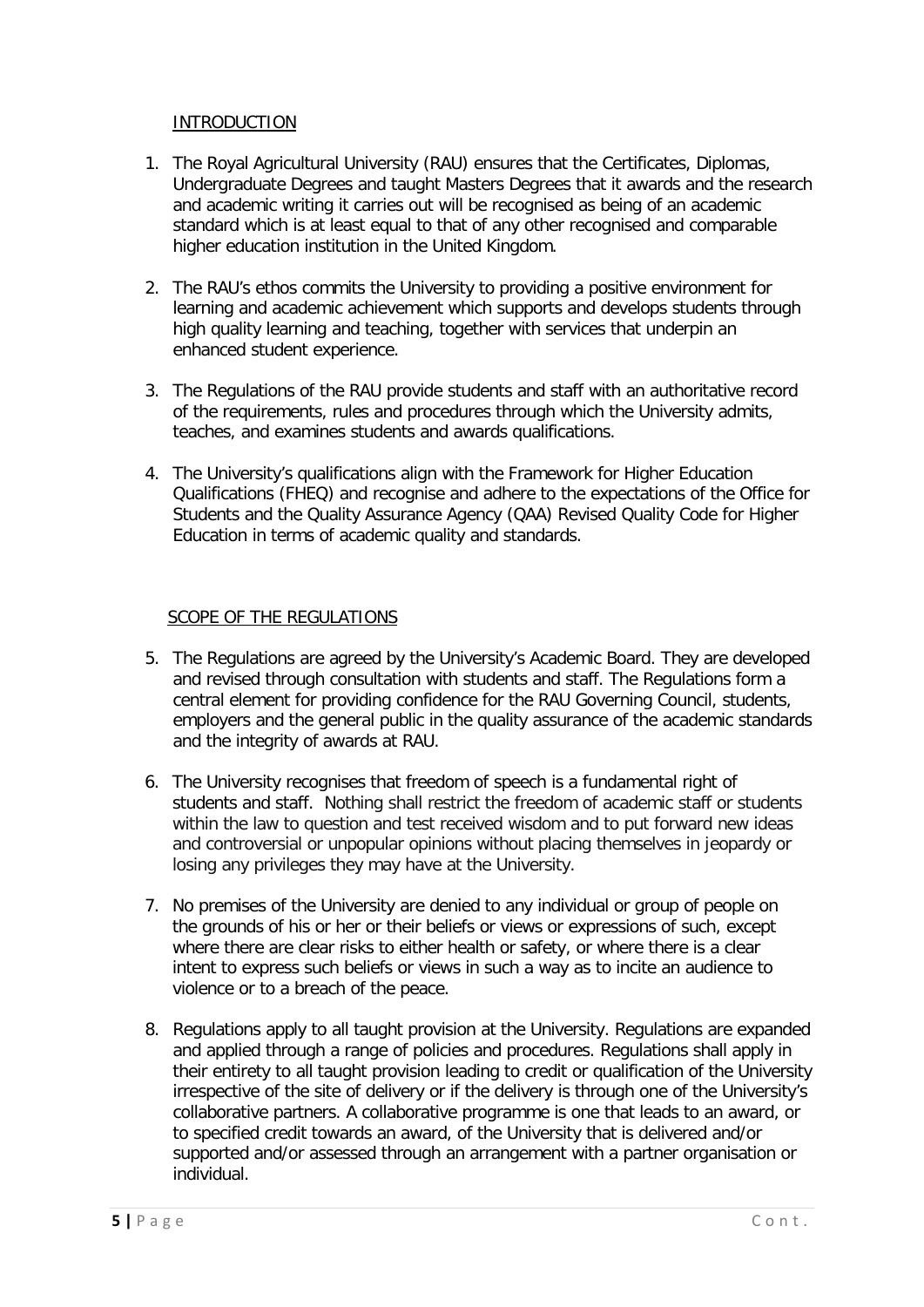## INTRODUCTION

1. The Royal Agricultural University (RAU) ensures that the Certificates, Diplomas, Undergraduate Degrees and taught Masters Degrees that it awards and the research and academic writing it carries out will be recognised as being of an academic standard which is at least equal to that of any other recognised and comparable higher education institution in the United Kingdom.

2. The RAU's ethos commits the University to providing a positive environment for learning and academic achievement which supports and develops students through high quality learning and teaching, together with services that underpin an enhanced student experience.

3. The Regulations of the RAU provide students and staff with an authoritative record of the requirements, rules and procedures through which the University admits, teaches, and examines students and awards qualifications.

4. The University's qualifications align with the Framework for Higher Education Qualifications (FHEQ) and recognise and adhere to the expectations of the Office for Students and the Quality Assurance Agency (QAA) Revised Quality Code for Higher Education in terms of academic quality and standards.

## SCOPE OF THE REGULATIONS

5. The Regulations are agreed by the University's Academic Board. They are developed and revised through consultation with students and staff. The Regulations form a central element for providing confidence for the RAU Governing Council, students, employers and the general public in the quality assurance of the academic standards and the integrity of awards at RAU.

6. The University recognises that freedom of speech is a fundamental right of students and staff. Nothing shall restrict the freedom of academic staff or students within the law to question and test received wisdom and to put forward new ideas and controversial or unpopular opinions without placing themselves in jeopardy or losing any privileges they may have at the University.

7. No premises of the University are denied to any individual or group of people on the grounds of his or her or their beliefs or views or expressions of such, except where there are clear risks to either health or safety, or where there is a clear intent to express such beliefs or views in such a way as to incite an audience to violence or to a breach of the peace.

8. Regulations apply to all taught provision at the University. Regulations are expanded and applied through a range of policies and procedures. Regulations shall apply in their entirety to all taught provision leading to credit or qualification of the University irrespective of the site of delivery or if the delivery is through one of the University's collaborative partners. A collaborative programme is one that leads to an award, or to specified credit towards an award, of the University that is delivered and/or supported and/or assessed through an arrangement with a partner organisation or individual.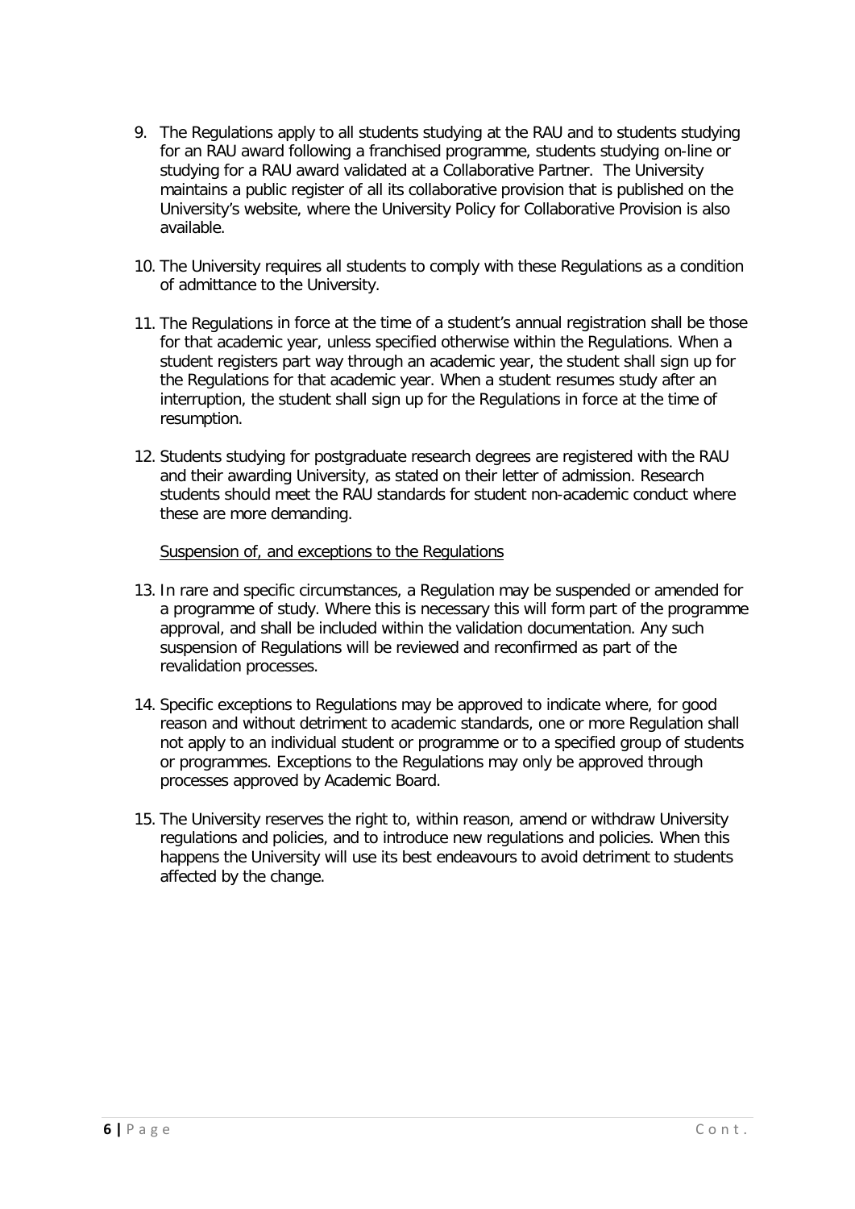9. The Regulations apply to all students studying at the RAU and to students studying for an RAU award following a franchised programme, students studying on-line or studying for a RAU award validated at a Collaborative Partner. The University maintains a public register of all its collaborative provision that is published on the University's website, where the University Policy for Collaborative Provision is also available.

10. The University requires all students to comply with these Regulations as a condition of admittance to the University.

11. The Regulations in force at the time of a student's annual registration shall be those for that academic year, unless specified otherwise within the Regulations. When a student registers part way through an academic year, the student shall sign up for the Regulations for that academic year. When a student resumes study after an interruption, the student shall sign up for the Regulations in force at the time of resumption.

12. Students studying for postgraduate research degrees are registered with the RAU and their awarding University, as stated on their letter of admission. Research students should meet the RAU standards for student non-academic conduct where these are more demanding.

Suspension of, and exceptions to the Regulations

13. In rare and specific circumstances, a Regulation may be suspended or amended for a programme of study. Where this is necessary this will form part of the programme approval, and shall be included within the validation documentation. Any such suspension of Regulations will be reviewed and reconfirmed as part of the revalidation processes.

14. Specific exceptions to Regulations may be approved to indicate where, for good reason and without detriment to academic standards, one or more Regulation shall not apply to an individual student or programme or to a specified group of students or programmes. Exceptions to the Regulations may only be approved through processes approved by Academic Board.

15. The University reserves the right to, within reason, amend or withdraw University regulations and policies, and to introduce new regulations and policies. When this happens the University will use its best endeavours to avoid detriment to students affected by the change.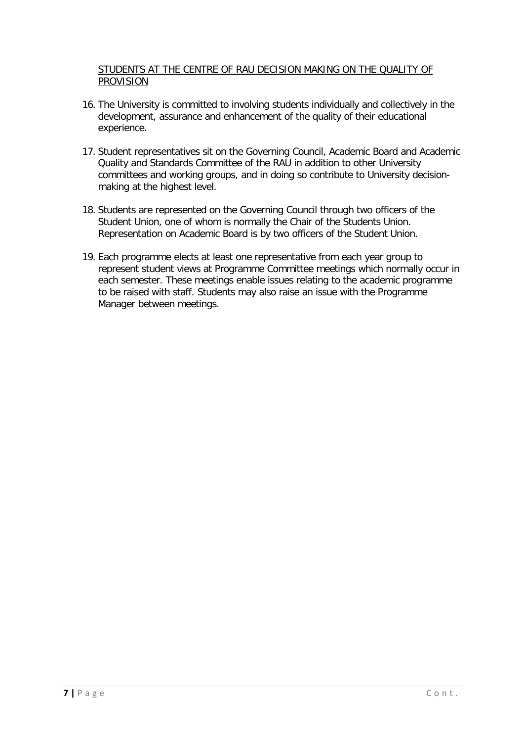STUDENTS AT THE CENTRE OF RAU DECISION MAKING ON THE QUALITY OF PROVISION

16. The University is committed to involving students individually and collectively in the development, assurance and enhancement of the quality of their educational experience.

17. Student representatives sit on the Governing Council, Academic Board and Academic Quality and Standards Committee of the RAU in addition to other University committees and working groups, and in doing so contribute to University decision-making at the highest level.

18. Students are represented on the Governing Council through two officers of the Student Union, one of whom is normally the Chair of the Students Union. Representation on Academic Board is by two officers of the Student Union.

19. Each programme elects at least one representative from each year group to represent student views at Programme Committee meetings which normally occur in each semester. These meetings enable issues relating to the academic programme to be raised with staff. Students may also raise an issue with the Programme Manager between meetings.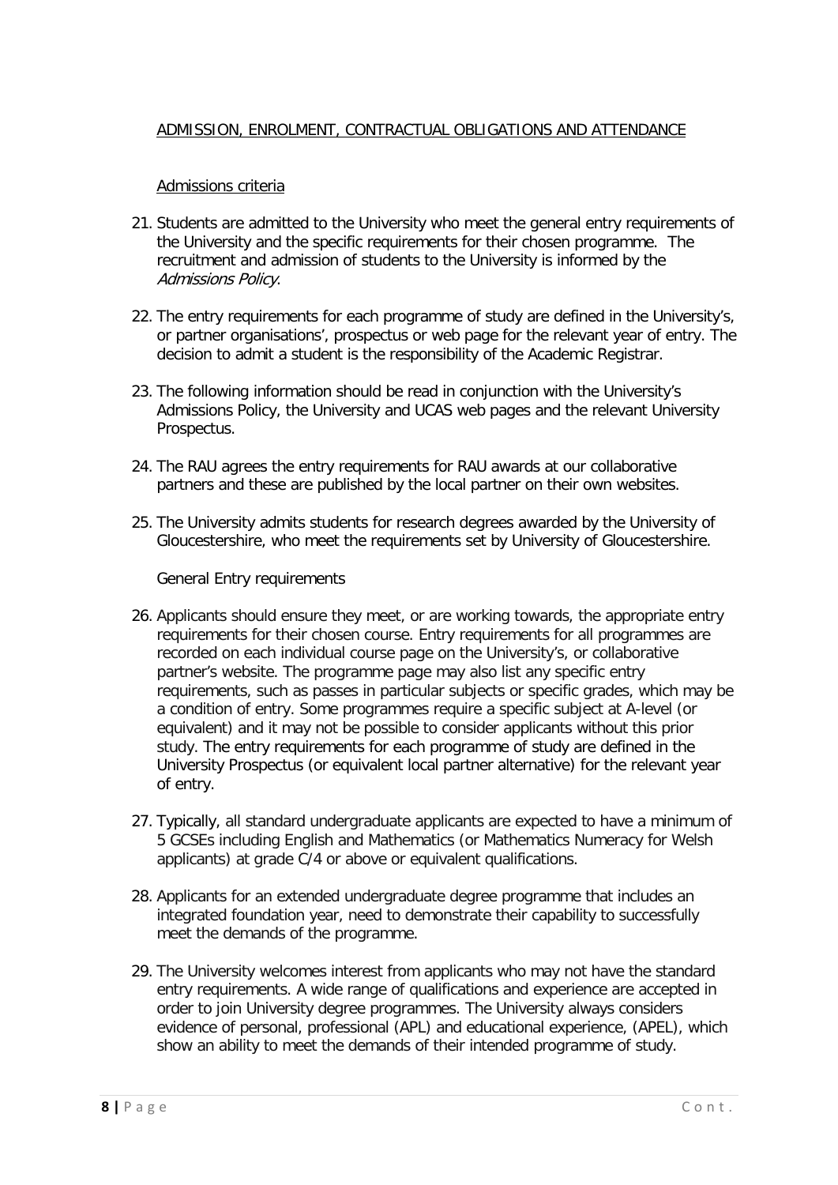## ADMISSION, ENROLMENT, CONTRACTUAL OBLIGATIONS AND ATTENDANCE

### Admissions criteria

21. Students are admitted to the University who meet the general entry requirements of the University and the specific requirements for their chosen programme. The recruitment and admission of students to the University is informed by the *Admissions Policy*.

22. The entry requirements for each programme of study are defined in the University's, or partner organisations', prospectus or web page for the relevant year of entry. The decision to admit a student is the responsibility of the Academic Registrar.

23. The following information should be read in conjunction with the University's Admissions Policy, the University and UCAS web pages and the relevant University Prospectus.

24. The RAU agrees the entry requirements for RAU awards at our collaborative partners and these are published by the local partner on their own websites.

25. The University admits students for research degrees awarded by the University of Gloucestershire, who meet the requirements set by University of Gloucestershire.

### General Entry requirements

26. Applicants should ensure they meet, or are working towards, the appropriate entry requirements for their chosen course. Entry requirements for all programmes are recorded on each individual course page on the University's, or collaborative partner's website. The programme page may also list any specific entry requirements, such as passes in particular subjects or specific grades, which may be a condition of entry. Some programmes require a specific subject at A-level (or equivalent) and it may not be possible to consider applicants without this prior study. The entry requirements for each programme of study are defined in the University Prospectus (or equivalent local partner alternative) for the relevant year of entry.

27. Typically, all standard undergraduate applicants are expected to have a minimum of 5 GCSEs including English and Mathematics (or Mathematics Numeracy for Welsh applicants) at grade C/4 or above or equivalent qualifications.

28. Applicants for an extended undergraduate degree programme that includes an integrated foundation year, need to demonstrate their capability to successfully meet the demands of the programme.

29. The University welcomes interest from applicants who may not have the standard entry requirements. A wide range of qualifications and experience are accepted in order to join University degree programmes. The University always considers evidence of personal, professional (APL) and educational experience, (APEL), which show an ability to meet the demands of their intended programme of study.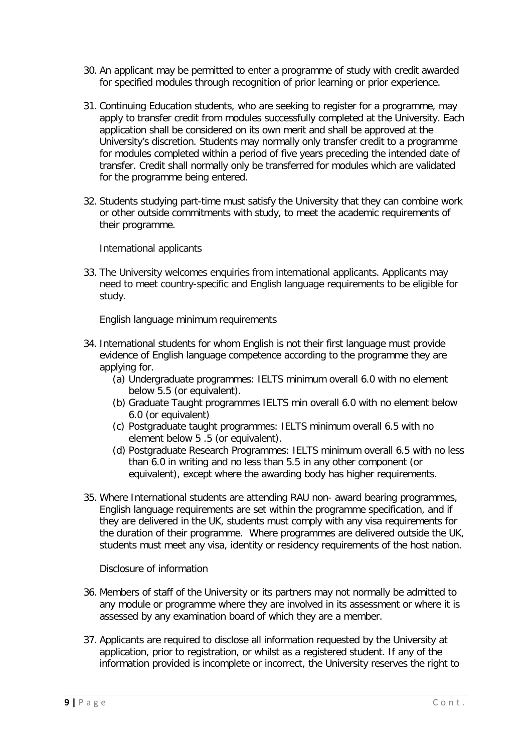30. An applicant may be permitted to enter a programme of study with credit awarded for specified modules through recognition of prior learning or prior experience.

31. Continuing Education students, who are seeking to register for a programme, may apply to transfer credit from modules successfully completed at the University. Each application shall be considered on its own merit and shall be approved at the University's discretion. Students may normally only transfer credit to a programme for modules completed within a period of five years preceding the intended date of transfer. Credit shall normally only be transferred for modules which are validated for the programme being entered.

32. Students studying part-time must satisfy the University that they can combine work or other outside commitments with study, to meet the academic requirements of their programme.

International applicants

33. The University welcomes enquiries from international applicants. Applicants may need to meet country-specific and English language requirements to be eligible for study.

English language minimum requirements

34. International students for whom English is not their first language must provide evidence of English language competence according to the programme they are applying for.
    (a) Undergraduate programmes: IELTS minimum overall 6.0 with no element below 5.5 (or equivalent).
    (b) Graduate Taught programmes IELTS min overall 6.0 with no element below 6.0 (or equivalent)
    (c) Postgraduate taught programmes: IELTS minimum overall 6.5 with no element below 5 .5 (or equivalent).
    (d) Postgraduate Research Programmes: IELTS minimum overall 6.5 with no less than 6.0 in writing and no less than 5.5 in any other component (or equivalent), except where the awarding body has higher requirements.

35. Where International students are attending RAU non- award bearing programmes, English language requirements are set within the programme specification, and if they are delivered in the UK, students must comply with any visa requirements for the duration of their programme. Where programmes are delivered outside the UK, students must meet any visa, identity or residency requirements of the host nation.

Disclosure of information

36. Members of staff of the University or its partners may not normally be admitted to any module or programme where they are involved in its assessment or where it is assessed by any examination board of which they are a member.

37. Applicants are required to disclose all information requested by the University at application, prior to registration, or whilst as a registered student. If any of the information provided is incomplete or incorrect, the University reserves the right to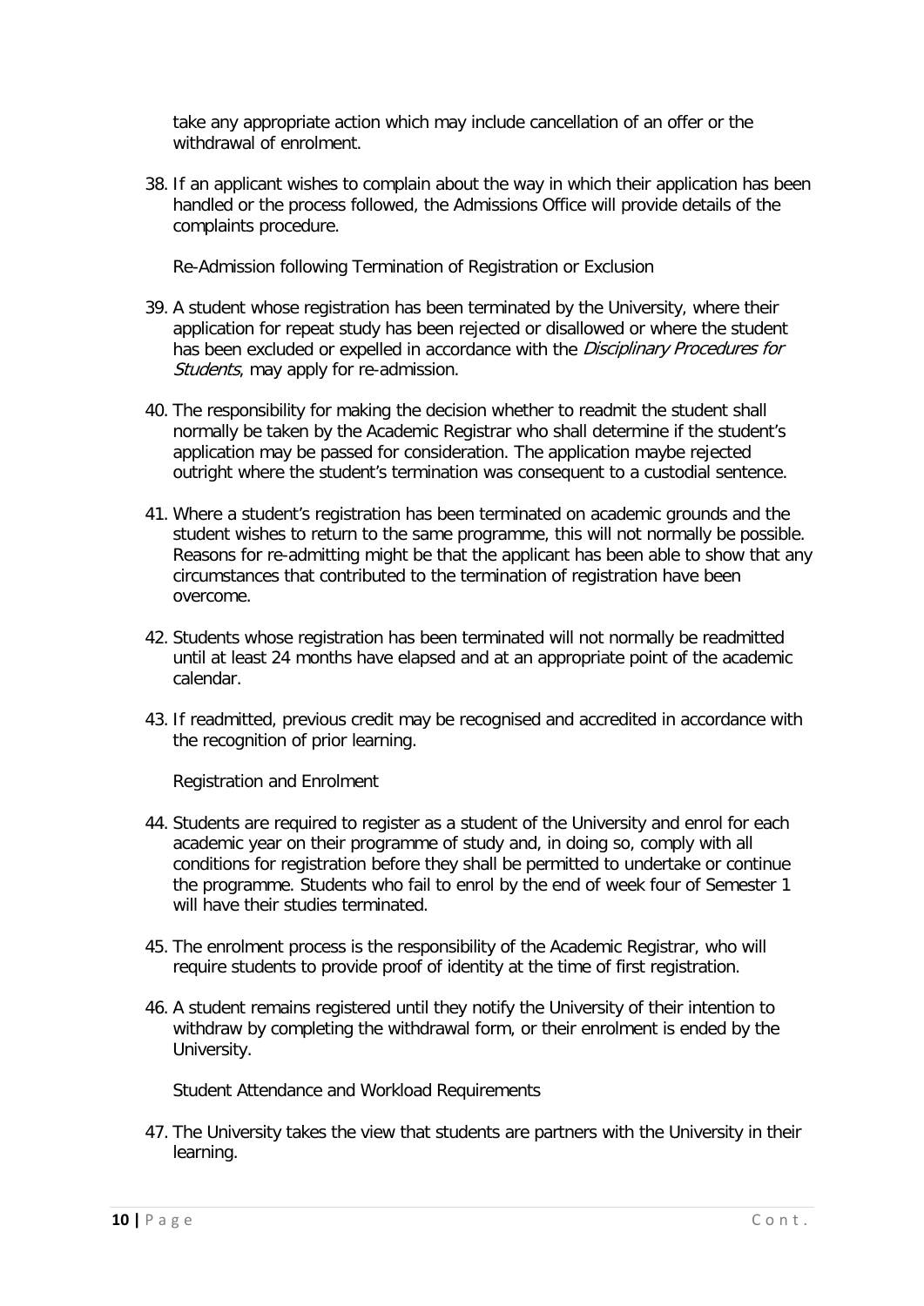take any appropriate action which may include cancellation of an offer or the withdrawal of enrolment.

38. If an applicant wishes to complain about the way in which their application has been handled or the process followed, the Admissions Office will provide details of the complaints procedure.

Re-Admission following Termination of Registration or Exclusion

39. A student whose registration has been terminated by the University, where their application for repeat study has been rejected or disallowed or where the student has been excluded or expelled in accordance with the *Disciplinary Procedures for Students*, may apply for re-admission.

40. The responsibility for making the decision whether to readmit the student shall normally be taken by the Academic Registrar who shall determine if the student's application may be passed for consideration. The application maybe rejected outright where the student's termination was consequent to a custodial sentence.

41. Where a student's registration has been terminated on academic grounds and the student wishes to return to the same programme, this will not normally be possible. Reasons for re-admitting might be that the applicant has been able to show that any circumstances that contributed to the termination of registration have been overcome.

42. Students whose registration has been terminated will not normally be readmitted until at least 24 months have elapsed and at an appropriate point of the academic calendar.

43. If readmitted, previous credit may be recognised and accredited in accordance with the recognition of prior learning.

Registration and Enrolment

44. Students are required to register as a student of the University and enrol for each academic year on their programme of study and, in doing so, comply with all conditions for registration before they shall be permitted to undertake or continue the programme. Students who fail to enrol by the end of week four of Semester 1 will have their studies terminated.

45. The enrolment process is the responsibility of the Academic Registrar, who will require students to provide proof of identity at the time of first registration.

46. A student remains registered until they notify the University of their intention to withdraw by completing the withdrawal form, or their enrolment is ended by the University.

Student Attendance and Workload Requirements

47. The University takes the view that students are partners with the University in their learning.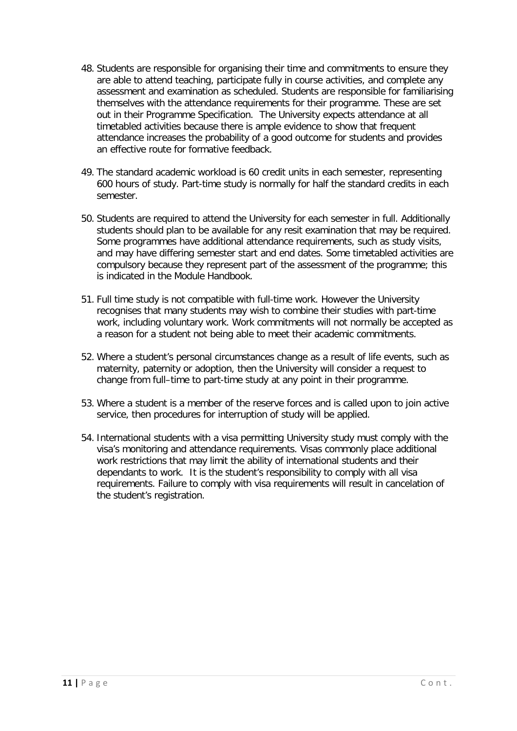48. Students are responsible for organising their time and commitments to ensure they are able to attend teaching, participate fully in course activities, and complete any assessment and examination as scheduled. Students are responsible for familiarising themselves with the attendance requirements for their programme. These are set out in their Programme Specification. The University expects attendance at all timetabled activities because there is ample evidence to show that frequent attendance increases the probability of a good outcome for students and provides an effective route for formative feedback.

49. The standard academic workload is 60 credit units in each semester, representing 600 hours of study. Part-time study is normally for half the standard credits in each semester.

50. Students are required to attend the University for each semester in full. Additionally students should plan to be available for any resit examination that may be required. Some programmes have additional attendance requirements, such as study visits, and may have differing semester start and end dates. Some timetabled activities are compulsory because they represent part of the assessment of the programme; this is indicated in the Module Handbook.

51. Full time study is not compatible with full-time work. However the University recognises that many students may wish to combine their studies with part-time work, including voluntary work. Work commitments will not normally be accepted as a reason for a student not being able to meet their academic commitments.

52. Where a student's personal circumstances change as a result of life events, such as maternity, paternity or adoption, then the University will consider a request to change from full–time to part-time study at any point in their programme.

53. Where a student is a member of the reserve forces and is called upon to join active service, then procedures for interruption of study will be applied.

54. International students with a visa permitting University study must comply with the visa's monitoring and attendance requirements. Visas commonly place additional work restrictions that may limit the ability of international students and their dependants to work. It is the student's responsibility to comply with all visa requirements. Failure to comply with visa requirements will result in cancelation of the student's registration.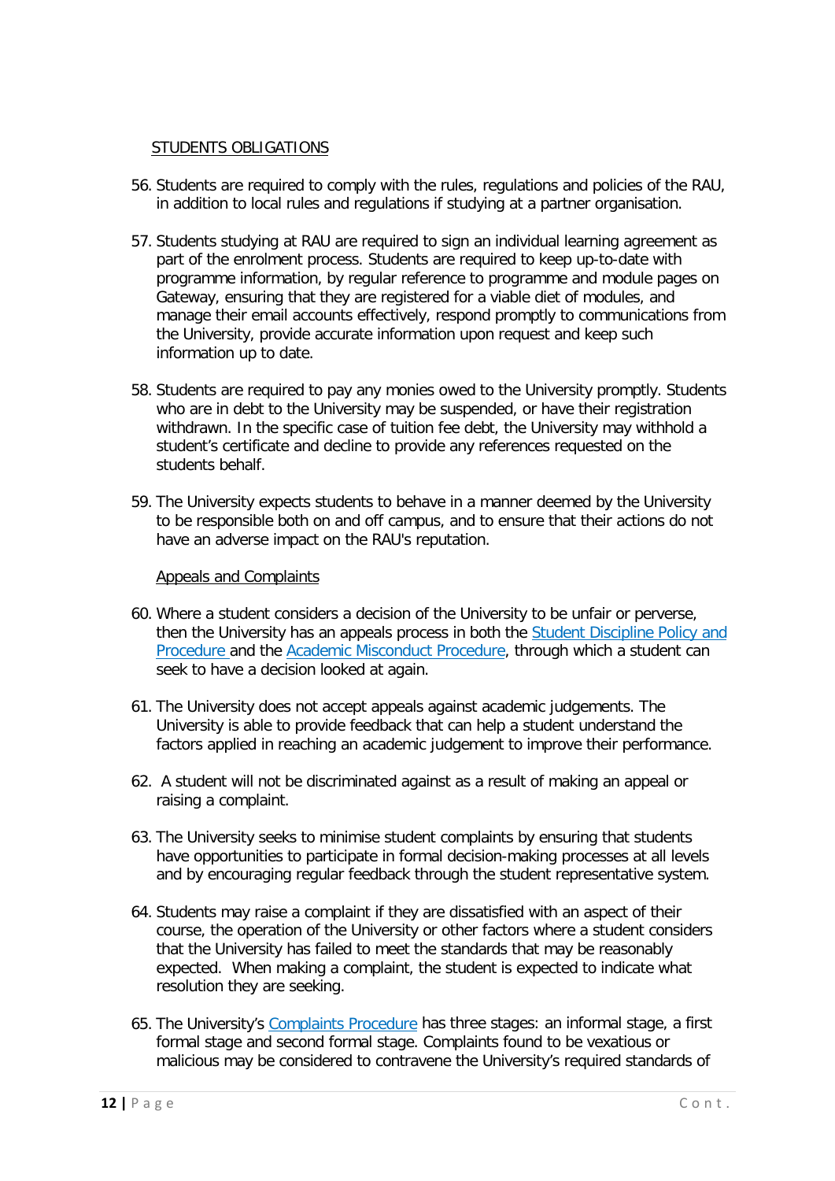## STUDENTS OBLIGATIONS

56. Students are required to comply with the rules, regulations and policies of the RAU, in addition to local rules and regulations if studying at a partner organisation.

57. Students studying at RAU are required to sign an individual learning agreement as part of the enrolment process. Students are required to keep up-to-date with programme information, by regular reference to programme and module pages on Gateway, ensuring that they are registered for a viable diet of modules, and manage their email accounts effectively, respond promptly to communications from the University, provide accurate information upon request and keep such information up to date.

58. Students are required to pay any monies owed to the University promptly. Students who are in debt to the University may be suspended, or have their registration withdrawn. In the specific case of tuition fee debt, the University may withhold a student's certificate and decline to provide any references requested on the students behalf.

59. The University expects students to behave in a manner deemed by the University to be responsible both on and off campus, and to ensure that their actions do not have an adverse impact on the RAU's reputation.

### Appeals and Complaints

60. Where a student considers a decision of the University to be unfair or perverse, then the University has an appeals process in both the Student Discipline Policy and Procedure and the Academic Misconduct Procedure, through which a student can seek to have a decision looked at again.

61. The University does not accept appeals against academic judgements. The University is able to provide feedback that can help a student understand the factors applied in reaching an academic judgement to improve their performance.

62. A student will not be discriminated against as a result of making an appeal or raising a complaint.

63. The University seeks to minimise student complaints by ensuring that students have opportunities to participate in formal decision-making processes at all levels and by encouraging regular feedback through the student representative system.

64. Students may raise a complaint if they are dissatisfied with an aspect of their course, the operation of the University or other factors where a student considers that the University has failed to meet the standards that may be reasonably expected. When making a complaint, the student is expected to indicate what resolution they are seeking.

65. The University's Complaints Procedure has three stages: an informal stage, a first formal stage and second formal stage. Complaints found to be vexatious or malicious may be considered to contravene the University's required standards of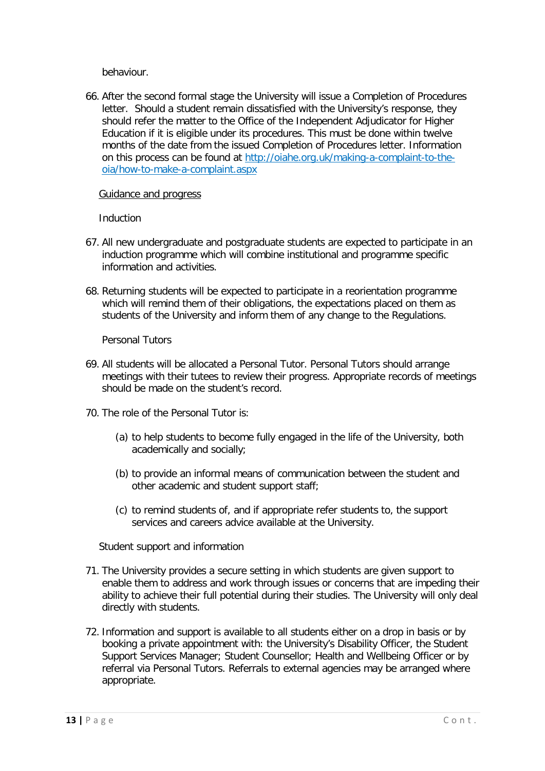behaviour.

66. After the second formal stage the University will issue a Completion of Procedures letter. Should a student remain dissatisfied with the University's response, they should refer the matter to the Office of the Independent Adjudicator for Higher Education if it is eligible under its procedures. This must be done within twelve months of the date from the issued Completion of Procedures letter. Information on this process can be found at [http://oiahe.org.uk/making-a-complaint-to-the-oia/how-to-make-a-complaint.aspx](http://oiahe.org.uk/making-a-complaint-to-the-oia/how-to-make-a-complaint.aspx)

<u>Guidance and progress</u>

Induction

67. All new undergraduate and postgraduate students are expected to participate in an induction programme which will combine institutional and programme specific information and activities.

68. Returning students will be expected to participate in a reorientation programme which will remind them of their obligations, the expectations placed on them as students of the University and inform them of any change to the Regulations.

Personal Tutors

69. All students will be allocated a Personal Tutor. Personal Tutors should arrange meetings with their tutees to review their progress. Appropriate records of meetings should be made on the student's record.

70. The role of the Personal Tutor is:

    (a) to help students to become fully engaged in the life of the University, both academically and socially;

    (b) to provide an informal means of communication between the student and other academic and student support staff;

    (c) to remind students of, and if appropriate refer students to, the support services and careers advice available at the University.

Student support and information

71. The University provides a secure setting in which students are given support to enable them to address and work through issues or concerns that are impeding their ability to achieve their full potential during their studies. The University will only deal directly with students.

72. Information and support is available to all students either on a drop in basis or by booking a private appointment with: the University's Disability Officer, the Student Support Services Manager; Student Counsellor; Health and Wellbeing Officer or by referral via Personal Tutors. Referrals to external agencies may be arranged where appropriate.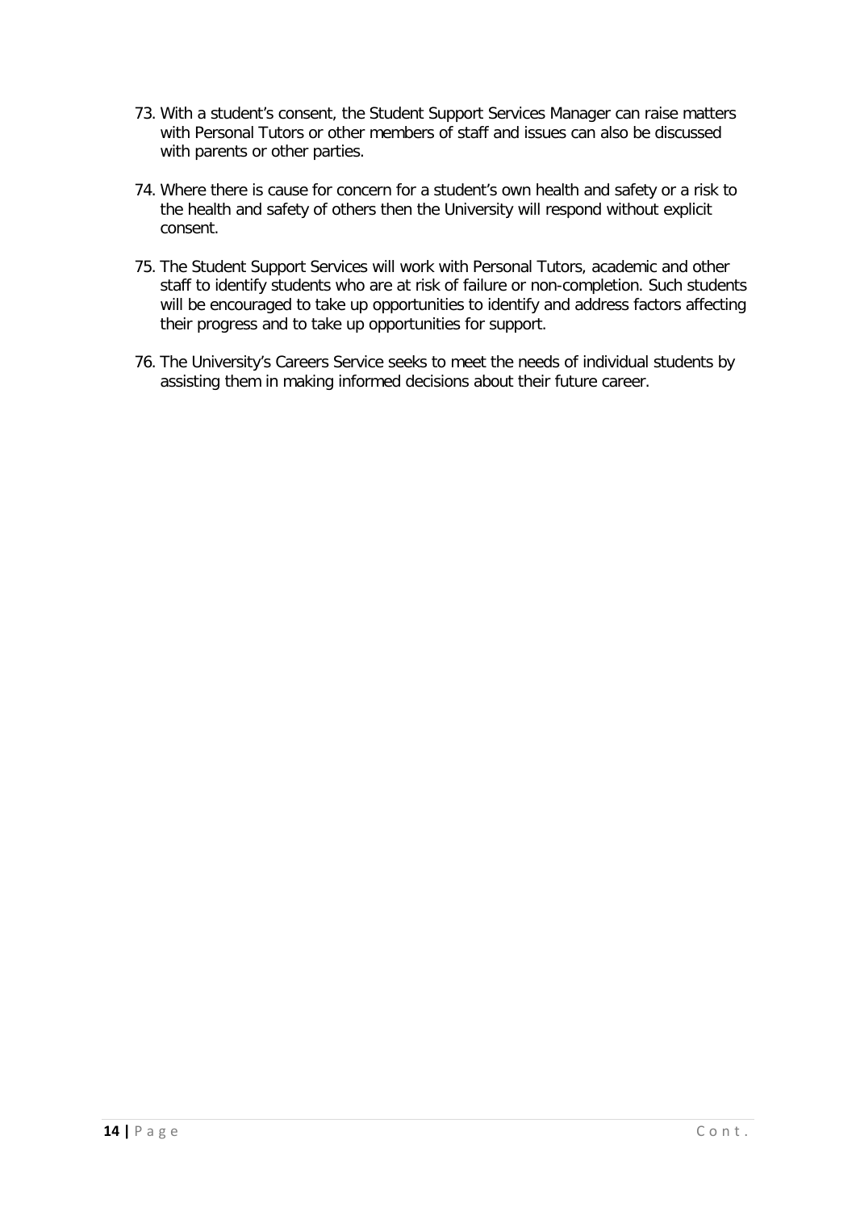73. With a student's consent, the Student Support Services Manager can raise matters with Personal Tutors or other members of staff and issues can also be discussed with parents or other parties.

74. Where there is cause for concern for a student's own health and safety or a risk to the health and safety of others then the University will respond without explicit consent.

75. The Student Support Services will work with Personal Tutors, academic and other staff to identify students who are at risk of failure or non-completion. Such students will be encouraged to take up opportunities to identify and address factors affecting their progress and to take up opportunities for support.

76. The University's Careers Service seeks to meet the needs of individual students by assisting them in making informed decisions about their future career.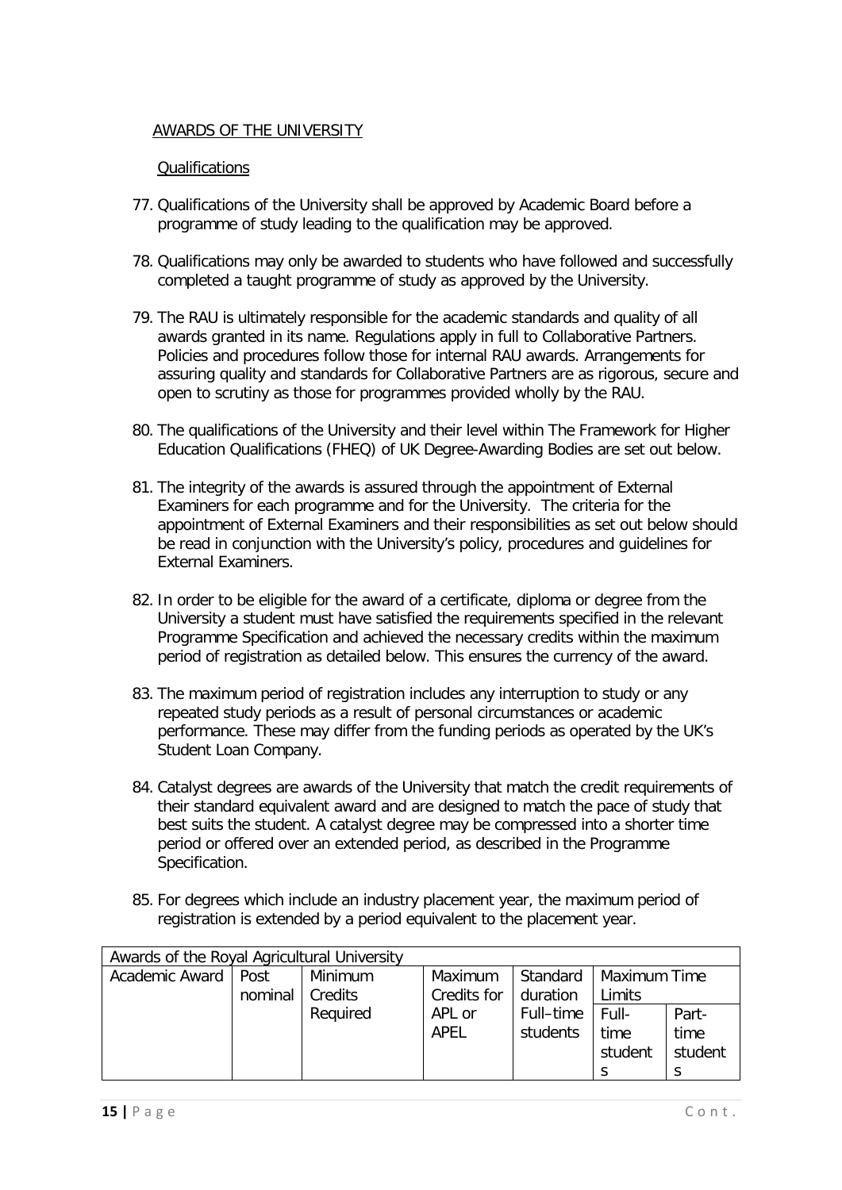## AWARDS OF THE UNIVERSITY

### Qualifications

77. Qualifications of the University shall be approved by Academic Board before a programme of study leading to the qualification may be approved.

78. Qualifications may only be awarded to students who have followed and successfully completed a taught programme of study as approved by the University.

79. The RAU is ultimately responsible for the academic standards and quality of all awards granted in its name. Regulations apply in full to Collaborative Partners. Policies and procedures follow those for internal RAU awards. Arrangements for assuring quality and standards for Collaborative Partners are as rigorous, secure and open to scrutiny as those for programmes provided wholly by the RAU.

80. The qualifications of the University and their level within The Framework for Higher Education Qualifications (FHEQ) of UK Degree-Awarding Bodies are set out below.

81. The integrity of the awards is assured through the appointment of External Examiners for each programme and for the University. The criteria for the appointment of External Examiners and their responsibilities as set out below should be read in conjunction with the University's policy, procedures and guidelines for External Examiners.

82. In order to be eligible for the award of a certificate, diploma or degree from the University a student must have satisfied the requirements specified in the relevant Programme Specification and achieved the necessary credits within the maximum period of registration as detailed below. This ensures the currency of the award.

83. The maximum period of registration includes any interruption to study or any repeated study periods as a result of personal circumstances or academic performance. These may differ from the funding periods as operated by the UK's Student Loan Company.

84. Catalyst degrees are awards of the University that match the credit requirements of their standard equivalent award and are designed to match the pace of study that best suits the student. A catalyst degree may be compressed into a shorter time period or offered over an extended period, as described in the Programme Specification.

85. For degrees which include an industry placement year, the maximum period of registration is extended by a period equivalent to the placement year.

| Awards of the Royal Agricultural University | | | | | | |
|---|---|---|---|---|---|---|
| Academic Award | Post nominal | Minimum Credits Required | Maximum Credits for APL or APEL | Standard duration Full–time students | Maximum Time Limits | |
| | | | | | Full-time students | Part-time students |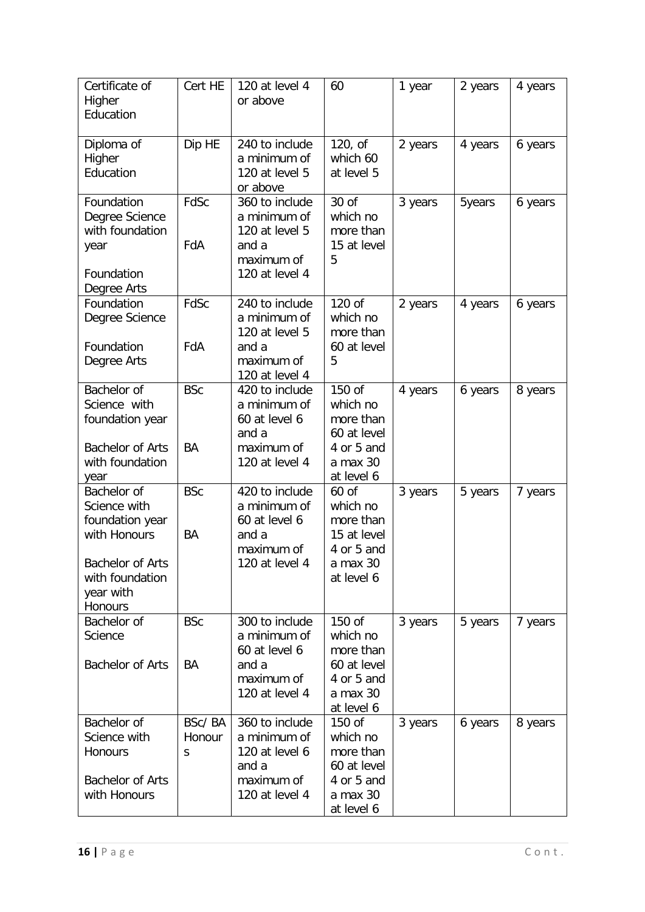| Certificate of Higher Education | Cert HE | 120 at level 4 or above | 60 | 1 year | 2 years | 4 years |
|---|---|---|---|---|---|---|
| Diploma of Higher Education | Dip HE | 240 to include a minimum of 120 at level 5 or above | 120, of which 60 at level 5 | 2 years | 4 years | 6 years |
| Foundation Degree Science with foundation year<br><br>Foundation Degree Arts | FdSc<br><br>FdA | 360 to include a minimum of 120 at level 5 and a maximum of 120 at level 4 | 30 of which no more than 15 at level 5 | 3 years | 5years | 6 years |
| Foundation Degree Science<br><br>Foundation Degree Arts | FdSc<br><br>FdA | 240 to include a minimum of 120 at level 5 and a maximum of 120 at level 4 | 120 of which no more than 60 at level 5 | 2 years | 4 years | 6 years |
| Bachelor of Science with foundation year<br><br>Bachelor of Arts with foundation year | BSc<br><br>BA | 420 to include a minimum of 60 at level 6 and a maximum of 120 at level 4 | 150 of which no more than 60 at level 4 or 5 and a max 30 at level 6 | 4 years | 6 years | 8 years |
| Bachelor of Science with foundation year with Honours<br><br>Bachelor of Arts with foundation year with Honours | BSc<br><br>BA | 420 to include a minimum of 60 at level 6 and a maximum of 120 at level 4 | 60 of which no more than 15 at level 4 or 5 and a max 30 at level 6 | 3 years | 5 years | 7 years |
| Bachelor of Science<br><br>Bachelor of Arts | BSc<br><br>BA | 300 to include a minimum of 60 at level 6 and a maximum of 120 at level 4 | 150 of which no more than 60 at level 4 or 5 and a max 30 at level 6 | 3 years | 5 years | 7 years |
| Bachelor of Science with Honours<br><br>Bachelor of Arts with Honours | BSc/ BA Honours | 360 to include a minimum of 120 at level 6 and a maximum of 120 at level 4 | 150 of which no more than 60 at level 4 or 5 and a max 30 at level 6 | 3 years | 6 years | 8 years |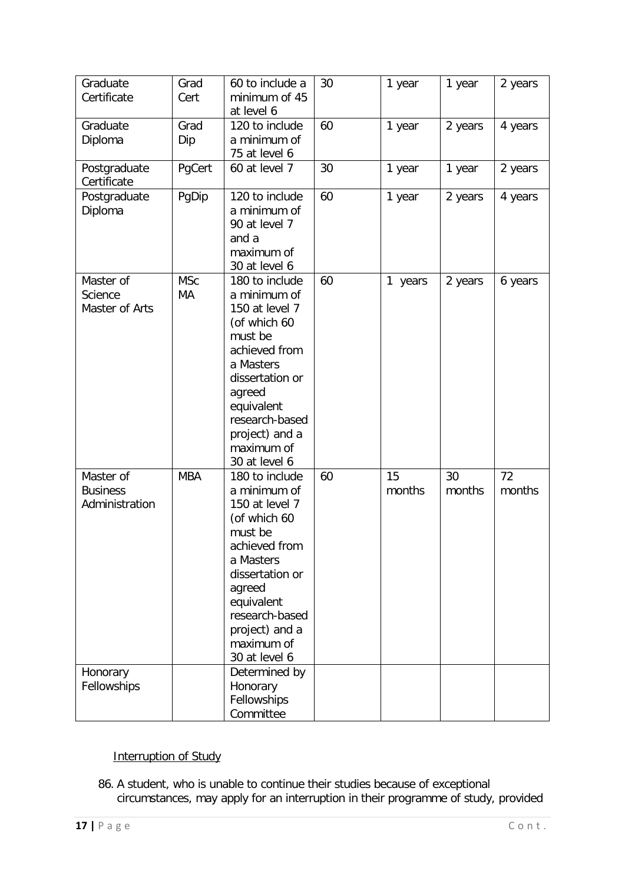| Graduate Certificate | Grad Cert | 60 to include a minimum of 45 at level 6 | 30 | 1 year | 1 year | 2 years |
|---|---|---|---|---|---|---|
| Graduate Diploma | Grad Dip | 120 to include a minimum of 75 at level 6 | 60 | 1 year | 2 years | 4 years |
| Postgraduate Certificate | PgCert | 60 at level 7 | 30 | 1 year | 1 year | 2 years |
| Postgraduate Diploma | PgDip | 120 to include a minimum of 90 at level 7 and a maximum of 30 at level 6 | 60 | 1 year | 2 years | 4 years |
| Master of Science<br>Master of Arts | MSc<br>MA | 180 to include a minimum of 150 at level 7 (of which 60 must be achieved from a Masters dissertation or agreed equivalent research-based project) and a maximum of 30 at level 6 | 60 | 1 years | 2 years | 6 years |
| Master of Business Administration | MBA | 180 to include a minimum of 150 at level 7 (of which 60 must be achieved from a Masters dissertation or agreed equivalent research-based project) and a maximum of 30 at level 6 | 60 | 15 months | 30 months | 72 months |
| Honorary Fellowships | | Determined by Honorary Fellowships Committee | | | | |

Interruption of Study

86. A student, who is unable to continue their studies because of exceptional circumstances, may apply for an interruption in their programme of study, provided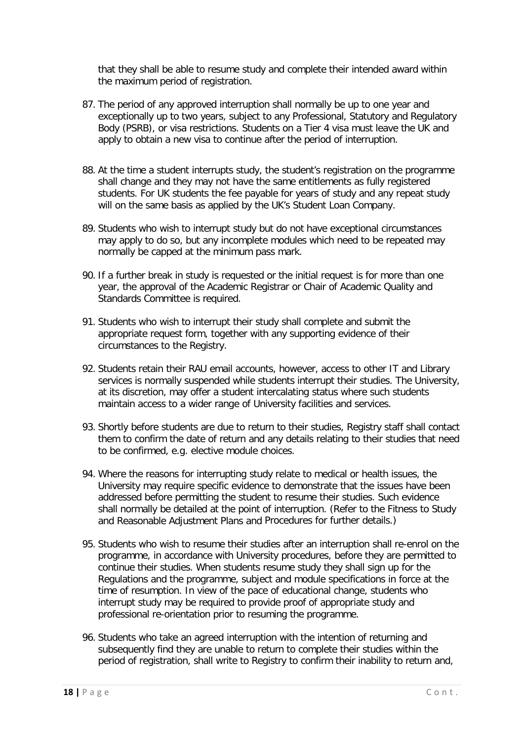that they shall be able to resume study and complete their intended award within the maximum period of registration.

87. The period of any approved interruption shall normally be up to one year and exceptionally up to two years, subject to any Professional, Statutory and Regulatory Body (PSRB), or visa restrictions. Students on a Tier 4 visa must leave the UK and apply to obtain a new visa to continue after the period of interruption.

88. At the time a student interrupts study, the student's registration on the programme shall change and they may not have the same entitlements as fully registered students. For UK students the fee payable for years of study and any repeat study will on the same basis as applied by the UK's Student Loan Company.

89. Students who wish to interrupt study but do not have exceptional circumstances may apply to do so, but any incomplete modules which need to be repeated may normally be capped at the minimum pass mark.

90. If a further break in study is requested or the initial request is for more than one year, the approval of the Academic Registrar or Chair of Academic Quality and Standards Committee is required.

91. Students who wish to interrupt their study shall complete and submit the appropriate request form, together with any supporting evidence of their circumstances to the Registry.

92. Students retain their RAU email accounts, however, access to other IT and Library services is normally suspended while students interrupt their studies. The University, at its discretion, may offer a student intercalating status where such students maintain access to a wider range of University facilities and services.

93. Shortly before students are due to return to their studies, Registry staff shall contact them to confirm the date of return and any details relating to their studies that need to be confirmed, e.g. elective module choices.

94. Where the reasons for interrupting study relate to medical or health issues, the University may require specific evidence to demonstrate that the issues have been addressed before permitting the student to resume their studies. Such evidence shall normally be detailed at the point of interruption. (Refer to the Fitness to Study and Reasonable Adjustment Plans and Procedures for further details.)

95. Students who wish to resume their studies after an interruption shall re-enrol on the programme, in accordance with University procedures, before they are permitted to continue their studies. When students resume study they shall sign up for the Regulations and the programme, subject and module specifications in force at the time of resumption. In view of the pace of educational change, students who interrupt study may be required to provide proof of appropriate study and professional re-orientation prior to resuming the programme.

96. Students who take an agreed interruption with the intention of returning and subsequently find they are unable to return to complete their studies within the period of registration, shall write to Registry to confirm their inability to return and,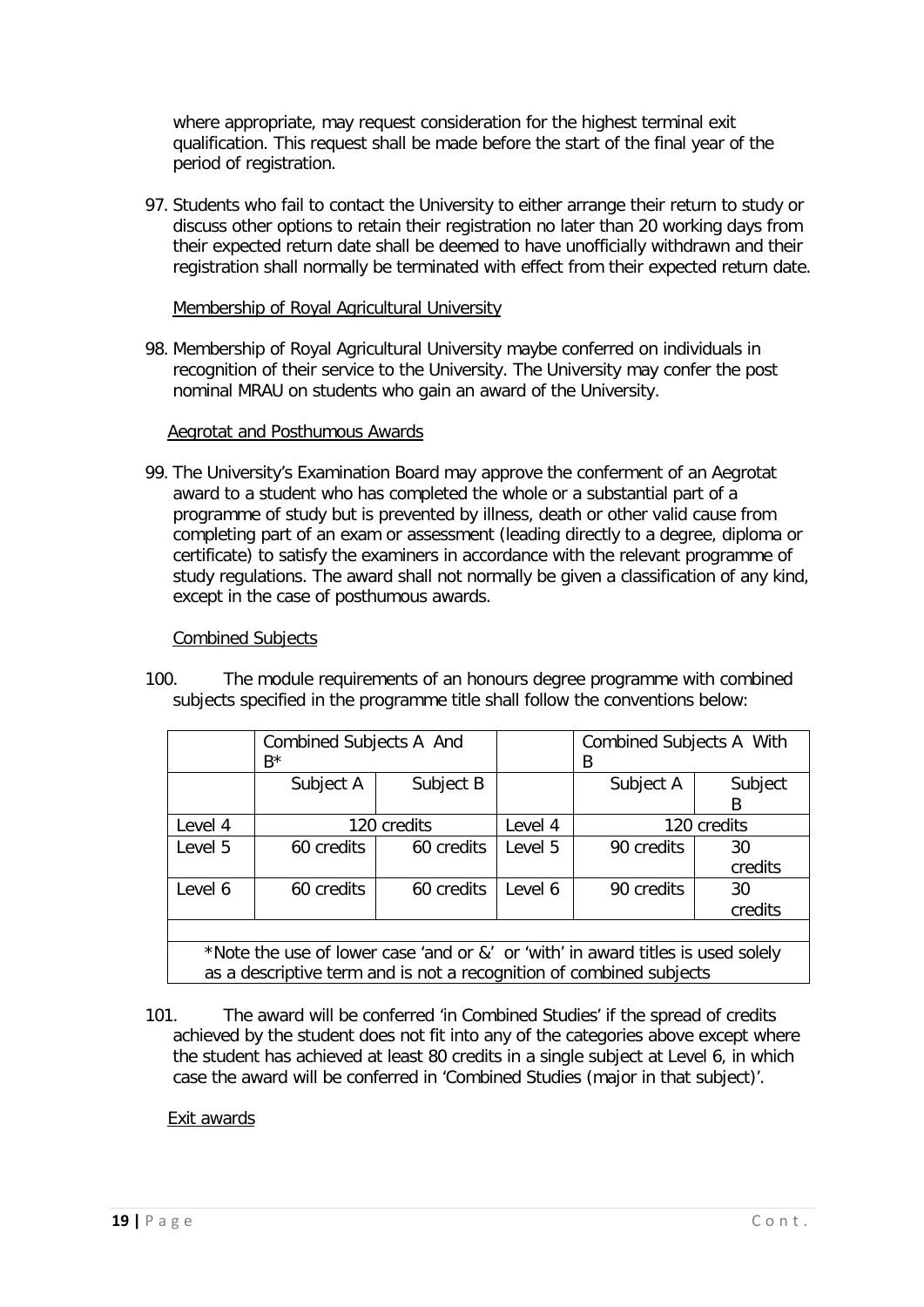where appropriate, may request consideration for the highest terminal exit qualification. This request shall be made before the start of the final year of the period of registration.

97. Students who fail to contact the University to either arrange their return to study or discuss other options to retain their registration no later than 20 working days from their expected return date shall be deemed to have unofficially withdrawn and their registration shall normally be terminated with effect from their expected return date.

Membership of Royal Agricultural University

98. Membership of Royal Agricultural University maybe conferred on individuals in recognition of their service to the University. The University may confer the post nominal MRAU on students who gain an award of the University.

Aegrotat and Posthumous Awards

99. The University's Examination Board may approve the conferment of an Aegrotat award to a student who has completed the whole or a substantial part of a programme of study but is prevented by illness, death or other valid cause from completing part of an exam or assessment (leading directly to a degree, diploma or certificate) to satisfy the examiners in accordance with the relevant programme of study regulations. The award shall not normally be given a classification of any kind, except in the case of posthumous awards.

Combined Subjects

100. The module requirements of an honours degree programme with combined subjects specified in the programme title shall follow the conventions below:

| | Combined Subjects A And B* | | | Combined Subjects A With B | |
|---|---|---|---|---|---|
| | Subject A | Subject B | | Subject A | Subject B |
| Level 4 | 120 credits | | Level 4 | 120 credits | |
| Level 5 | 60 credits | 60 credits | Level 5 | 90 credits | 30 credits |
| Level 6 | 60 credits | 60 credits | Level 6 | 90 credits | 30 credits |

*Note the use of lower case 'and or &' or 'with' in award titles is used solely as a descriptive term and is not a recognition of combined subjects

101. The award will be conferred 'in Combined Studies' if the spread of credits achieved by the student does not fit into any of the categories above except where the student has achieved at least 80 credits in a single subject at Level 6, in which case the award will be conferred in 'Combined Studies (major in that subject)'.

Exit awards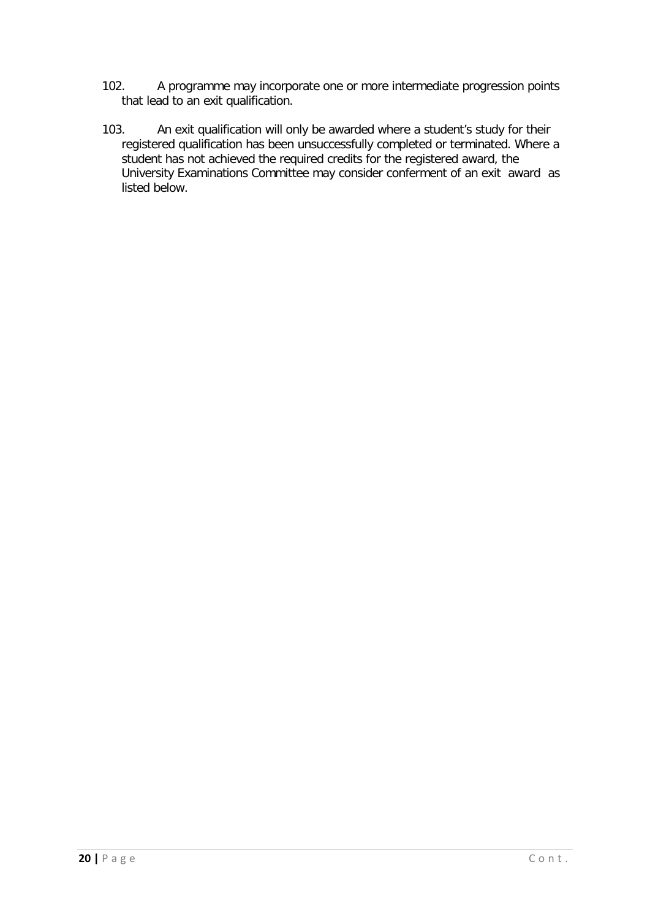102. A programme may incorporate one or more intermediate progression points that lead to an exit qualification.

103. An exit qualification will only be awarded where a student's study for their registered qualification has been unsuccessfully completed or terminated. Where a student has not achieved the required credits for the registered award, the University Examinations Committee may consider conferment of an exit award as listed below.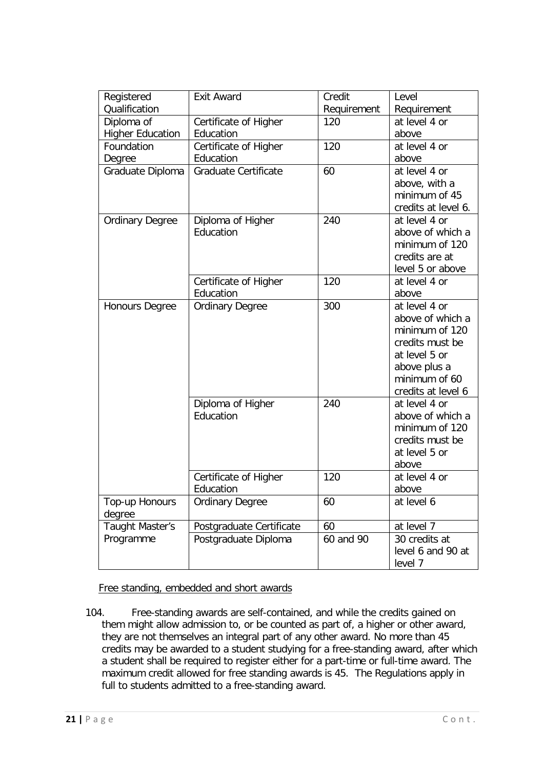| Registered Qualification | Exit Award | Credit Requirement | Level Requirement |
|---|---|---|---|
| Diploma of Higher Education | Certificate of Higher Education | 120 | at level 4 or above |
| Foundation Degree | Certificate of Higher Education | 120 | at level 4 or above |
| Graduate Diploma | Graduate Certificate | 60 | at level 4 or above, with a minimum of 45 credits at level 6. |
| Ordinary Degree | Diploma of Higher Education | 240 | at level 4 or above of which a minimum of 120 credits are at level 5 or above |
| | Certificate of Higher Education | 120 | at level 4 or above |
| Honours Degree | Ordinary Degree | 300 | at level 4 or above of which a minimum of 120 credits must be at level 5 or above plus a minimum of 60 credits at level 6 |
| | Diploma of Higher Education | 240 | at level 4 or above of which a minimum of 120 credits must be at level 5 or above |
| | Certificate of Higher Education | 120 | at level 4 or above |
| Top-up Honours degree | Ordinary Degree | 60 | at level 6 |
| Taught Master's Programme | Postgraduate Certificate | 60 | at level 7 |
| | Postgraduate Diploma | 60 and 90 | 30 credits at level 6 and 90 at level 7 |

Free standing, embedded and short awards

104. Free-standing awards are self-contained, and while the credits gained on them might allow admission to, or be counted as part of, a higher or other award, they are not themselves an integral part of any other award. No more than 45 credits may be awarded to a student studying for a free-standing award, after which a student shall be required to register either for a part-time or full-time award. The maximum credit allowed for free standing awards is 45. The Regulations apply in full to students admitted to a free-standing award.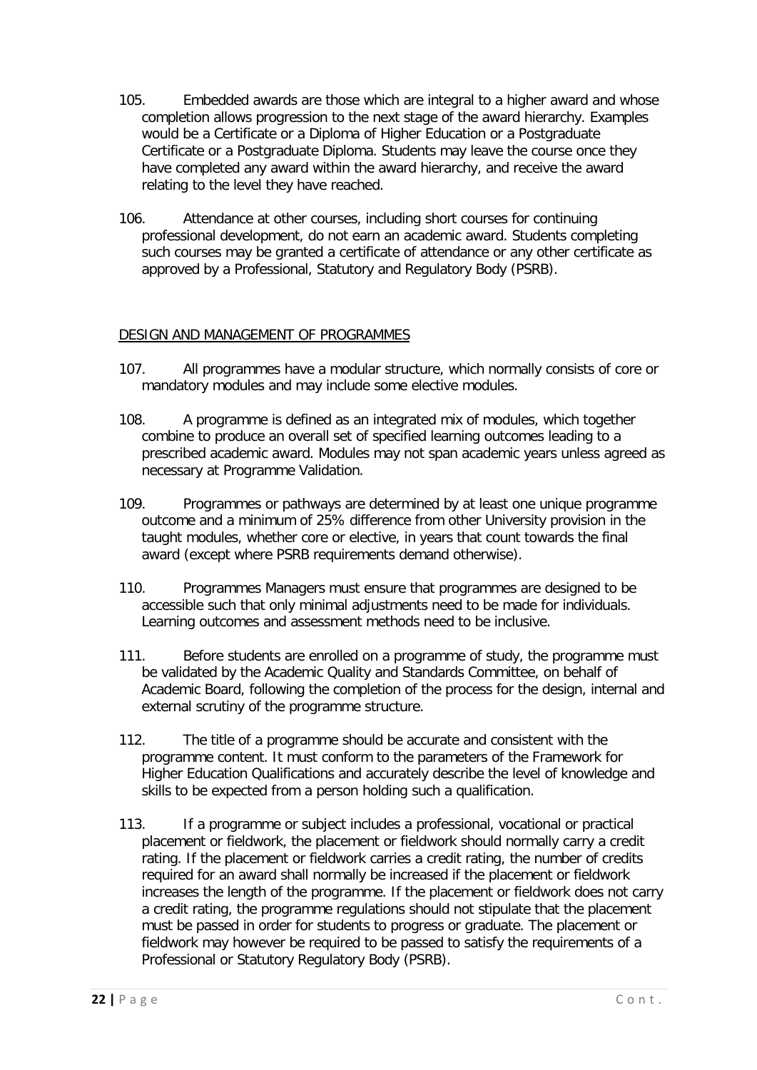105. Embedded awards are those which are integral to a higher award and whose completion allows progression to the next stage of the award hierarchy. Examples would be a Certificate or a Diploma of Higher Education or a Postgraduate Certificate or a Postgraduate Diploma. Students may leave the course once they have completed any award within the award hierarchy, and receive the award relating to the level they have reached.

106. Attendance at other courses, including short courses for continuing professional development, do not earn an academic award. Students completing such courses may be granted a certificate of attendance or any other certificate as approved by a Professional, Statutory and Regulatory Body (PSRB).

## DESIGN AND MANAGEMENT OF PROGRAMMES

107. All programmes have a modular structure, which normally consists of core or mandatory modules and may include some elective modules.

108. A programme is defined as an integrated mix of modules, which together combine to produce an overall set of specified learning outcomes leading to a prescribed academic award. Modules may not span academic years unless agreed as necessary at Programme Validation.

109. Programmes or pathways are determined by at least one unique programme outcome and a minimum of 25% difference from other University provision in the taught modules, whether core or elective, in years that count towards the final award (except where PSRB requirements demand otherwise).

110. Programmes Managers must ensure that programmes are designed to be accessible such that only minimal adjustments need to be made for individuals. Learning outcomes and assessment methods need to be inclusive.

111. Before students are enrolled on a programme of study, the programme must be validated by the Academic Quality and Standards Committee, on behalf of Academic Board, following the completion of the process for the design, internal and external scrutiny of the programme structure.

112. The title of a programme should be accurate and consistent with the programme content. It must conform to the parameters of the Framework for Higher Education Qualifications and accurately describe the level of knowledge and skills to be expected from a person holding such a qualification.

113. If a programme or subject includes a professional, vocational or practical placement or fieldwork, the placement or fieldwork should normally carry a credit rating. If the placement or fieldwork carries a credit rating, the number of credits required for an award shall normally be increased if the placement or fieldwork increases the length of the programme. If the placement or fieldwork does not carry a credit rating, the programme regulations should not stipulate that the placement must be passed in order for students to progress or graduate. The placement or fieldwork may however be required to be passed to satisfy the requirements of a Professional or Statutory Regulatory Body (PSRB).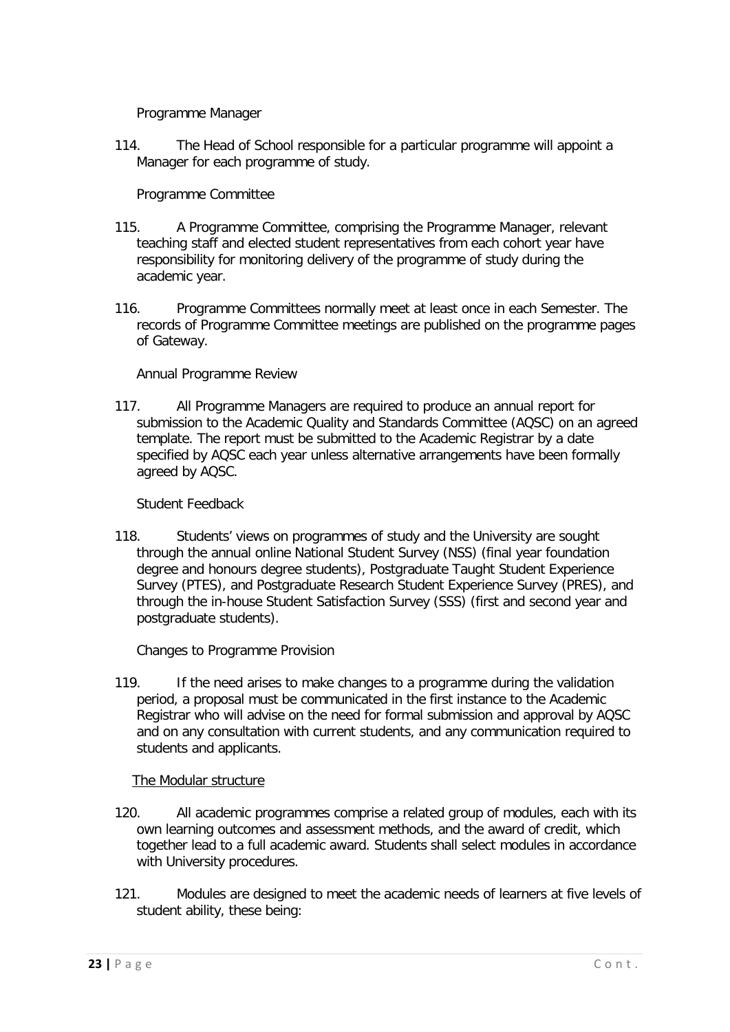Programme Manager

114. The Head of School responsible for a particular programme will appoint a Manager for each programme of study.

Programme Committee

115. A Programme Committee, comprising the Programme Manager, relevant teaching staff and elected student representatives from each cohort year have responsibility for monitoring delivery of the programme of study during the academic year.

116. Programme Committees normally meet at least once in each Semester. The records of Programme Committee meetings are published on the programme pages of Gateway.

Annual Programme Review

117. All Programme Managers are required to produce an annual report for submission to the Academic Quality and Standards Committee (AQSC) on an agreed template. The report must be submitted to the Academic Registrar by a date specified by AQSC each year unless alternative arrangements have been formally agreed by AQSC.

Student Feedback

118. Students' views on programmes of study and the University are sought through the annual online National Student Survey (NSS) (final year foundation degree and honours degree students), Postgraduate Taught Student Experience Survey (PTES), and Postgraduate Research Student Experience Survey (PRES), and through the in-house Student Satisfaction Survey (SSS) (first and second year and postgraduate students).

Changes to Programme Provision

119. If the need arises to make changes to a programme during the validation period, a proposal must be communicated in the first instance to the Academic Registrar who will advise on the need for formal submission and approval by AQSC and on any consultation with current students, and any communication required to students and applicants.

The Modular structure

120. All academic programmes comprise a related group of modules, each with its own learning outcomes and assessment methods, and the award of credit, which together lead to a full academic award. Students shall select modules in accordance with University procedures.

121. Modules are designed to meet the academic needs of learners at five levels of student ability, these being: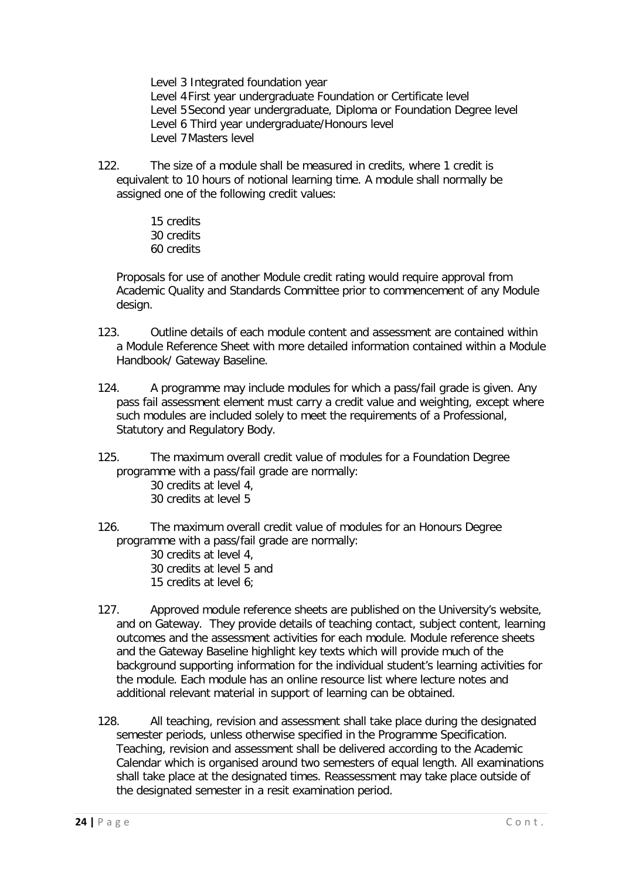Level 3 Integrated foundation year
Level 4 First year undergraduate Foundation or Certificate level
Level 5 Second year undergraduate, Diploma or Foundation Degree level
Level 6 Third year undergraduate/Honours level
Level 7 Masters level

122. The size of a module shall be measured in credits, where 1 credit is equivalent to 10 hours of notional learning time. A module shall normally be assigned one of the following credit values:

15 credits
30 credits
60 credits

Proposals for use of another Module credit rating would require approval from Academic Quality and Standards Committee prior to commencement of any Module design.

123. Outline details of each module content and assessment are contained within a Module Reference Sheet with more detailed information contained within a Module Handbook/ Gateway Baseline.

124. A programme may include modules for which a pass/fail grade is given. Any pass fail assessment element must carry a credit value and weighting, except where such modules are included solely to meet the requirements of a Professional, Statutory and Regulatory Body.

125. The maximum overall credit value of modules for a Foundation Degree programme with a pass/fail grade are normally:
30 credits at level 4,
30 credits at level 5

126. The maximum overall credit value of modules for an Honours Degree programme with a pass/fail grade are normally:
30 credits at level 4,
30 credits at level 5 and
15 credits at level 6;

127. Approved module reference sheets are published on the University's website, and on Gateway. They provide details of teaching contact, subject content, learning outcomes and the assessment activities for each module. Module reference sheets and the Gateway Baseline highlight key texts which will provide much of the background supporting information for the individual student's learning activities for the module. Each module has an online resource list where lecture notes and additional relevant material in support of learning can be obtained.

128. All teaching, revision and assessment shall take place during the designated semester periods, unless otherwise specified in the Programme Specification. Teaching, revision and assessment shall be delivered according to the Academic Calendar which is organised around two semesters of equal length. All examinations shall take place at the designated times. Reassessment may take place outside of the designated semester in a resit examination period.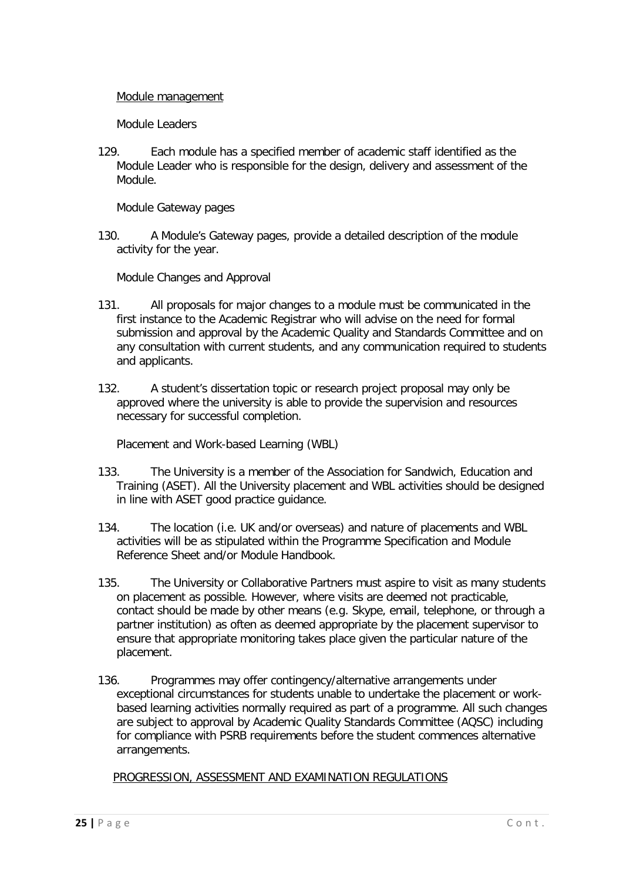## Module management

### Module Leaders

129. Each module has a specified member of academic staff identified as the Module Leader who is responsible for the design, delivery and assessment of the Module.

### Module Gateway pages

130. A Module's Gateway pages, provide a detailed description of the module activity for the year.

### Module Changes and Approval

131. All proposals for major changes to a module must be communicated in the first instance to the Academic Registrar who will advise on the need for formal submission and approval by the Academic Quality and Standards Committee and on any consultation with current students, and any communication required to students and applicants.

132. A student's dissertation topic or research project proposal may only be approved where the university is able to provide the supervision and resources necessary for successful completion.

### Placement and Work-based Learning (WBL)

133. The University is a member of the Association for Sandwich, Education and Training (ASET). All the University placement and WBL activities should be designed in line with ASET good practice guidance.

134. The location (i.e. UK and/or overseas) and nature of placements and WBL activities will be as stipulated within the Programme Specification and Module Reference Sheet and/or Module Handbook.

135. The University or Collaborative Partners must aspire to visit as many students on placement as possible. However, where visits are deemed not practicable, contact should be made by other means (e.g. Skype, email, telephone, or through a partner institution) as often as deemed appropriate by the placement supervisor to ensure that appropriate monitoring takes place given the particular nature of the placement.

136. Programmes may offer contingency/alternative arrangements under exceptional circumstances for students unable to undertake the placement or work-based learning activities normally required as part of a programme. All such changes are subject to approval by Academic Quality Standards Committee (AQSC) including for compliance with PSRB requirements before the student commences alternative arrangements.

## PROGRESSION, ASSESSMENT AND EXAMINATION REGULATIONS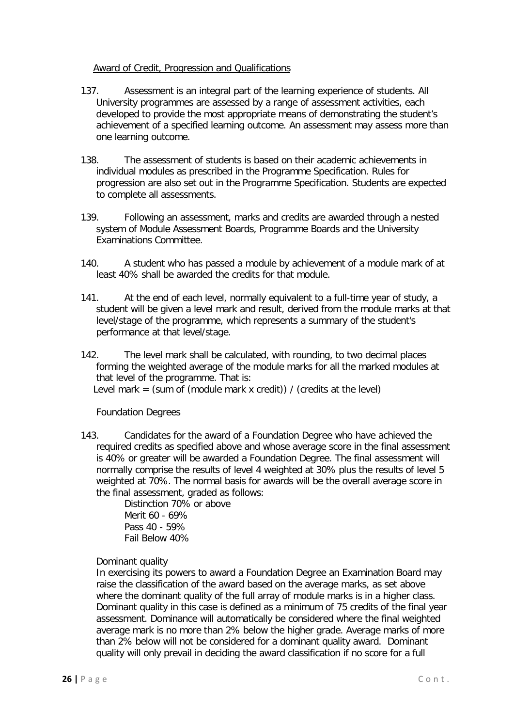## Award of Credit, Progression and Qualifications

137. Assessment is an integral part of the learning experience of students. All University programmes are assessed by a range of assessment activities, each developed to provide the most appropriate means of demonstrating the student's achievement of a specified learning outcome. An assessment may assess more than one learning outcome.

138. The assessment of students is based on their academic achievements in individual modules as prescribed in the Programme Specification. Rules for progression are also set out in the Programme Specification. Students are expected to complete all assessments.

139. Following an assessment, marks and credits are awarded through a nested system of Module Assessment Boards, Programme Boards and the University Examinations Committee.

140. A student who has passed a module by achievement of a module mark of at least 40% shall be awarded the credits for that module.

141. At the end of each level, normally equivalent to a full-time year of study, a student will be given a level mark and result, derived from the module marks at that level/stage of the programme, which represents a summary of the student's performance at that level/stage.

142. The level mark shall be calculated, with rounding, to two decimal places forming the weighted average of the module marks for all the marked modules at that level of the programme. That is:
Level mark = (sum of (module mark x credit)) / (credits at the level)

### Foundation Degrees

143. Candidates for the award of a Foundation Degree who have achieved the required credits as specified above and whose average score in the final assessment is 40% or greater will be awarded a Foundation Degree. The final assessment will normally comprise the results of level 4 weighted at 30% plus the results of level 5 weighted at 70%. The normal basis for awards will be the overall average score in the final assessment, graded as follows:

Distinction 70% or above
Merit 60 - 69%
Pass 40 - 59%
Fail Below 40%

Dominant quality

In exercising its powers to award a Foundation Degree an Examination Board may raise the classification of the award based on the average marks, as set above where the dominant quality of the full array of module marks is in a higher class. Dominant quality in this case is defined as a minimum of 75 credits of the final year assessment. Dominance will automatically be considered where the final weighted average mark is no more than 2% below the higher grade. Average marks of more than 2% below will not be considered for a dominant quality award. Dominant quality will only prevail in deciding the award classification if no score for a full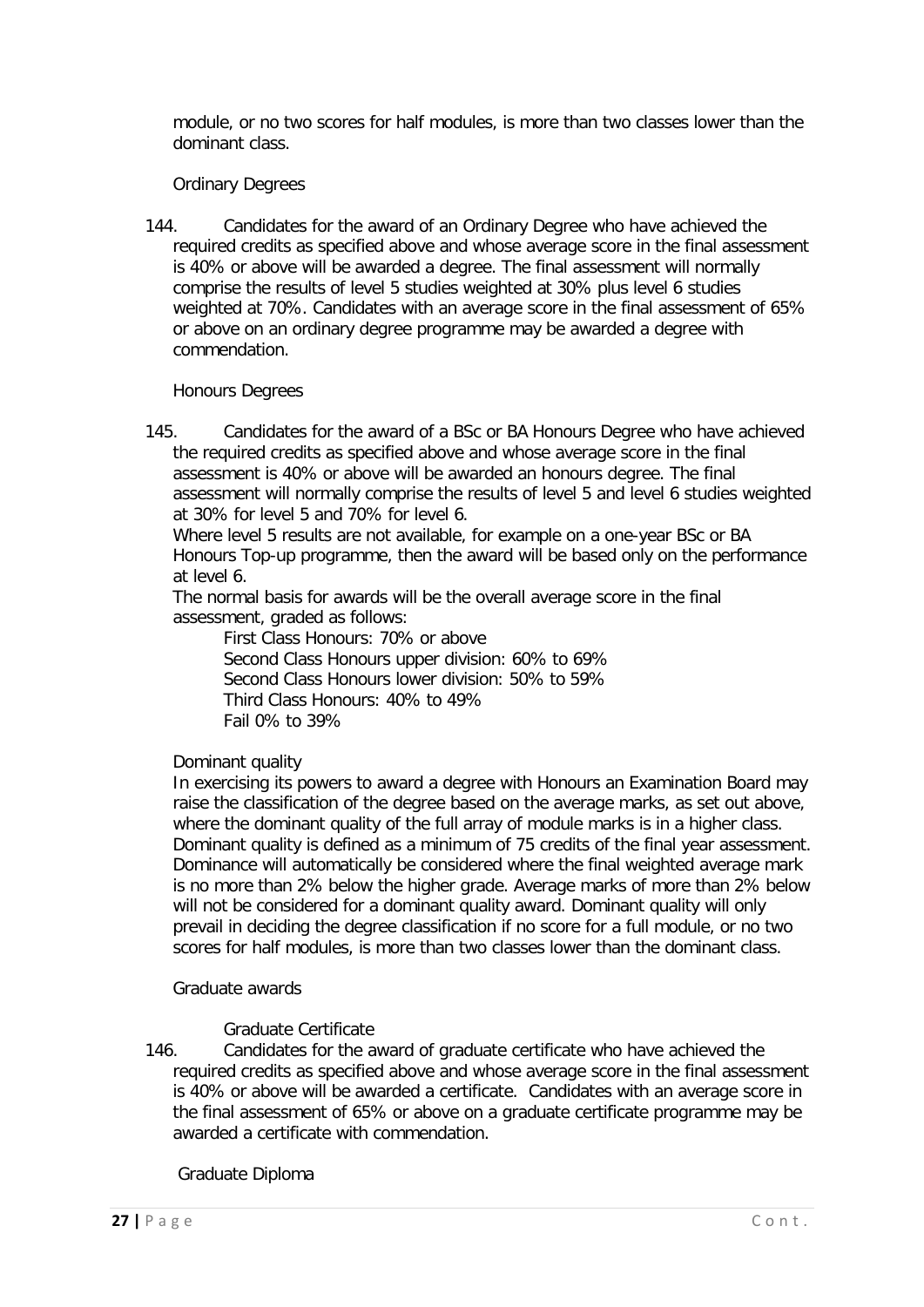module, or no two scores for half modules, is more than two classes lower than the dominant class.

### Ordinary Degrees

144. Candidates for the award of an Ordinary Degree who have achieved the required credits as specified above and whose average score in the final assessment is 40% or above will be awarded a degree. The final assessment will normally comprise the results of level 5 studies weighted at 30% plus level 6 studies weighted at 70%. Candidates with an average score in the final assessment of 65% or above on an ordinary degree programme may be awarded a degree with commendation.

### Honours Degrees

145. Candidates for the award of a BSc or BA Honours Degree who have achieved the required credits as specified above and whose average score in the final assessment is 40% or above will be awarded an honours degree. The final assessment will normally comprise the results of level 5 and level 6 studies weighted at 30% for level 5 and 70% for level 6.

Where level 5 results are not available, for example on a one-year BSc or BA Honours Top-up programme, then the award will be based only on the performance at level 6.

The normal basis for awards will be the overall average score in the final assessment, graded as follows:

- First Class Honours: 70% or above
- Second Class Honours upper division: 60% to 69%
- Second Class Honours lower division: 50% to 59%
- Third Class Honours: 40% to 49%
- Fail 0% to 39%

#### Dominant quality

In exercising its powers to award a degree with Honours an Examination Board may raise the classification of the degree based on the average marks, as set out above, where the dominant quality of the full array of module marks is in a higher class. Dominant quality is defined as a minimum of 75 credits of the final year assessment. Dominance will automatically be considered where the final weighted average mark is no more than 2% below the higher grade. Average marks of more than 2% below will not be considered for a dominant quality award. Dominant quality will only prevail in deciding the degree classification if no score for a full module, or no two scores for half modules, is more than two classes lower than the dominant class.

### Graduate awards

#### Graduate Certificate

146. Candidates for the award of graduate certificate who have achieved the required credits as specified above and whose average score in the final assessment is 40% or above will be awarded a certificate. Candidates with an average score in the final assessment of 65% or above on a graduate certificate programme may be awarded a certificate with commendation.

#### Graduate Diploma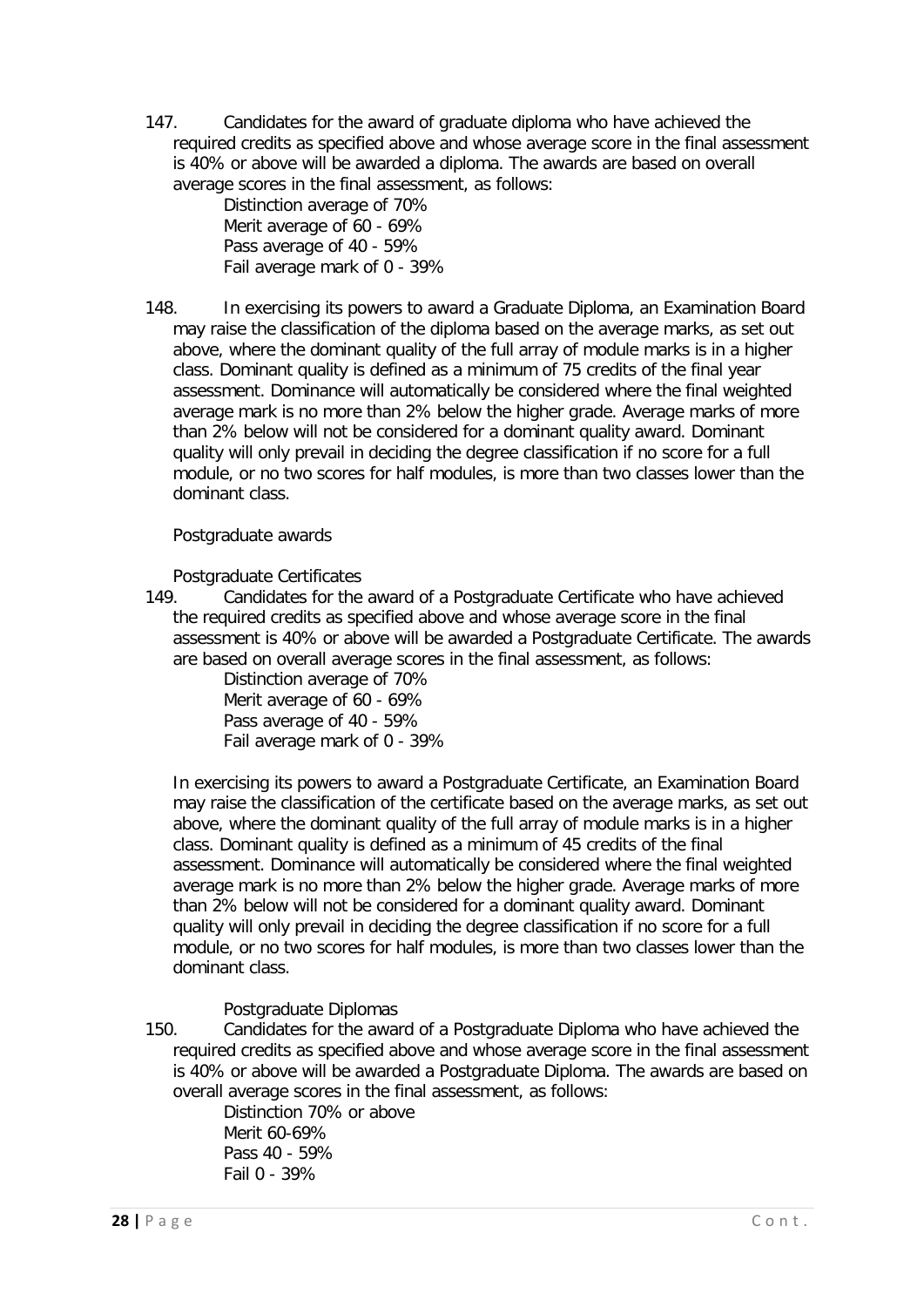147. Candidates for the award of graduate diploma who have achieved the required credits as specified above and whose average score in the final assessment is 40% or above will be awarded a diploma. The awards are based on overall average scores in the final assessment, as follows:

Distinction average of 70%
Merit average of 60 - 69%
Pass average of 40 - 59%
Fail average mark of 0 - 39%

148. In exercising its powers to award a Graduate Diploma, an Examination Board may raise the classification of the diploma based on the average marks, as set out above, where the dominant quality of the full array of module marks is in a higher class. Dominant quality is defined as a minimum of 75 credits of the final year assessment. Dominance will automatically be considered where the final weighted average mark is no more than 2% below the higher grade. Average marks of more than 2% below will not be considered for a dominant quality award. Dominant quality will only prevail in deciding the degree classification if no score for a full module, or no two scores for half modules, is more than two classes lower than the dominant class.

Postgraduate awards

Postgraduate Certificates

149. Candidates for the award of a Postgraduate Certificate who have achieved the required credits as specified above and whose average score in the final assessment is 40% or above will be awarded a Postgraduate Certificate. The awards are based on overall average scores in the final assessment, as follows:

Distinction average of 70%
Merit average of 60 - 69%
Pass average of 40 - 59%
Fail average mark of 0 - 39%

In exercising its powers to award a Postgraduate Certificate, an Examination Board may raise the classification of the certificate based on the average marks, as set out above, where the dominant quality of the full array of module marks is in a higher class. Dominant quality is defined as a minimum of 45 credits of the final assessment. Dominance will automatically be considered where the final weighted average mark is no more than 2% below the higher grade. Average marks of more than 2% below will not be considered for a dominant quality award. Dominant quality will only prevail in deciding the degree classification if no score for a full module, or no two scores for half modules, is more than two classes lower than the dominant class.

Postgraduate Diplomas

150. Candidates for the award of a Postgraduate Diploma who have achieved the required credits as specified above and whose average score in the final assessment is 40% or above will be awarded a Postgraduate Diploma. The awards are based on overall average scores in the final assessment, as follows:

Distinction 70% or above
Merit 60-69%
Pass 40 - 59%
Fail 0 - 39%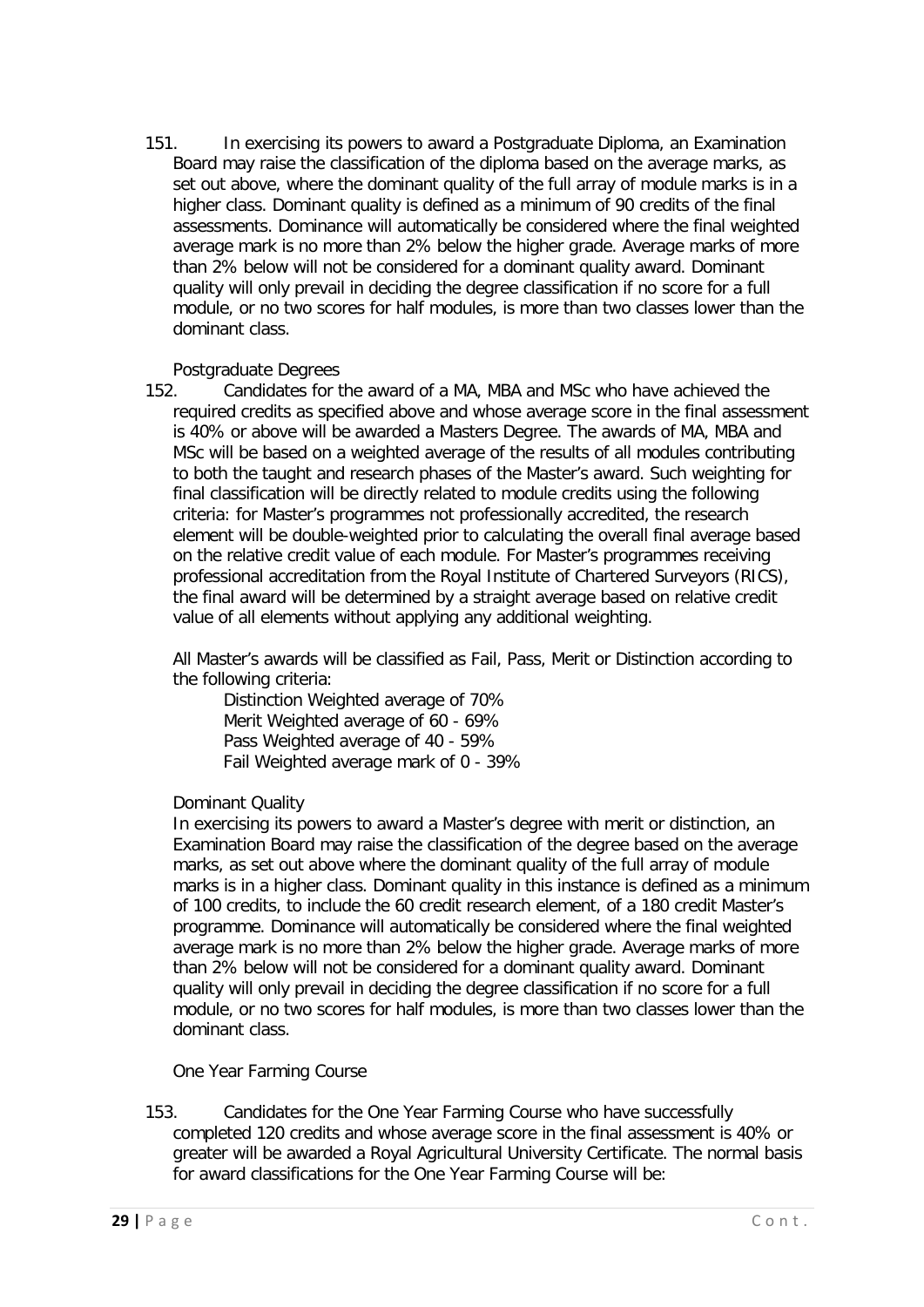151. In exercising its powers to award a Postgraduate Diploma, an Examination Board may raise the classification of the diploma based on the average marks, as set out above, where the dominant quality of the full array of module marks is in a higher class. Dominant quality is defined as a minimum of 90 credits of the final assessments. Dominance will automatically be considered where the final weighted average mark is no more than 2% below the higher grade. Average marks of more than 2% below will not be considered for a dominant quality award. Dominant quality will only prevail in deciding the degree classification if no score for a full module, or no two scores for half modules, is more than two classes lower than the dominant class.

### Postgraduate Degrees

152. Candidates for the award of a MA, MBA and MSc who have achieved the required credits as specified above and whose average score in the final assessment is 40% or above will be awarded a Masters Degree. The awards of MA, MBA and MSc will be based on a weighted average of the results of all modules contributing to both the taught and research phases of the Master's award. Such weighting for final classification will be directly related to module credits using the following criteria: for Master's programmes not professionally accredited, the research element will be double-weighted prior to calculating the overall final average based on the relative credit value of each module. For Master's programmes receiving professional accreditation from the Royal Institute of Chartered Surveyors (RICS), the final award will be determined by a straight average based on relative credit value of all elements without applying any additional weighting.

All Master's awards will be classified as Fail, Pass, Merit or Distinction according to the following criteria:

- Distinction Weighted average of 70%
- Merit Weighted average of 60 - 69%
- Pass Weighted average of 40 - 59%
- Fail Weighted average mark of 0 - 39%

### Dominant Quality

In exercising its powers to award a Master's degree with merit or distinction, an Examination Board may raise the classification of the degree based on the average marks, as set out above where the dominant quality of the full array of module marks is in a higher class. Dominant quality in this instance is defined as a minimum of 100 credits, to include the 60 credit research element, of a 180 credit Master's programme. Dominance will automatically be considered where the final weighted average mark is no more than 2% below the higher grade. Average marks of more than 2% below will not be considered for a dominant quality award. Dominant quality will only prevail in deciding the degree classification if no score for a full module, or no two scores for half modules, is more than two classes lower than the dominant class.

### One Year Farming Course

153. Candidates for the One Year Farming Course who have successfully completed 120 credits and whose average score in the final assessment is 40% or greater will be awarded a Royal Agricultural University Certificate. The normal basis for award classifications for the One Year Farming Course will be: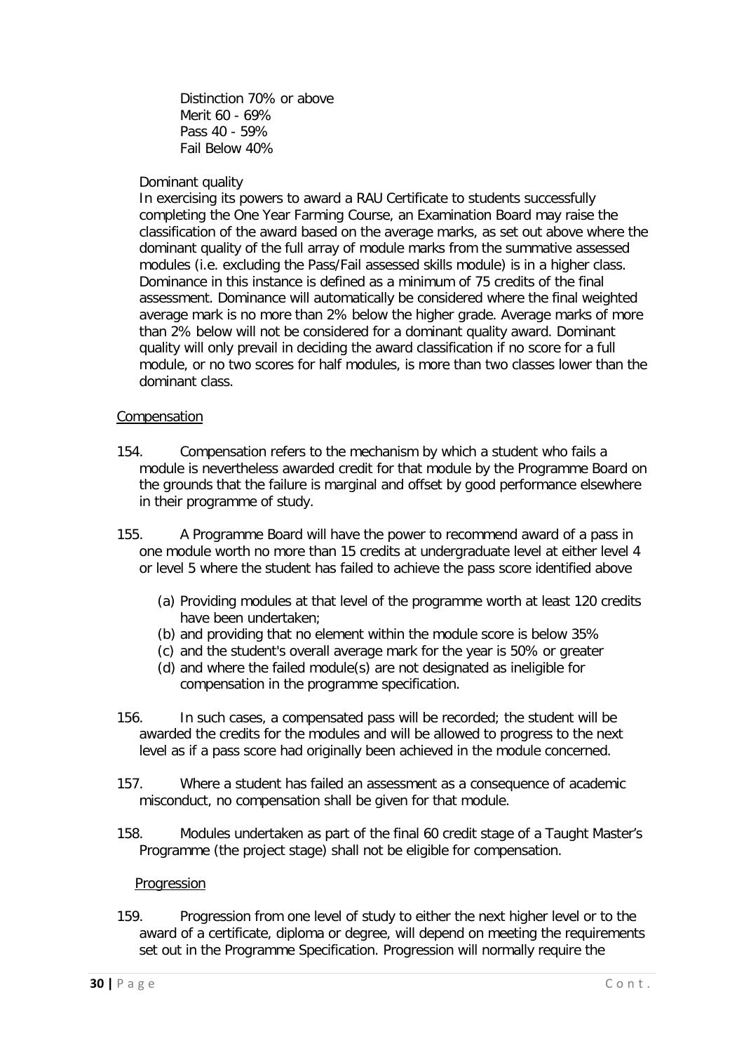Distinction 70% or above
Merit 60 - 69%
Pass 40 - 59%
Fail Below 40%

Dominant quality

In exercising its powers to award a RAU Certificate to students successfully completing the One Year Farming Course, an Examination Board may raise the classification of the award based on the average marks, as set out above where the dominant quality of the full array of module marks from the summative assessed modules (i.e. excluding the Pass/Fail assessed skills module) is in a higher class. Dominance in this instance is defined as a minimum of 75 credits of the final assessment. Dominance will automatically be considered where the final weighted average mark is no more than 2% below the higher grade. Average marks of more than 2% below will not be considered for a dominant quality award. Dominant quality will only prevail in deciding the award classification if no score for a full module, or no two scores for half modules, is more than two classes lower than the dominant class.

## Compensation

154. Compensation refers to the mechanism by which a student who fails a module is nevertheless awarded credit for that module by the Programme Board on the grounds that the failure is marginal and offset by good performance elsewhere in their programme of study.

155. A Programme Board will have the power to recommend award of a pass in one module worth no more than 15 credits at undergraduate level at either level 4 or level 5 where the student has failed to achieve the pass score identified above

   (a) Providing modules at that level of the programme worth at least 120 credits have been undertaken;
   (b) and providing that no element within the module score is below 35%
   (c) and the student's overall average mark for the year is 50% or greater
   (d) and where the failed module(s) are not designated as ineligible for compensation in the programme specification.

156. In such cases, a compensated pass will be recorded; the student will be awarded the credits for the modules and will be allowed to progress to the next level as if a pass score had originally been achieved in the module concerned.

157. Where a student has failed an assessment as a consequence of academic misconduct, no compensation shall be given for that module.

158. Modules undertaken as part of the final 60 credit stage of a Taught Master's Programme (the project stage) shall not be eligible for compensation.

## Progression

159. Progression from one level of study to either the next higher level or to the award of a certificate, diploma or degree, will depend on meeting the requirements set out in the Programme Specification. Progression will normally require the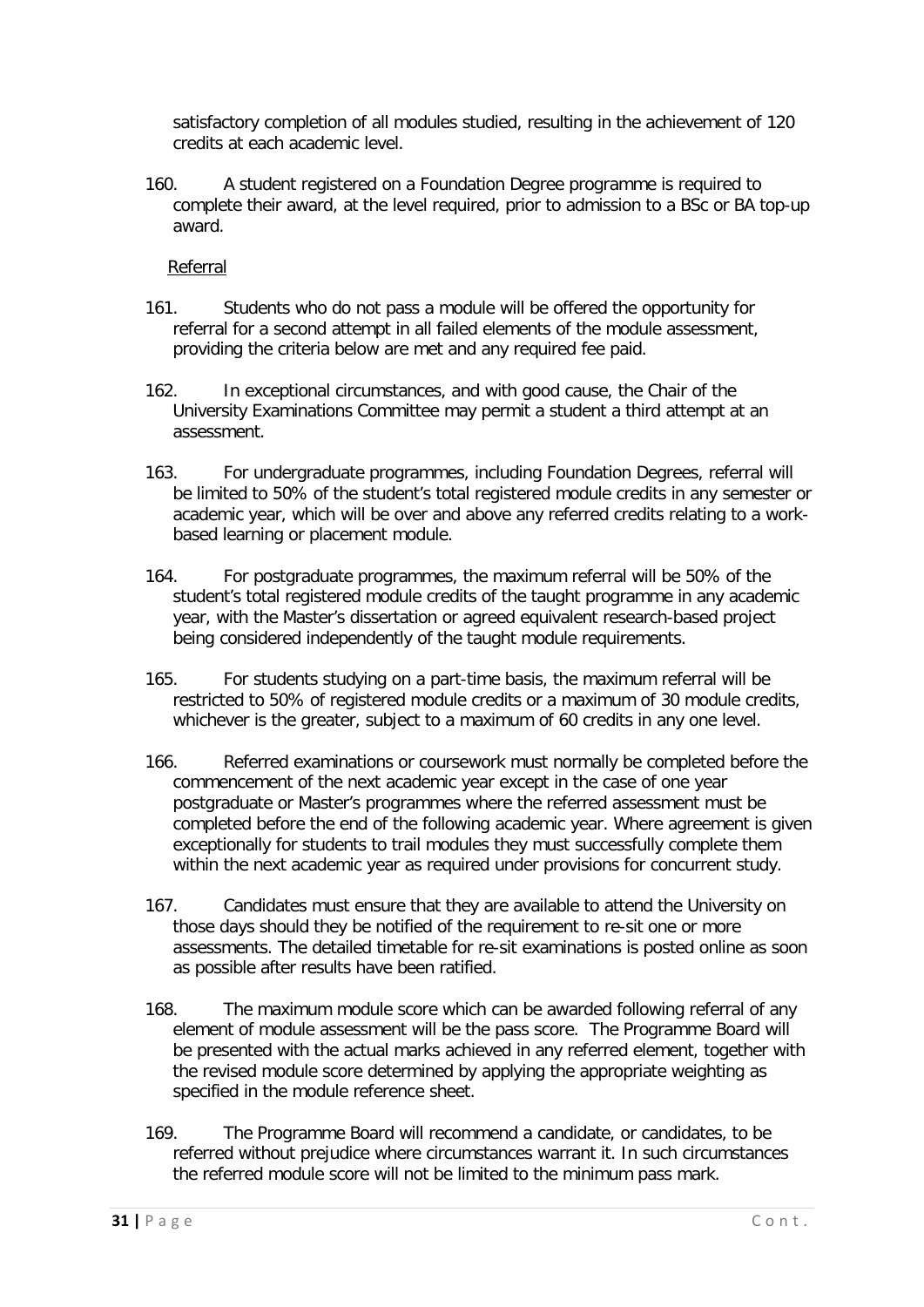satisfactory completion of all modules studied, resulting in the achievement of 120 credits at each academic level.

160. A student registered on a Foundation Degree programme is required to complete their award, at the level required, prior to admission to a BSc or BA top-up award.

Referral

161. Students who do not pass a module will be offered the opportunity for referral for a second attempt in all failed elements of the module assessment, providing the criteria below are met and any required fee paid.

162. In exceptional circumstances, and with good cause, the Chair of the University Examinations Committee may permit a student a third attempt at an assessment.

163. For undergraduate programmes, including Foundation Degrees, referral will be limited to 50% of the student's total registered module credits in any semester or academic year, which will be over and above any referred credits relating to a work-based learning or placement module.

164. For postgraduate programmes, the maximum referral will be 50% of the student's total registered module credits of the taught programme in any academic year, with the Master's dissertation or agreed equivalent research-based project being considered independently of the taught module requirements.

165. For students studying on a part-time basis, the maximum referral will be restricted to 50% of registered module credits or a maximum of 30 module credits, whichever is the greater, subject to a maximum of 60 credits in any one level.

166. Referred examinations or coursework must normally be completed before the commencement of the next academic year except in the case of one year postgraduate or Master's programmes where the referred assessment must be completed before the end of the following academic year. Where agreement is given exceptionally for students to trail modules they must successfully complete them within the next academic year as required under provisions for concurrent study.

167. Candidates must ensure that they are available to attend the University on those days should they be notified of the requirement to re-sit one or more assessments. The detailed timetable for re-sit examinations is posted online as soon as possible after results have been ratified.

168. The maximum module score which can be awarded following referral of any element of module assessment will be the pass score. The Programme Board will be presented with the actual marks achieved in any referred element, together with the revised module score determined by applying the appropriate weighting as specified in the module reference sheet.

169. The Programme Board will recommend a candidate, or candidates, to be referred without prejudice where circumstances warrant it. In such circumstances the referred module score will not be limited to the minimum pass mark.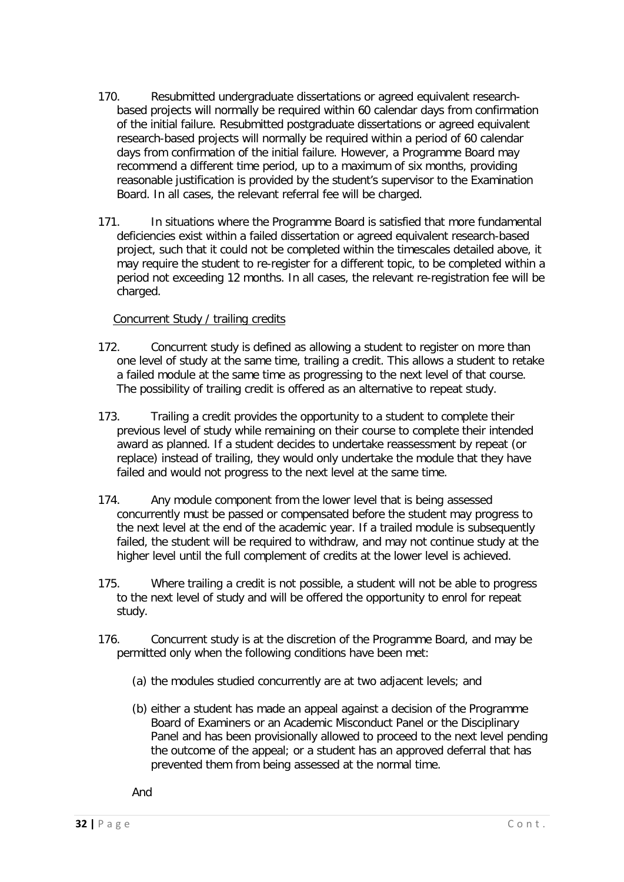170. Resubmitted undergraduate dissertations or agreed equivalent research-based projects will normally be required within 60 calendar days from confirmation of the initial failure. Resubmitted postgraduate dissertations or agreed equivalent research-based projects will normally be required within a period of 60 calendar days from confirmation of the initial failure. However, a Programme Board may recommend a different time period, up to a maximum of six months, providing reasonable justification is provided by the student's supervisor to the Examination Board. In all cases, the relevant referral fee will be charged.

171. In situations where the Programme Board is satisfied that more fundamental deficiencies exist within a failed dissertation or agreed equivalent research-based project, such that it could not be completed within the timescales detailed above, it may require the student to re-register for a different topic, to be completed within a period not exceeding 12 months. In all cases, the relevant re-registration fee will be charged.

<u>Concurrent Study / trailing credits</u>

172. Concurrent study is defined as allowing a student to register on more than one level of study at the same time, trailing a credit. This allows a student to retake a failed module at the same time as progressing to the next level of that course. The possibility of trailing credit is offered as an alternative to repeat study.

173. Trailing a credit provides the opportunity to a student to complete their previous level of study while remaining on their course to complete their intended award as planned. If a student decides to undertake reassessment by repeat (or replace) instead of trailing, they would only undertake the module that they have failed and would not progress to the next level at the same time.

174. Any module component from the lower level that is being assessed concurrently must be passed or compensated before the student may progress to the next level at the end of the academic year. If a trailed module is subsequently failed, the student will be required to withdraw, and may not continue study at the higher level until the full complement of credits at the lower level is achieved.

175. Where trailing a credit is not possible, a student will not be able to progress to the next level of study and will be offered the opportunity to enrol for repeat study.

176. Concurrent study is at the discretion of the Programme Board, and may be permitted only when the following conditions have been met:

(a) the modules studied concurrently are at two adjacent levels; and

(b) either a student has made an appeal against a decision of the Programme Board of Examiners or an Academic Misconduct Panel or the Disciplinary Panel and has been provisionally allowed to proceed to the next level pending the outcome of the appeal; or a student has an approved deferral that has prevented them from being assessed at the normal time.

And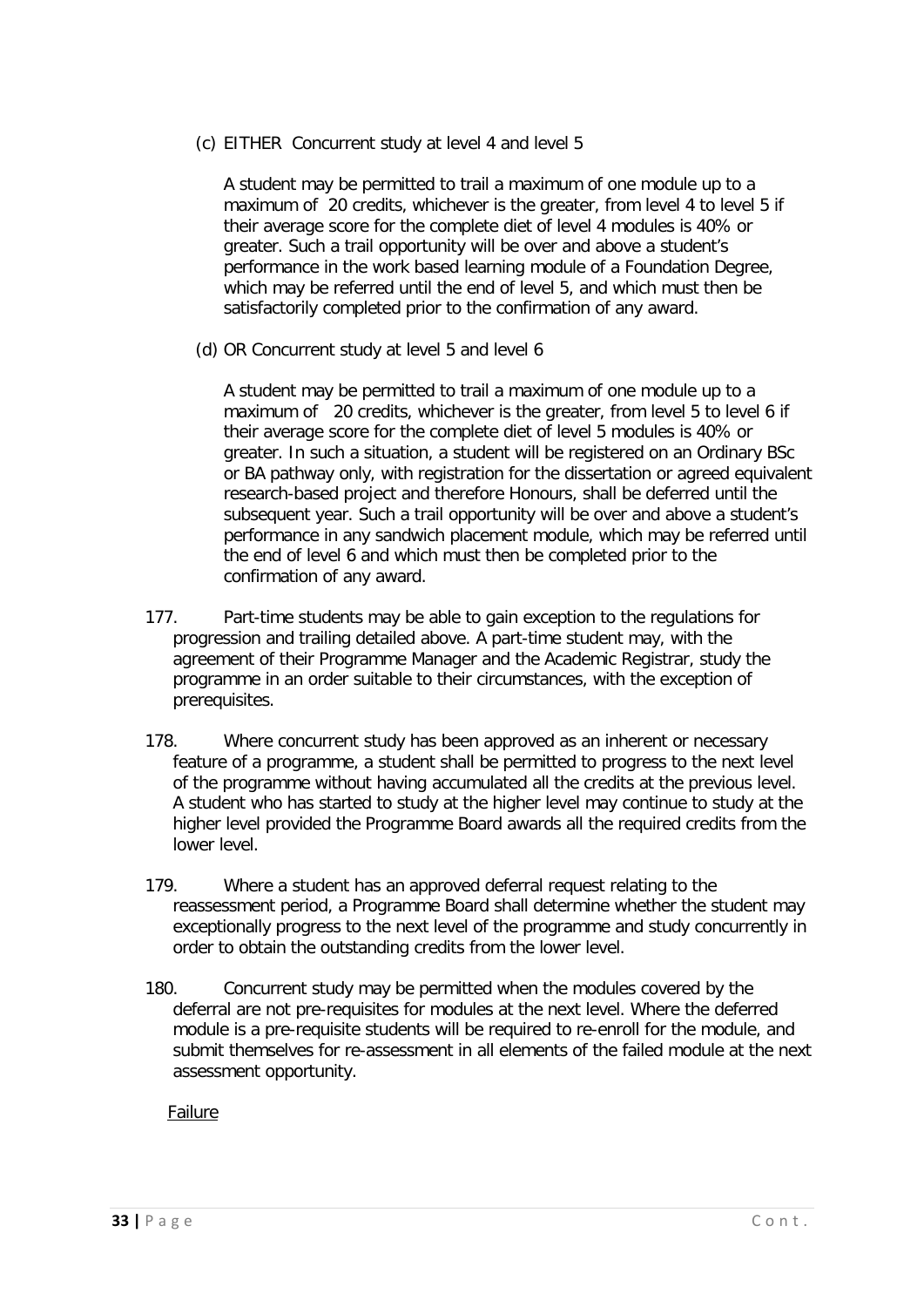(c) EITHER Concurrent study at level 4 and level 5

A student may be permitted to trail a maximum of one module up to a maximum of 20 credits, whichever is the greater, from level 4 to level 5 if their average score for the complete diet of level 4 modules is 40% or greater. Such a trail opportunity will be over and above a student's performance in the work based learning module of a Foundation Degree, which may be referred until the end of level 5, and which must then be satisfactorily completed prior to the confirmation of any award.

(d) OR Concurrent study at level 5 and level 6

A student may be permitted to trail a maximum of one module up to a maximum of 20 credits, whichever is the greater, from level 5 to level 6 if their average score for the complete diet of level 5 modules is 40% or greater. In such a situation, a student will be registered on an Ordinary BSc or BA pathway only, with registration for the dissertation or agreed equivalent research-based project and therefore Honours, shall be deferred until the subsequent year. Such a trail opportunity will be over and above a student's performance in any sandwich placement module, which may be referred until the end of level 6 and which must then be completed prior to the confirmation of any award.

177. Part-time students may be able to gain exception to the regulations for progression and trailing detailed above. A part-time student may, with the agreement of their Programme Manager and the Academic Registrar, study the programme in an order suitable to their circumstances, with the exception of prerequisites.

178. Where concurrent study has been approved as an inherent or necessary feature of a programme, a student shall be permitted to progress to the next level of the programme without having accumulated all the credits at the previous level. A student who has started to study at the higher level may continue to study at the higher level provided the Programme Board awards all the required credits from the lower level.

179. Where a student has an approved deferral request relating to the reassessment period, a Programme Board shall determine whether the student may exceptionally progress to the next level of the programme and study concurrently in order to obtain the outstanding credits from the lower level.

180. Concurrent study may be permitted when the modules covered by the deferral are not pre-requisites for modules at the next level. Where the deferred module is a pre-requisite students will be required to re-enroll for the module, and submit themselves for re-assessment in all elements of the failed module at the next assessment opportunity.

Failure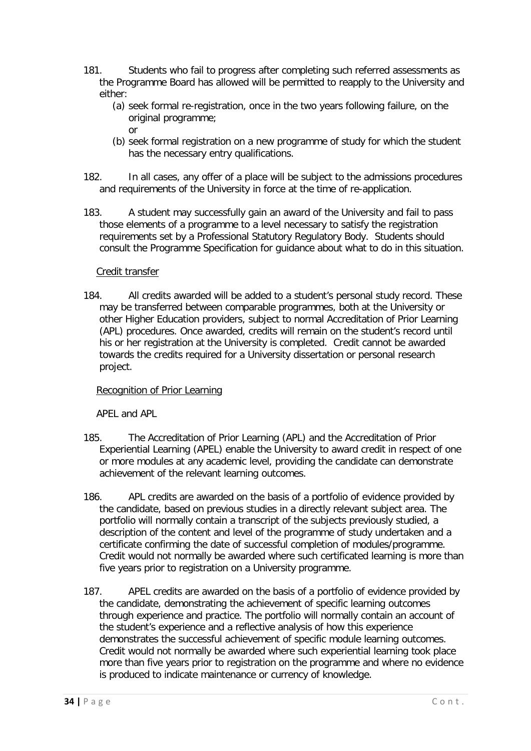181. Students who fail to progress after completing such referred assessments as the Programme Board has allowed will be permitted to reapply to the University and either:

   (a) seek formal re-registration, once in the two years following failure, on the original programme;
   or
   (b) seek formal registration on a new programme of study for which the student has the necessary entry qualifications.

182. In all cases, any offer of a place will be subject to the admissions procedures and requirements of the University in force at the time of re-application.

183. A student may successfully gain an award of the University and fail to pass those elements of a programme to a level necessary to satisfy the registration requirements set by a Professional Statutory Regulatory Body. Students should consult the Programme Specification for guidance about what to do in this situation.

<u>Credit transfer</u>

184. All credits awarded will be added to a student's personal study record. These may be transferred between comparable programmes, both at the University or other Higher Education providers, subject to normal Accreditation of Prior Learning (APL) procedures. Once awarded, credits will remain on the student's record until his or her registration at the University is completed. Credit cannot be awarded towards the credits required for a University dissertation or personal research project.

<u>Recognition of Prior Learning</u>

APEL and APL

185. The Accreditation of Prior Learning (APL) and the Accreditation of Prior Experiential Learning (APEL) enable the University to award credit in respect of one or more modules at any academic level, providing the candidate can demonstrate achievement of the relevant learning outcomes.

186. APL credits are awarded on the basis of a portfolio of evidence provided by the candidate, based on previous studies in a directly relevant subject area. The portfolio will normally contain a transcript of the subjects previously studied, a description of the content and level of the programme of study undertaken and a certificate confirming the date of successful completion of modules/programme. Credit would not normally be awarded where such certificated learning is more than five years prior to registration on a University programme.

187. APEL credits are awarded on the basis of a portfolio of evidence provided by the candidate, demonstrating the achievement of specific learning outcomes through experience and practice. The portfolio will normally contain an account of the student's experience and a reflective analysis of how this experience demonstrates the successful achievement of specific module learning outcomes. Credit would not normally be awarded where such experiential learning took place more than five years prior to registration on the programme and where no evidence is produced to indicate maintenance or currency of knowledge.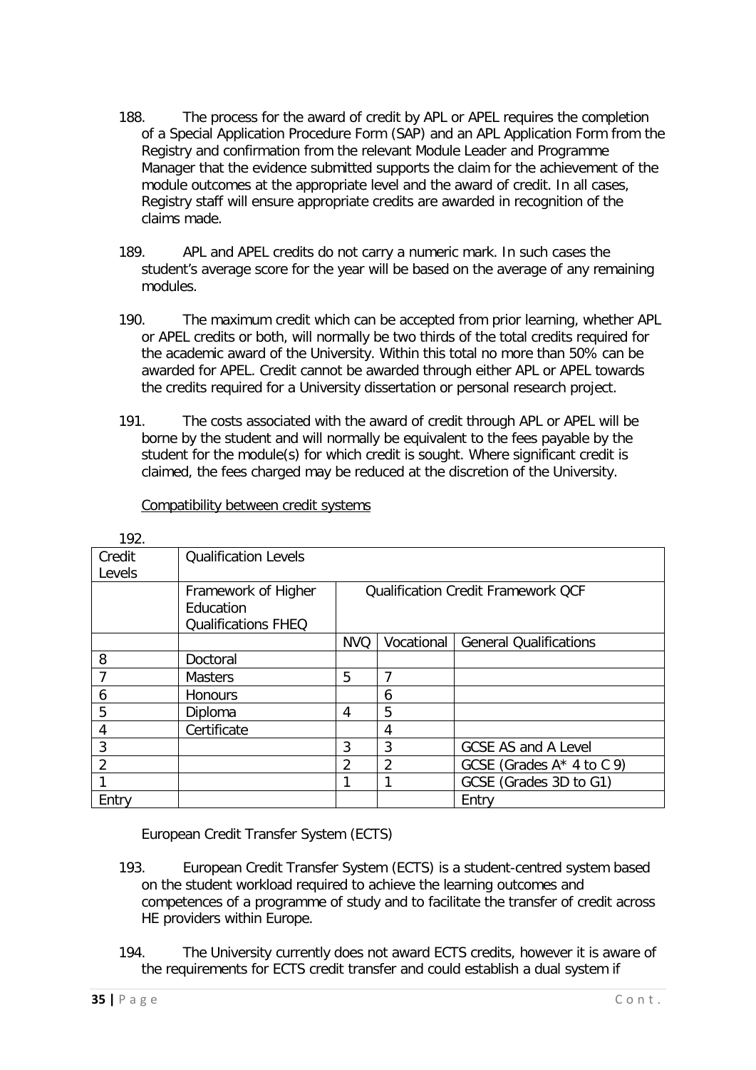188. The process for the award of credit by APL or APEL requires the completion of a Special Application Procedure Form (SAP) and an APL Application Form from the Registry and confirmation from the relevant Module Leader and Programme Manager that the evidence submitted supports the claim for the achievement of the module outcomes at the appropriate level and the award of credit. In all cases, Registry staff will ensure appropriate credits are awarded in recognition of the claims made.

189. APL and APEL credits do not carry a numeric mark. In such cases the student's average score for the year will be based on the average of any remaining modules.

190. The maximum credit which can be accepted from prior learning, whether APL or APEL credits or both, will normally be two thirds of the total credits required for the academic award of the University. Within this total no more than 50% can be awarded for APEL. Credit cannot be awarded through either APL or APEL towards the credits required for a University dissertation or personal research project.

191. The costs associated with the award of credit through APL or APEL will be borne by the student and will normally be equivalent to the fees payable by the student for the module(s) for which credit is sought. Where significant credit is claimed, the fees charged may be reduced at the discretion of the University.

Compatibility between credit systems

192.

| Credit Levels | Qualification Levels | | | |
|---|---|---|---|---|
| | Framework of Higher Education Qualifications FHEQ | Qualification Credit Framework QCF | | |
| | | NVQ | Vocational | General Qualifications |
| 8 | Doctoral | | | |
| 7 | Masters | 5 | 7 | |
| 6 | Honours | | 6 | |
| 5 | Diploma | 4 | 5 | |
| 4 | Certificate | | 4 | |
| 3 | | 3 | 3 | GCSE AS and A Level |
| 2 | | 2 | 2 | GCSE (Grades A* 4 to C 9) |
| 1 | | 1 | 1 | GCSE (Grades 3D to G1) |
| Entry | | | | Entry |

European Credit Transfer System (ECTS)

193. European Credit Transfer System (ECTS) is a student-centred system based on the student workload required to achieve the learning outcomes and competences of a programme of study and to facilitate the transfer of credit across HE providers within Europe.

194. The University currently does not award ECTS credits, however it is aware of the requirements for ECTS credit transfer and could establish a dual system if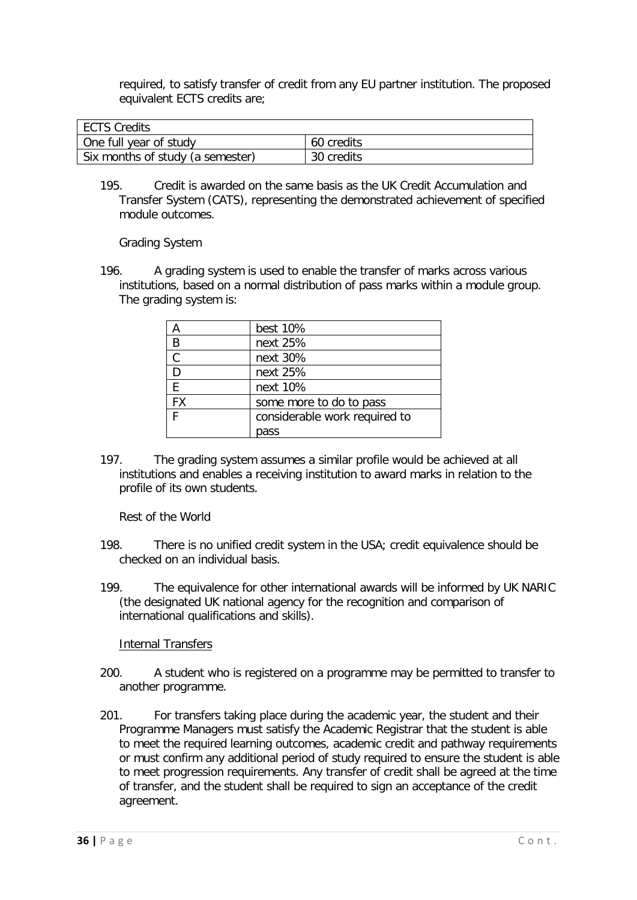required, to satisfy transfer of credit from any EU partner institution. The proposed equivalent ECTS credits are;

| ECTS Credits | |
|---|---|
| One full year of study | 60 credits |
| Six months of study (a semester) | 30 credits |

195. Credit is awarded on the same basis as the UK Credit Accumulation and Transfer System (CATS), representing the demonstrated achievement of specified module outcomes.

Grading System

196. A grading system is used to enable the transfer of marks across various institutions, based on a normal distribution of pass marks within a module group. The grading system is:

| | |
|---|---|
| A | best 10% |
| B | next 25% |
| C | next 30% |
| D | next 25% |
| E | next 10% |
| FX | some more to do to pass |
| F | considerable work required to pass |

197. The grading system assumes a similar profile would be achieved at all institutions and enables a receiving institution to award marks in relation to the profile of its own students.

Rest of the World

198. There is no unified credit system in the USA; credit equivalence should be checked on an individual basis.

199. The equivalence for other international awards will be informed by UK NARIC (the designated UK national agency for the recognition and comparison of international qualifications and skills).

Internal Transfers

200. A student who is registered on a programme may be permitted to transfer to another programme.

201. For transfers taking place during the academic year, the student and their Programme Managers must satisfy the Academic Registrar that the student is able to meet the required learning outcomes, academic credit and pathway requirements or must confirm any additional period of study required to ensure the student is able to meet progression requirements. Any transfer of credit shall be agreed at the time of transfer, and the student shall be required to sign an acceptance of the credit agreement.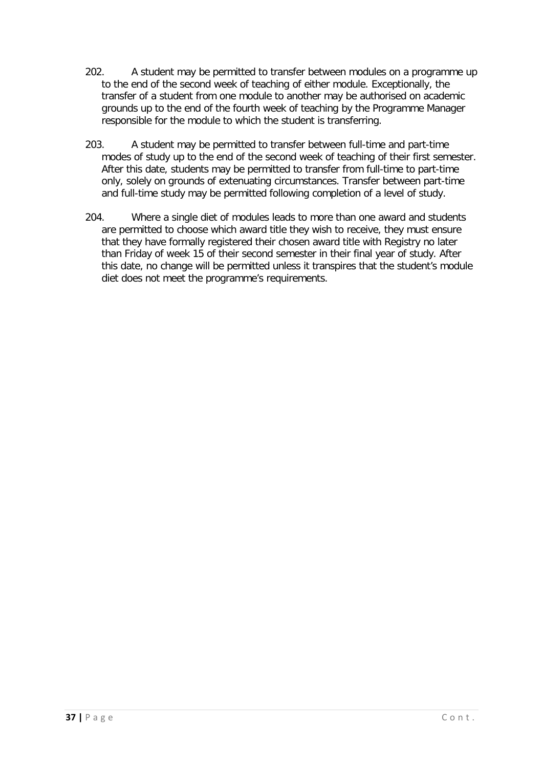202. A student may be permitted to transfer between modules on a programme up to the end of the second week of teaching of either module. Exceptionally, the transfer of a student from one module to another may be authorised on academic grounds up to the end of the fourth week of teaching by the Programme Manager responsible for the module to which the student is transferring.

203. A student may be permitted to transfer between full-time and part-time modes of study up to the end of the second week of teaching of their first semester. After this date, students may be permitted to transfer from full-time to part-time only, solely on grounds of extenuating circumstances. Transfer between part-time and full-time study may be permitted following completion of a level of study.

204. Where a single diet of modules leads to more than one award and students are permitted to choose which award title they wish to receive, they must ensure that they have formally registered their chosen award title with Registry no later than Friday of week 15 of their second semester in their final year of study. After this date, no change will be permitted unless it transpires that the student's module diet does not meet the programme's requirements.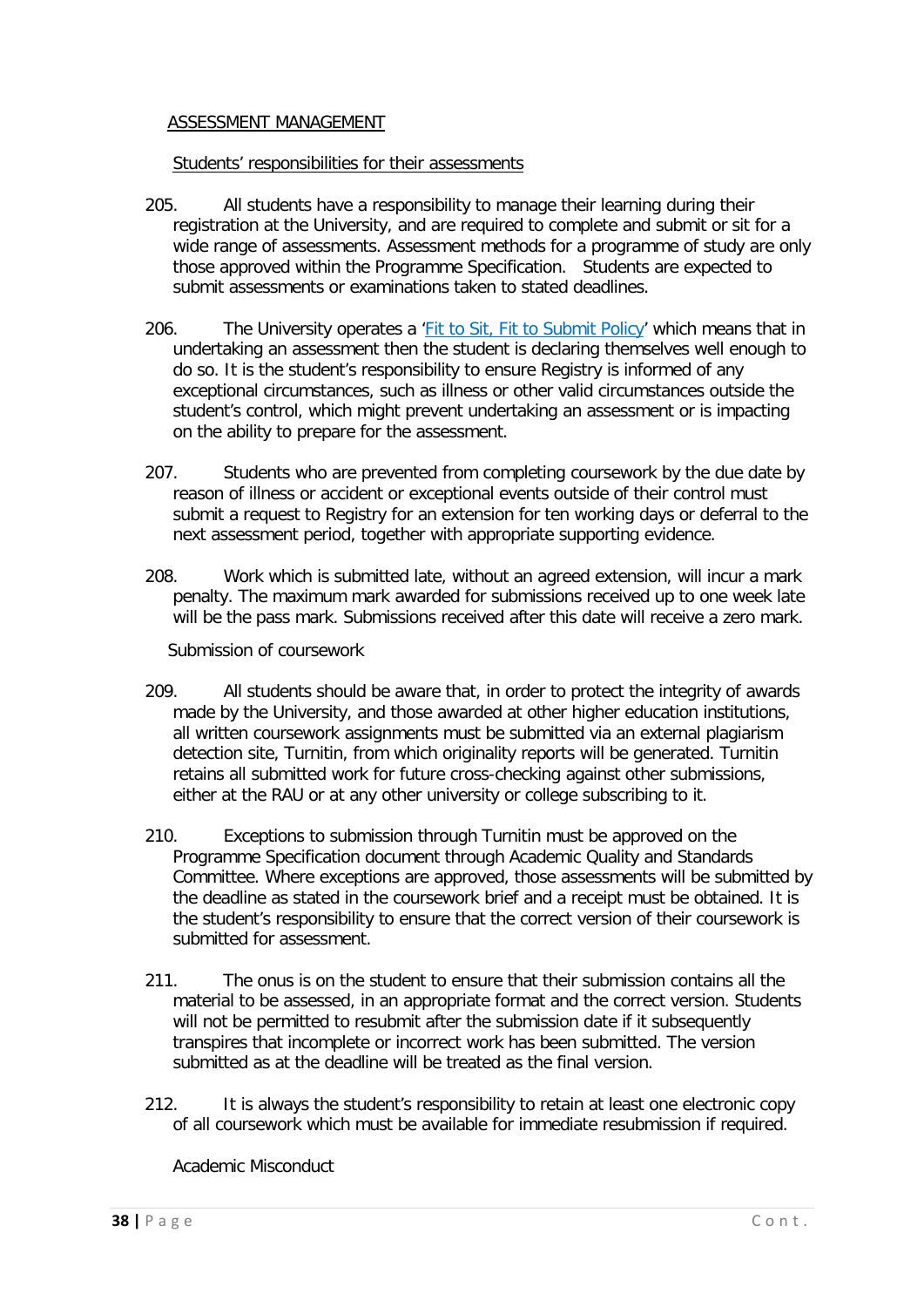## ASSESSMENT MANAGEMENT

### Students' responsibilities for their assessments

205. All students have a responsibility to manage their learning during their registration at the University, and are required to complete and submit or sit for a wide range of assessments. Assessment methods for a programme of study are only those approved within the Programme Specification. Students are expected to submit assessments or examinations taken to stated deadlines.

206. The University operates a '[Fit to Sit, Fit to Submit Policy]' which means that in undertaking an assessment then the student is declaring themselves well enough to do so. It is the student's responsibility to ensure Registry is informed of any exceptional circumstances, such as illness or other valid circumstances outside the student's control, which might prevent undertaking an assessment or is impacting on the ability to prepare for the assessment.

207. Students who are prevented from completing coursework by the due date by reason of illness or accident or exceptional events outside of their control must submit a request to Registry for an extension for ten working days or deferral to the next assessment period, together with appropriate supporting evidence.

208. Work which is submitted late, without an agreed extension, will incur a mark penalty. The maximum mark awarded for submissions received up to one week late will be the pass mark. Submissions received after this date will receive a zero mark.

### Submission of coursework

209. All students should be aware that, in order to protect the integrity of awards made by the University, and those awarded at other higher education institutions, all written coursework assignments must be submitted via an external plagiarism detection site, Turnitin, from which originality reports will be generated. Turnitin retains all submitted work for future cross-checking against other submissions, either at the RAU or at any other university or college subscribing to it.

210. Exceptions to submission through Turnitin must be approved on the Programme Specification document through Academic Quality and Standards Committee. Where exceptions are approved, those assessments will be submitted by the deadline as stated in the coursework brief and a receipt must be obtained. It is the student's responsibility to ensure that the correct version of their coursework is submitted for assessment.

211. The onus is on the student to ensure that their submission contains all the material to be assessed, in an appropriate format and the correct version. Students will not be permitted to resubmit after the submission date if it subsequently transpires that incomplete or incorrect work has been submitted. The version submitted as at the deadline will be treated as the final version.

212. It is always the student's responsibility to retain at least one electronic copy of all coursework which must be available for immediate resubmission if required.

### Academic Misconduct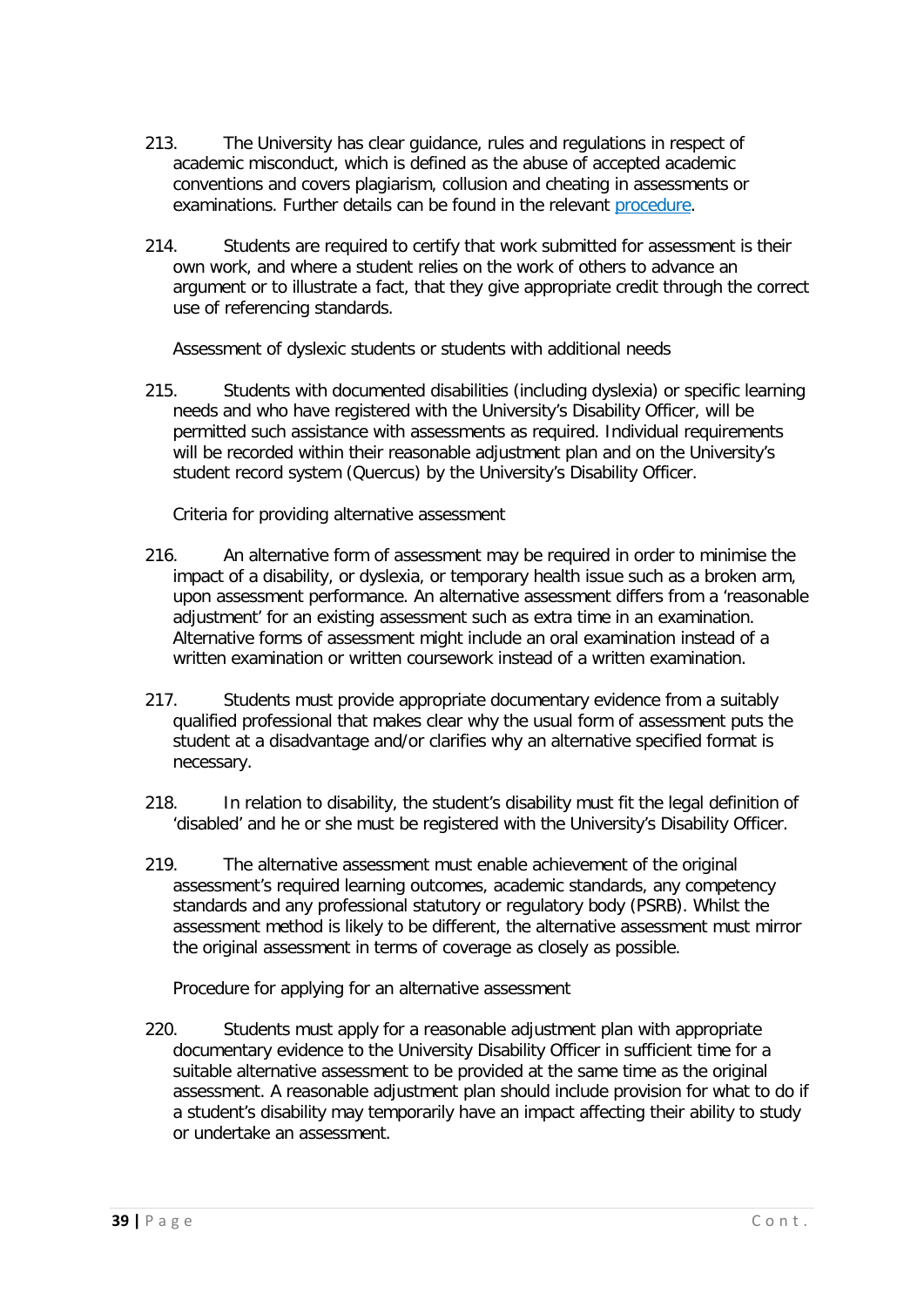213. The University has clear guidance, rules and regulations in respect of academic misconduct, which is defined as the abuse of accepted academic conventions and covers plagiarism, collusion and cheating in assessments or examinations. Further details can be found in the relevant procedure.

214. Students are required to certify that work submitted for assessment is their own work, and where a student relies on the work of others to advance an argument or to illustrate a fact, that they give appropriate credit through the correct use of referencing standards.

Assessment of dyslexic students or students with additional needs

215. Students with documented disabilities (including dyslexia) or specific learning needs and who have registered with the University's Disability Officer, will be permitted such assistance with assessments as required. Individual requirements will be recorded within their reasonable adjustment plan and on the University's student record system (Quercus) by the University's Disability Officer.

Criteria for providing alternative assessment

216. An alternative form of assessment may be required in order to minimise the impact of a disability, or dyslexia, or temporary health issue such as a broken arm, upon assessment performance. An alternative assessment differs from a 'reasonable adjustment' for an existing assessment such as extra time in an examination. Alternative forms of assessment might include an oral examination instead of a written examination or written coursework instead of a written examination.

217. Students must provide appropriate documentary evidence from a suitably qualified professional that makes clear why the usual form of assessment puts the student at a disadvantage and/or clarifies why an alternative specified format is necessary.

218. In relation to disability, the student's disability must fit the legal definition of 'disabled' and he or she must be registered with the University's Disability Officer.

219. The alternative assessment must enable achievement of the original assessment's required learning outcomes, academic standards, any competency standards and any professional statutory or regulatory body (PSRB). Whilst the assessment method is likely to be different, the alternative assessment must mirror the original assessment in terms of coverage as closely as possible.

Procedure for applying for an alternative assessment

220. Students must apply for a reasonable adjustment plan with appropriate documentary evidence to the University Disability Officer in sufficient time for a suitable alternative assessment to be provided at the same time as the original assessment. A reasonable adjustment plan should include provision for what to do if a student's disability may temporarily have an impact affecting their ability to study or undertake an assessment.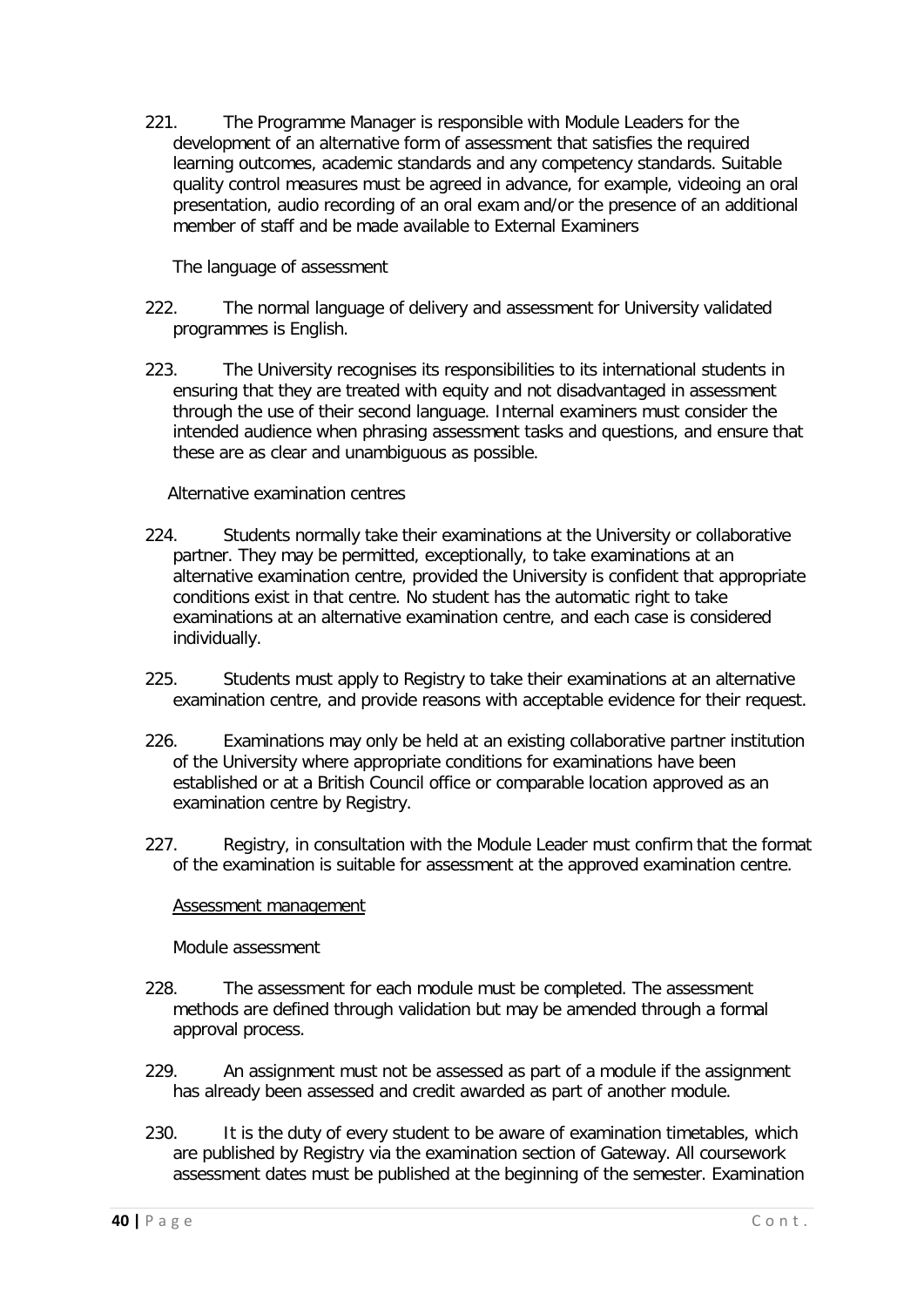221. The Programme Manager is responsible with Module Leaders for the development of an alternative form of assessment that satisfies the required learning outcomes, academic standards and any competency standards. Suitable quality control measures must be agreed in advance, for example, videoing an oral presentation, audio recording of an oral exam and/or the presence of an additional member of staff and be made available to External Examiners

The language of assessment

222. The normal language of delivery and assessment for University validated programmes is English.

223. The University recognises its responsibilities to its international students in ensuring that they are treated with equity and not disadvantaged in assessment through the use of their second language. Internal examiners must consider the intended audience when phrasing assessment tasks and questions, and ensure that these are as clear and unambiguous as possible.

Alternative examination centres

224. Students normally take their examinations at the University or collaborative partner. They may be permitted, exceptionally, to take examinations at an alternative examination centre, provided the University is confident that appropriate conditions exist in that centre. No student has the automatic right to take examinations at an alternative examination centre, and each case is considered individually.

225. Students must apply to Registry to take their examinations at an alternative examination centre, and provide reasons with acceptable evidence for their request.

226. Examinations may only be held at an existing collaborative partner institution of the University where appropriate conditions for examinations have been established or at a British Council office or comparable location approved as an examination centre by Registry.

227. Registry, in consultation with the Module Leader must confirm that the format of the examination is suitable for assessment at the approved examination centre.

<u>Assessment management</u>

Module assessment

228. The assessment for each module must be completed. The assessment methods are defined through validation but may be amended through a formal approval process.

229. An assignment must not be assessed as part of a module if the assignment has already been assessed and credit awarded as part of another module.

230. It is the duty of every student to be aware of examination timetables, which are published by Registry via the examination section of Gateway. All coursework assessment dates must be published at the beginning of the semester. Examination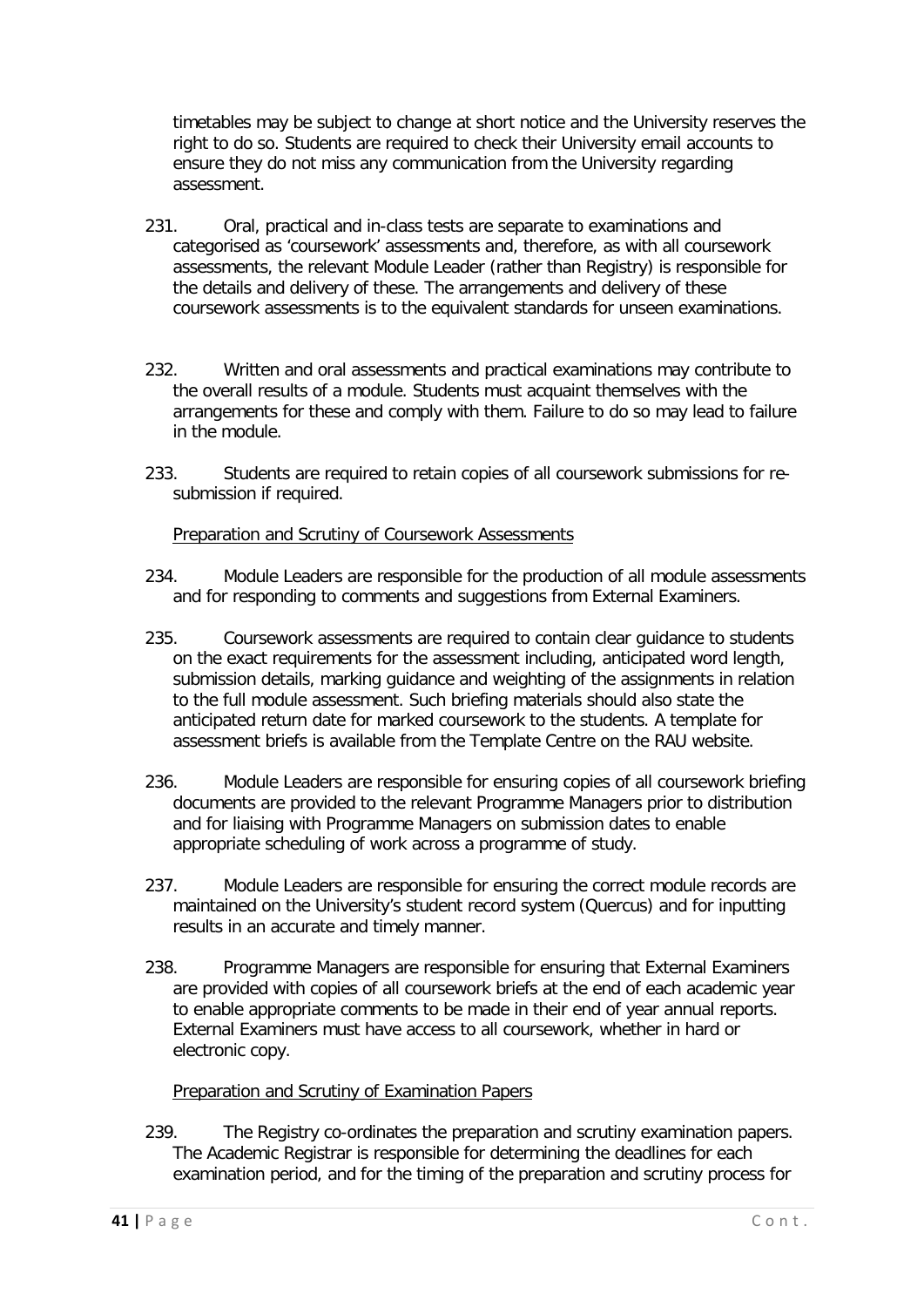timetables may be subject to change at short notice and the University reserves the right to do so. Students are required to check their University email accounts to ensure they do not miss any communication from the University regarding assessment.

231. Oral, practical and in-class tests are separate to examinations and categorised as 'coursework' assessments and, therefore, as with all coursework assessments, the relevant Module Leader (rather than Registry) is responsible for the details and delivery of these. The arrangements and delivery of these coursework assessments is to the equivalent standards for unseen examinations.

232. Written and oral assessments and practical examinations may contribute to the overall results of a module. Students must acquaint themselves with the arrangements for these and comply with them. Failure to do so may lead to failure in the module.

233. Students are required to retain copies of all coursework submissions for re-submission if required.

<u>Preparation and Scrutiny of Coursework Assessments</u>

234. Module Leaders are responsible for the production of all module assessments and for responding to comments and suggestions from External Examiners.

235. Coursework assessments are required to contain clear guidance to students on the exact requirements for the assessment including, anticipated word length, submission details, marking guidance and weighting of the assignments in relation to the full module assessment. Such briefing materials should also state the anticipated return date for marked coursework to the students. A template for assessment briefs is available from the Template Centre on the RAU website.

236. Module Leaders are responsible for ensuring copies of all coursework briefing documents are provided to the relevant Programme Managers prior to distribution and for liaising with Programme Managers on submission dates to enable appropriate scheduling of work across a programme of study.

237. Module Leaders are responsible for ensuring the correct module records are maintained on the University's student record system (Quercus) and for inputting results in an accurate and timely manner.

238. Programme Managers are responsible for ensuring that External Examiners are provided with copies of all coursework briefs at the end of each academic year to enable appropriate comments to be made in their end of year annual reports. External Examiners must have access to all coursework, whether in hard or electronic copy.

<u>Preparation and Scrutiny of Examination Papers</u>

239. The Registry co-ordinates the preparation and scrutiny examination papers. The Academic Registrar is responsible for determining the deadlines for each examination period, and for the timing of the preparation and scrutiny process for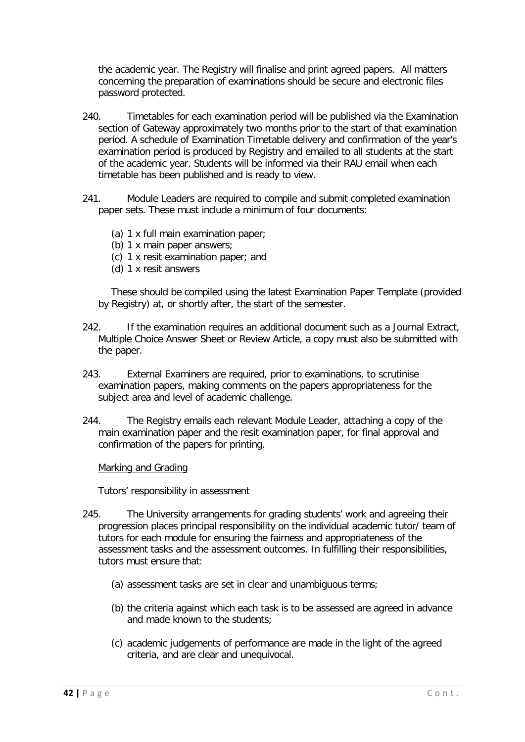the academic year. The Registry will finalise and print agreed papers. All matters concerning the preparation of examinations should be secure and electronic files password protected.

240. Timetables for each examination period will be published via the Examination section of Gateway approximately two months prior to the start of that examination period. A schedule of Examination Timetable delivery and confirmation of the year's examination period is produced by Registry and emailed to all students at the start of the academic year. Students will be informed via their RAU email when each timetable has been published and is ready to view.

241. Module Leaders are required to compile and submit completed examination paper sets. These must include a minimum of four documents:

(a) 1 x full main examination paper;
(b) 1 x main paper answers;
(c) 1 x resit examination paper; and
(d) 1 x resit answers

These should be compiled using the latest Examination Paper Template (provided by Registry) at, or shortly after, the start of the semester.

242. If the examination requires an additional document such as a Journal Extract, Multiple Choice Answer Sheet or Review Article, a copy must also be submitted with the paper.

243. External Examiners are required, prior to examinations, to scrutinise examination papers, making comments on the papers appropriateness for the subject area and level of academic challenge.

244. The Registry emails each relevant Module Leader, attaching a copy of the main examination paper and the resit examination paper, for final approval and confirmation of the papers for printing.

<u>Marking and Grading</u>

Tutors' responsibility in assessment

245. The University arrangements for grading students' work and agreeing their progression places principal responsibility on the individual academic tutor/ team of tutors for each module for ensuring the fairness and appropriateness of the assessment tasks and the assessment outcomes. In fulfilling their responsibilities, tutors must ensure that:

(a) assessment tasks are set in clear and unambiguous terms;

(b) the criteria against which each task is to be assessed are agreed in advance and made known to the students;

(c) academic judgements of performance are made in the light of the agreed criteria, and are clear and unequivocal.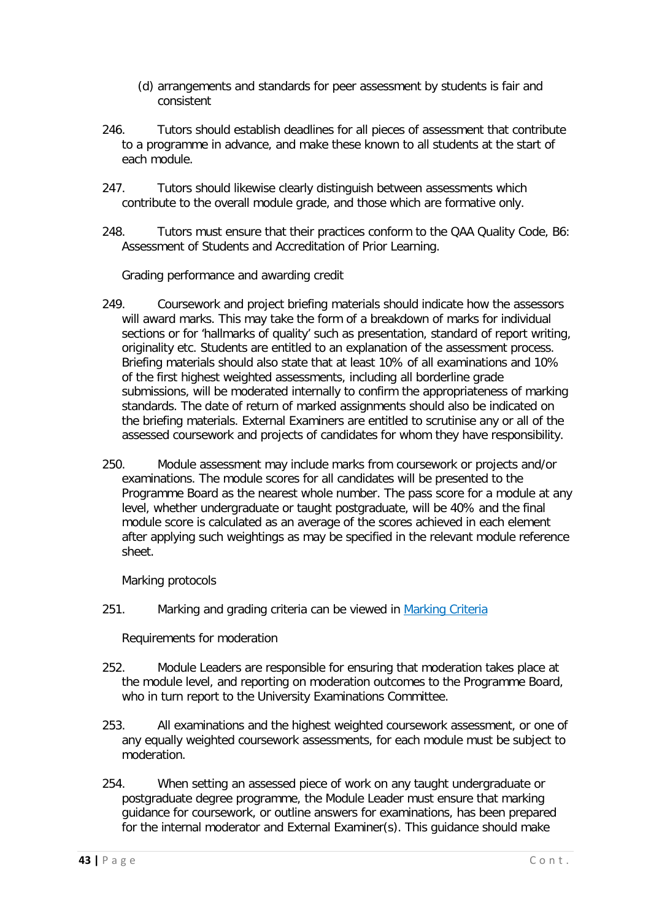(d) arrangements and standards for peer assessment by students is fair and consistent

246. Tutors should establish deadlines for all pieces of assessment that contribute to a programme in advance, and make these known to all students at the start of each module.

247. Tutors should likewise clearly distinguish between assessments which contribute to the overall module grade, and those which are formative only.

248. Tutors must ensure that their practices conform to the QAA Quality Code, B6: Assessment of Students and Accreditation of Prior Learning.

Grading performance and awarding credit

249. Coursework and project briefing materials should indicate how the assessors will award marks. This may take the form of a breakdown of marks for individual sections or for 'hallmarks of quality' such as presentation, standard of report writing, originality etc. Students are entitled to an explanation of the assessment process. Briefing materials should also state that at least 10% of all examinations and 10% of the first highest weighted assessments, including all borderline grade submissions, will be moderated internally to confirm the appropriateness of marking standards. The date of return of marked assignments should also be indicated on the briefing materials. External Examiners are entitled to scrutinise any or all of the assessed coursework and projects of candidates for whom they have responsibility.

250. Module assessment may include marks from coursework or projects and/or examinations. The module scores for all candidates will be presented to the Programme Board as the nearest whole number. The pass score for a module at any level, whether undergraduate or taught postgraduate, will be 40% and the final module score is calculated as an average of the scores achieved in each element after applying such weightings as may be specified in the relevant module reference sheet.

Marking protocols

251. Marking and grading criteria can be viewed in [Marking Criteria]

Requirements for moderation

252. Module Leaders are responsible for ensuring that moderation takes place at the module level, and reporting on moderation outcomes to the Programme Board, who in turn report to the University Examinations Committee.

253. All examinations and the highest weighted coursework assessment, or one of any equally weighted coursework assessments, for each module must be subject to moderation.

254. When setting an assessed piece of work on any taught undergraduate or postgraduate degree programme, the Module Leader must ensure that marking guidance for coursework, or outline answers for examinations, has been prepared for the internal moderator and External Examiner(s). This guidance should make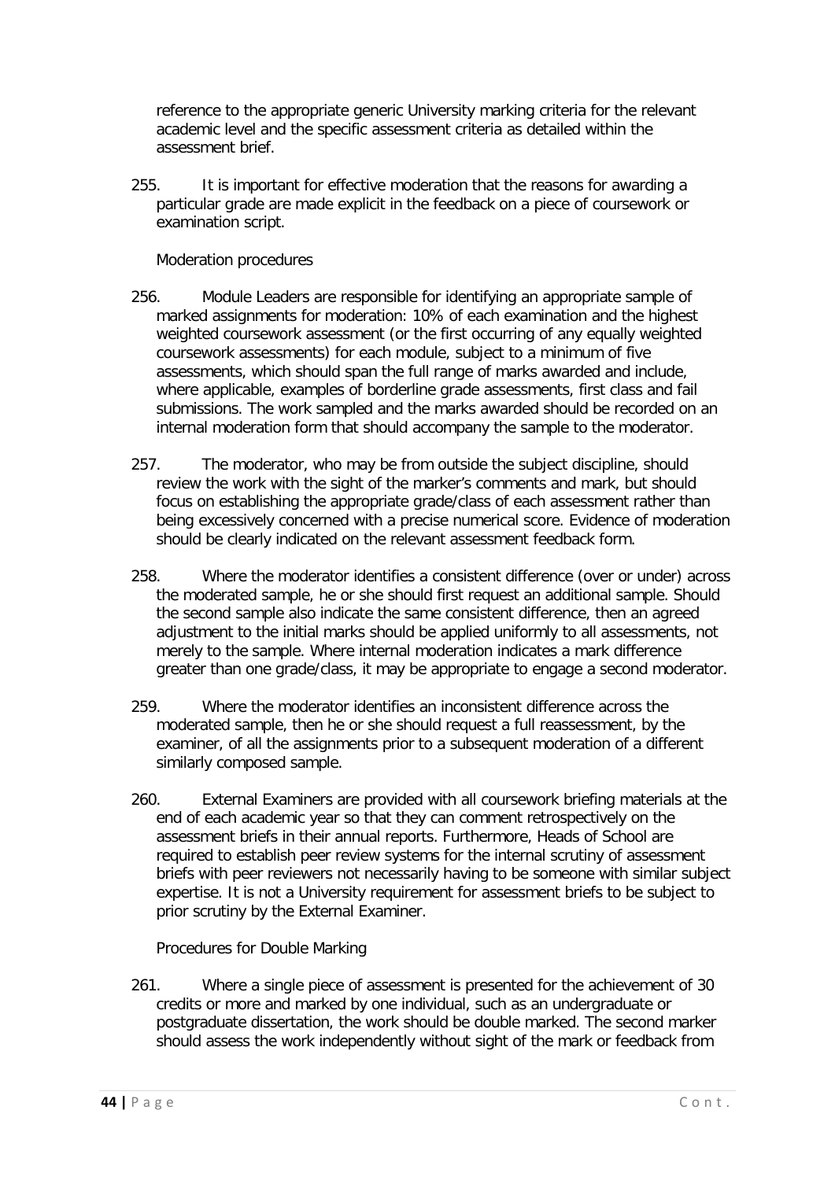reference to the appropriate generic University marking criteria for the relevant academic level and the specific assessment criteria as detailed within the assessment brief.

255. It is important for effective moderation that the reasons for awarding a particular grade are made explicit in the feedback on a piece of coursework or examination script.

Moderation procedures

256. Module Leaders are responsible for identifying an appropriate sample of marked assignments for moderation: 10% of each examination and the highest weighted coursework assessment (or the first occurring of any equally weighted coursework assessments) for each module, subject to a minimum of five assessments, which should span the full range of marks awarded and include, where applicable, examples of borderline grade assessments, first class and fail submissions. The work sampled and the marks awarded should be recorded on an internal moderation form that should accompany the sample to the moderator.

257. The moderator, who may be from outside the subject discipline, should review the work with the sight of the marker's comments and mark, but should focus on establishing the appropriate grade/class of each assessment rather than being excessively concerned with a precise numerical score. Evidence of moderation should be clearly indicated on the relevant assessment feedback form.

258. Where the moderator identifies a consistent difference (over or under) across the moderated sample, he or she should first request an additional sample. Should the second sample also indicate the same consistent difference, then an agreed adjustment to the initial marks should be applied uniformly to all assessments, not merely to the sample. Where internal moderation indicates a mark difference greater than one grade/class, it may be appropriate to engage a second moderator.

259. Where the moderator identifies an inconsistent difference across the moderated sample, then he or she should request a full reassessment, by the examiner, of all the assignments prior to a subsequent moderation of a different similarly composed sample.

260. External Examiners are provided with all coursework briefing materials at the end of each academic year so that they can comment retrospectively on the assessment briefs in their annual reports. Furthermore, Heads of School are required to establish peer review systems for the internal scrutiny of assessment briefs with peer reviewers not necessarily having to be someone with similar subject expertise. It is not a University requirement for assessment briefs to be subject to prior scrutiny by the External Examiner.

Procedures for Double Marking

261. Where a single piece of assessment is presented for the achievement of 30 credits or more and marked by one individual, such as an undergraduate or postgraduate dissertation, the work should be double marked. The second marker should assess the work independently without sight of the mark or feedback from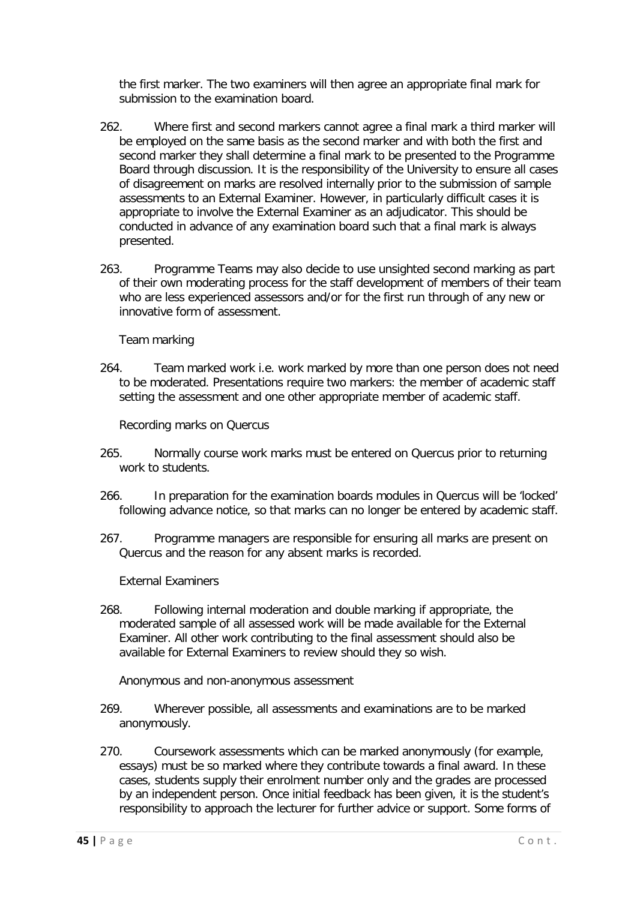the first marker. The two examiners will then agree an appropriate final mark for submission to the examination board.

262. Where first and second markers cannot agree a final mark a third marker will be employed on the same basis as the second marker and with both the first and second marker they shall determine a final mark to be presented to the Programme Board through discussion. It is the responsibility of the University to ensure all cases of disagreement on marks are resolved internally prior to the submission of sample assessments to an External Examiner. However, in particularly difficult cases it is appropriate to involve the External Examiner as an adjudicator. This should be conducted in advance of any examination board such that a final mark is always presented.

263. Programme Teams may also decide to use unsighted second marking as part of their own moderating process for the staff development of members of their team who are less experienced assessors and/or for the first run through of any new or innovative form of assessment.

Team marking

264. Team marked work i.e. work marked by more than one person does not need to be moderated. Presentations require two markers: the member of academic staff setting the assessment and one other appropriate member of academic staff.

Recording marks on Quercus

265. Normally course work marks must be entered on Quercus prior to returning work to students.

266. In preparation for the examination boards modules in Quercus will be 'locked' following advance notice, so that marks can no longer be entered by academic staff.

267. Programme managers are responsible for ensuring all marks are present on Quercus and the reason for any absent marks is recorded.

External Examiners

268. Following internal moderation and double marking if appropriate, the moderated sample of all assessed work will be made available for the External Examiner. All other work contributing to the final assessment should also be available for External Examiners to review should they so wish.

Anonymous and non-anonymous assessment

269. Wherever possible, all assessments and examinations are to be marked anonymously.

270. Coursework assessments which can be marked anonymously (for example, essays) must be so marked where they contribute towards a final award. In these cases, students supply their enrolment number only and the grades are processed by an independent person. Once initial feedback has been given, it is the student's responsibility to approach the lecturer for further advice or support. Some forms of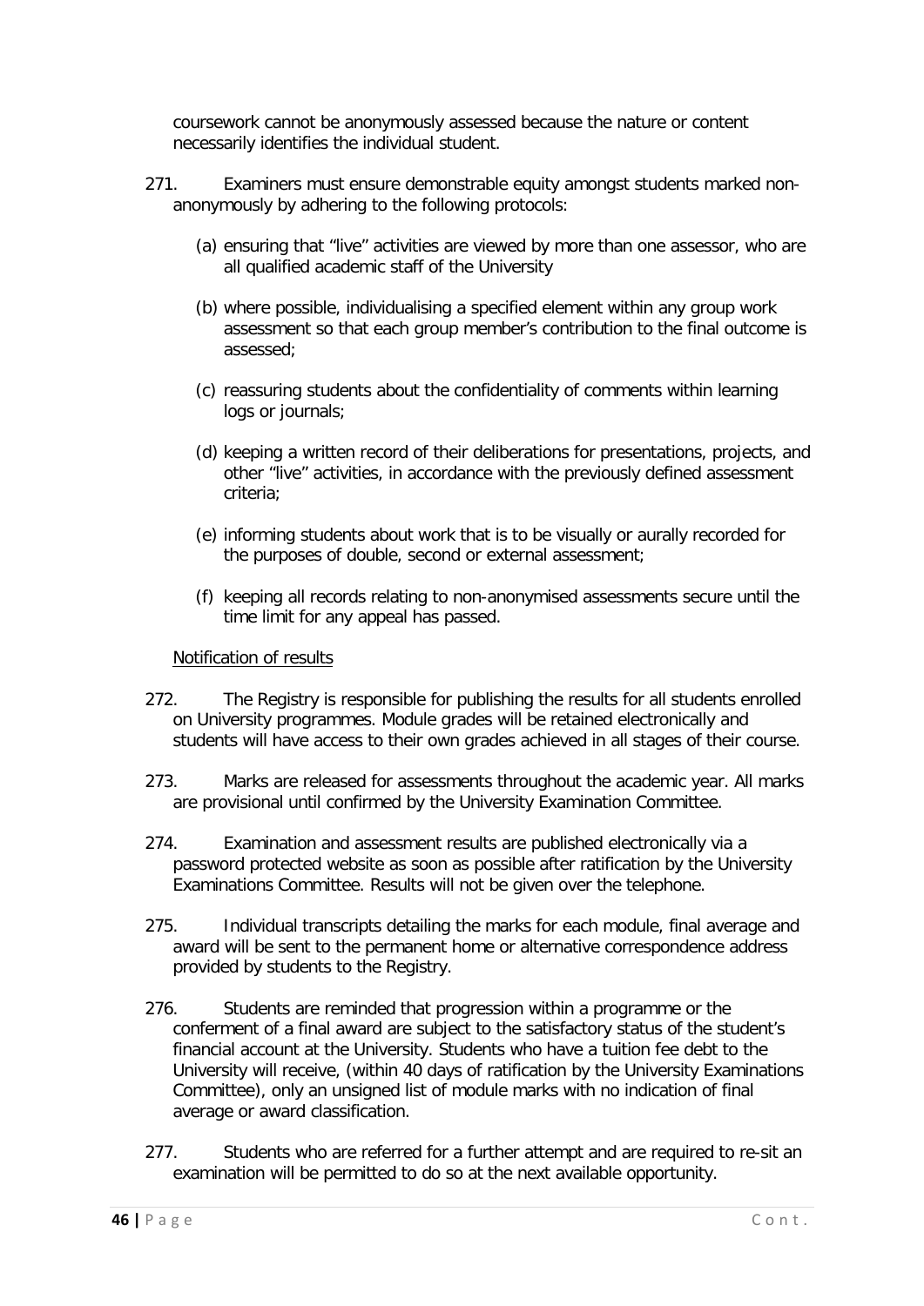coursework cannot be anonymously assessed because the nature or content necessarily identifies the individual student.

271. Examiners must ensure demonstrable equity amongst students marked non-anonymously by adhering to the following protocols:

   (a) ensuring that "live" activities are viewed by more than one assessor, who are all qualified academic staff of the University

   (b) where possible, individualising a specified element within any group work assessment so that each group member's contribution to the final outcome is assessed;

   (c) reassuring students about the confidentiality of comments within learning logs or journals;

   (d) keeping a written record of their deliberations for presentations, projects, and other "live" activities, in accordance with the previously defined assessment criteria;

   (e) informing students about work that is to be visually or aurally recorded for the purposes of double, second or external assessment;

   (f) keeping all records relating to non-anonymised assessments secure until the time limit for any appeal has passed.

<u>Notification of results</u>

272. The Registry is responsible for publishing the results for all students enrolled on University programmes. Module grades will be retained electronically and students will have access to their own grades achieved in all stages of their course.

273. Marks are released for assessments throughout the academic year. All marks are provisional until confirmed by the University Examination Committee.

274. Examination and assessment results are published electronically via a password protected website as soon as possible after ratification by the University Examinations Committee. Results will not be given over the telephone.

275. Individual transcripts detailing the marks for each module, final average and award will be sent to the permanent home or alternative correspondence address provided by students to the Registry.

276. Students are reminded that progression within a programme or the conferment of a final award are subject to the satisfactory status of the student's financial account at the University. Students who have a tuition fee debt to the University will receive, (within 40 days of ratification by the University Examinations Committee), only an unsigned list of module marks with no indication of final average or award classification.

277. Students who are referred for a further attempt and are required to re-sit an examination will be permitted to do so at the next available opportunity.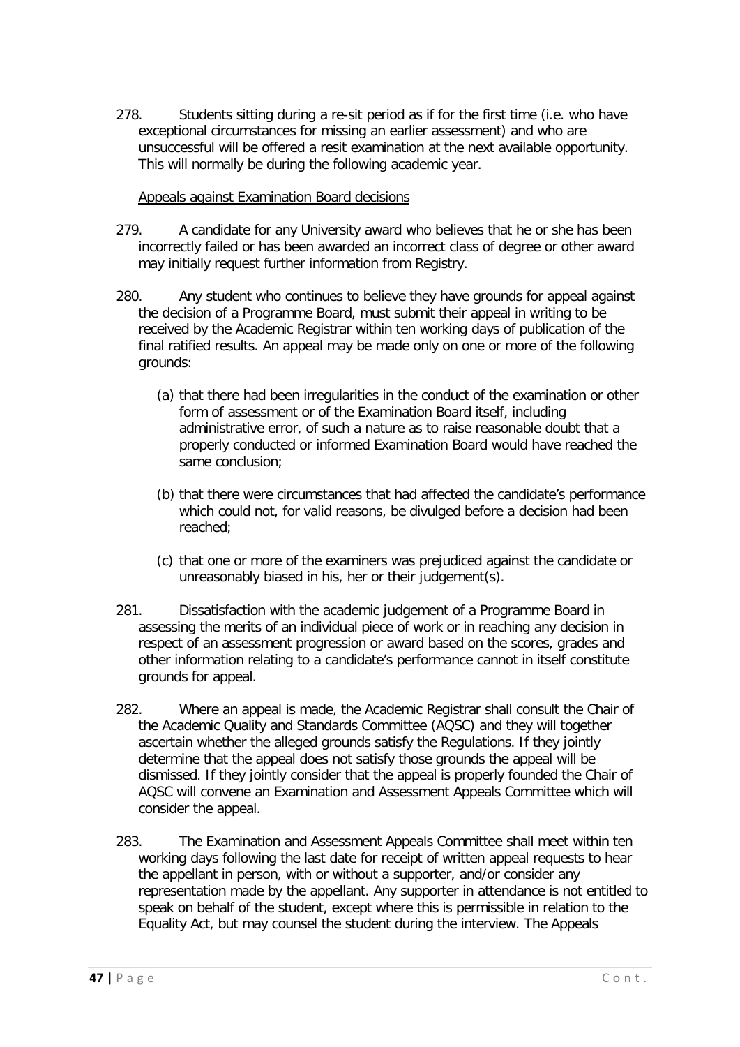278. Students sitting during a re-sit period as if for the first time (i.e. who have exceptional circumstances for missing an earlier assessment) and who are unsuccessful will be offered a resit examination at the next available opportunity. This will normally be during the following academic year.

<u>Appeals against Examination Board decisions</u>

279. A candidate for any University award who believes that he or she has been incorrectly failed or has been awarded an incorrect class of degree or other award may initially request further information from Registry.

280. Any student who continues to believe they have grounds for appeal against the decision of a Programme Board, must submit their appeal in writing to be received by the Academic Registrar within ten working days of publication of the final ratified results. An appeal may be made only on one or more of the following grounds:

(a) that there had been irregularities in the conduct of the examination or other form of assessment or of the Examination Board itself, including administrative error, of such a nature as to raise reasonable doubt that a properly conducted or informed Examination Board would have reached the same conclusion;

(b) that there were circumstances that had affected the candidate's performance which could not, for valid reasons, be divulged before a decision had been reached;

(c) that one or more of the examiners was prejudiced against the candidate or unreasonably biased in his, her or their judgement(s).

281. Dissatisfaction with the academic judgement of a Programme Board in assessing the merits of an individual piece of work or in reaching any decision in respect of an assessment progression or award based on the scores, grades and other information relating to a candidate's performance cannot in itself constitute grounds for appeal.

282. Where an appeal is made, the Academic Registrar shall consult the Chair of the Academic Quality and Standards Committee (AQSC) and they will together ascertain whether the alleged grounds satisfy the Regulations. If they jointly determine that the appeal does not satisfy those grounds the appeal will be dismissed. If they jointly consider that the appeal is properly founded the Chair of AQSC will convene an Examination and Assessment Appeals Committee which will consider the appeal.

283. The Examination and Assessment Appeals Committee shall meet within ten working days following the last date for receipt of written appeal requests to hear the appellant in person, with or without a supporter, and/or consider any representation made by the appellant. Any supporter in attendance is not entitled to speak on behalf of the student, except where this is permissible in relation to the Equality Act, but may counsel the student during the interview. The Appeals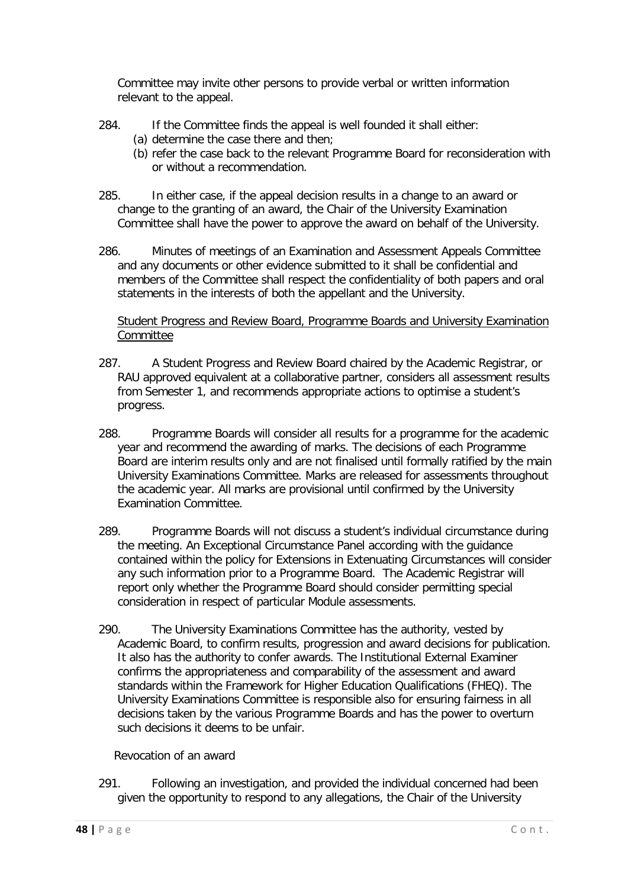Committee may invite other persons to provide verbal or written information relevant to the appeal.

284. If the Committee finds the appeal is well founded it shall either:
   (a) determine the case there and then;
   (b) refer the case back to the relevant Programme Board for reconsideration with or without a recommendation.

285. In either case, if the appeal decision results in a change to an award or change to the granting of an award, the Chair of the University Examination Committee shall have the power to approve the award on behalf of the University.

286. Minutes of meetings of an Examination and Assessment Appeals Committee and any documents or other evidence submitted to it shall be confidential and members of the Committee shall respect the confidentiality of both papers and oral statements in the interests of both the appellant and the University.

Student Progress and Review Board, Programme Boards and University Examination Committee

287. A Student Progress and Review Board chaired by the Academic Registrar, or RAU approved equivalent at a collaborative partner, considers all assessment results from Semester 1, and recommends appropriate actions to optimise a student's progress.

288. Programme Boards will consider all results for a programme for the academic year and recommend the awarding of marks. The decisions of each Programme Board are interim results only and are not finalised until formally ratified by the main University Examinations Committee. Marks are released for assessments throughout the academic year. All marks are provisional until confirmed by the University Examination Committee.

289. Programme Boards will not discuss a student's individual circumstance during the meeting. An Exceptional Circumstance Panel according with the guidance contained within the policy for Extensions in Extenuating Circumstances will consider any such information prior to a Programme Board. The Academic Registrar will report only whether the Programme Board should consider permitting special consideration in respect of particular Module assessments.

290. The University Examinations Committee has the authority, vested by Academic Board, to confirm results, progression and award decisions for publication. It also has the authority to confer awards. The Institutional External Examiner confirms the appropriateness and comparability of the assessment and award standards within the Framework for Higher Education Qualifications (FHEQ). The University Examinations Committee is responsible also for ensuring fairness in all decisions taken by the various Programme Boards and has the power to overturn such decisions it deems to be unfair.

Revocation of an award

291. Following an investigation, and provided the individual concerned had been given the opportunity to respond to any allegations, the Chair of the University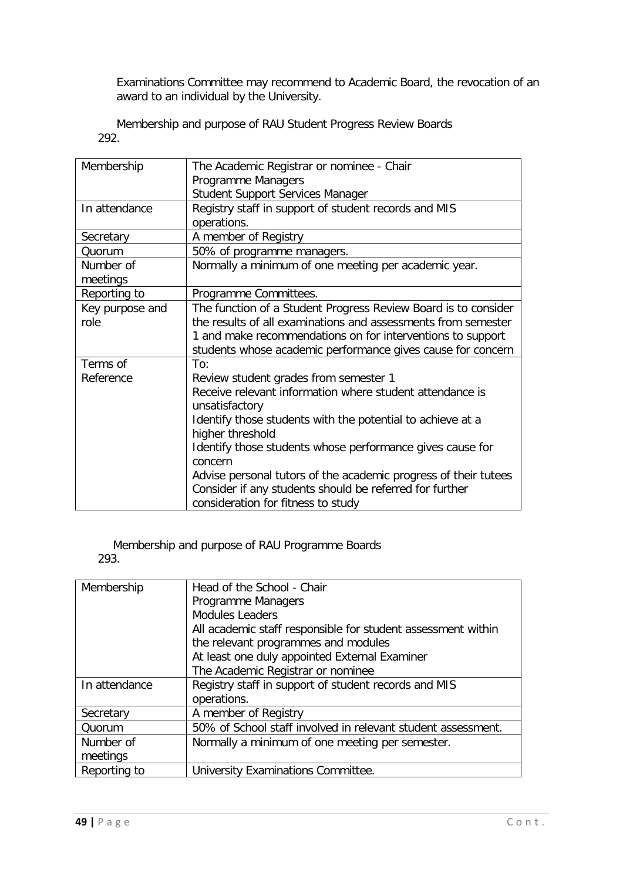Examinations Committee may recommend to Academic Board, the revocation of an award to an individual by the University.

292. Membership and purpose of RAU Student Progress Review Boards

| | |
|---|---|
| Membership | The Academic Registrar or nominee - Chair<br>Programme Managers<br>Student Support Services Manager |
| In attendance | Registry staff in support of student records and MIS operations. |
| Secretary | A member of Registry |
| Quorum | 50% of programme managers. |
| Number of meetings | Normally a minimum of one meeting per academic year. |
| Reporting to | Programme Committees. |
| Key purpose and role | The function of a Student Progress Review Board is to consider the results of all examinations and assessments from semester 1 and make recommendations on for interventions to support students whose academic performance gives cause for concern |
| Terms of Reference | To:<br>Review student grades from semester 1<br>Receive relevant information where student attendance is unsatisfactory<br>Identify those students with the potential to achieve at a higher threshold<br>Identify those students whose performance gives cause for concern<br>Advise personal tutors of the academic progress of their tutees<br>Consider if any students should be referred for further consideration for fitness to study |

293. Membership and purpose of RAU Programme Boards

| | |
|---|---|
| Membership | Head of the School - Chair<br>Programme Managers<br>Modules Leaders<br>All academic staff responsible for student assessment within the relevant programmes and modules<br>At least one duly appointed External Examiner<br>The Academic Registrar or nominee |
| In attendance | Registry staff in support of student records and MIS operations. |
| Secretary | A member of Registry |
| Quorum | 50% of School staff involved in relevant student assessment. |
| Number of meetings | Normally a minimum of one meeting per semester. |
| Reporting to | University Examinations Committee. |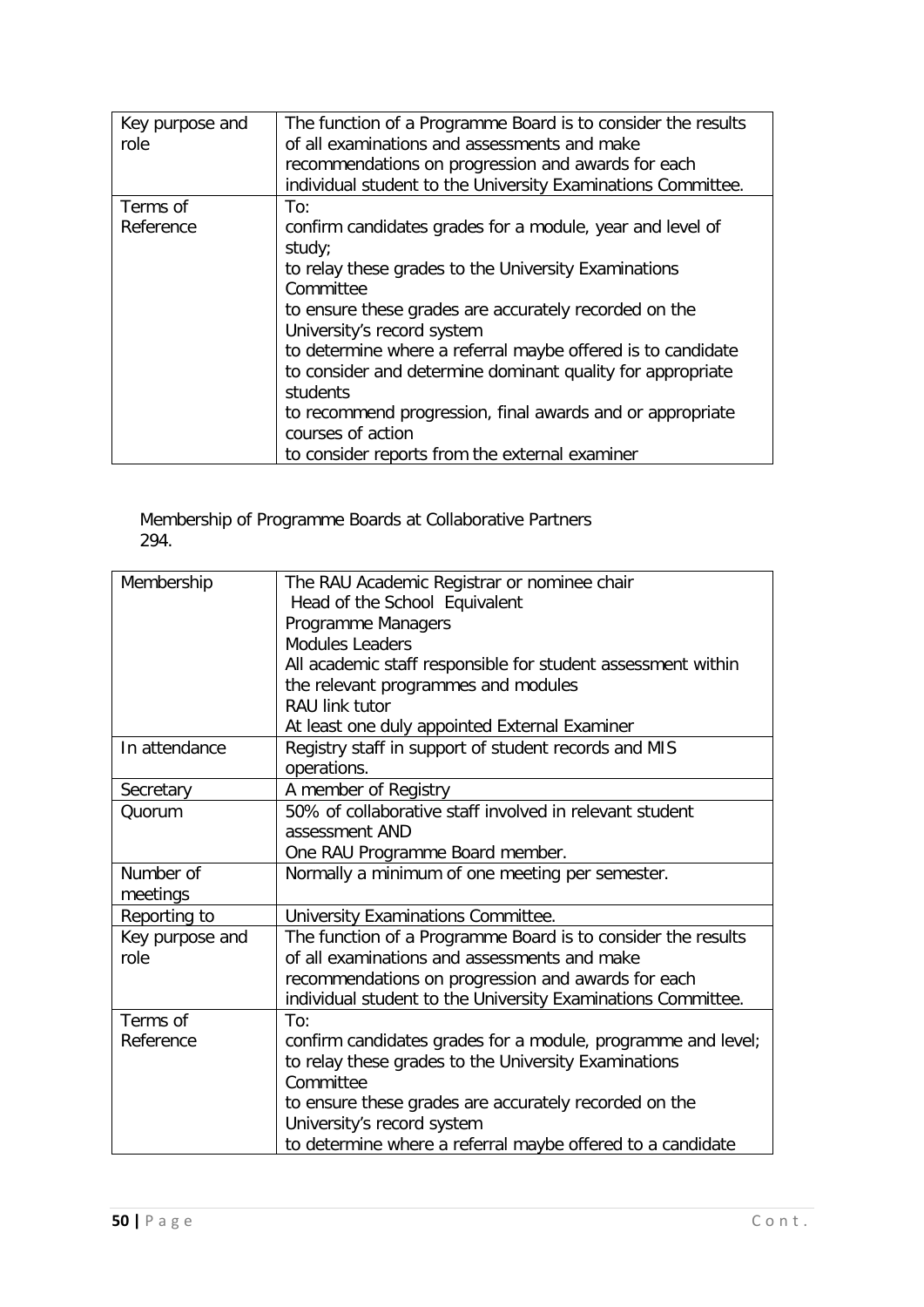| Key purpose and role | The function of a Programme Board is to consider the results of all examinations and assessments and make recommendations on progression and awards for each individual student to the University Examinations Committee. |
|---|---|
| Terms of Reference | To:<br>confirm candidates grades for a module, year and level of study;<br>to relay these grades to the University Examinations Committee<br>to ensure these grades are accurately recorded on the University's record system<br>to determine where a referral maybe offered is to candidate<br>to consider and determine dominant quality for appropriate students<br>to recommend progression, final awards and or appropriate courses of action<br>to consider reports from the external examiner |

Membership of Programme Boards at Collaborative Partners
294.

| Membership | The RAU Academic Registrar or nominee chair<br>Head of the School Equivalent<br>Programme Managers<br>Modules Leaders<br>All academic staff responsible for student assessment within the relevant programmes and modules<br>RAU link tutor<br>At least one duly appointed External Examiner |
|---|---|
| In attendance | Registry staff in support of student records and MIS operations. |
| Secretary | A member of Registry |
| Quorum | 50% of collaborative staff involved in relevant student assessment AND<br>One RAU Programme Board member. |
| Number of meetings | Normally a minimum of one meeting per semester. |
| Reporting to | University Examinations Committee. |
| Key purpose and role | The function of a Programme Board is to consider the results of all examinations and assessments and make recommendations on progression and awards for each individual student to the University Examinations Committee. |
| Terms of Reference | To:<br>confirm candidates grades for a module, programme and level;<br>to relay these grades to the University Examinations Committee<br>to ensure these grades are accurately recorded on the University's record system<br>to determine where a referral maybe offered to a candidate |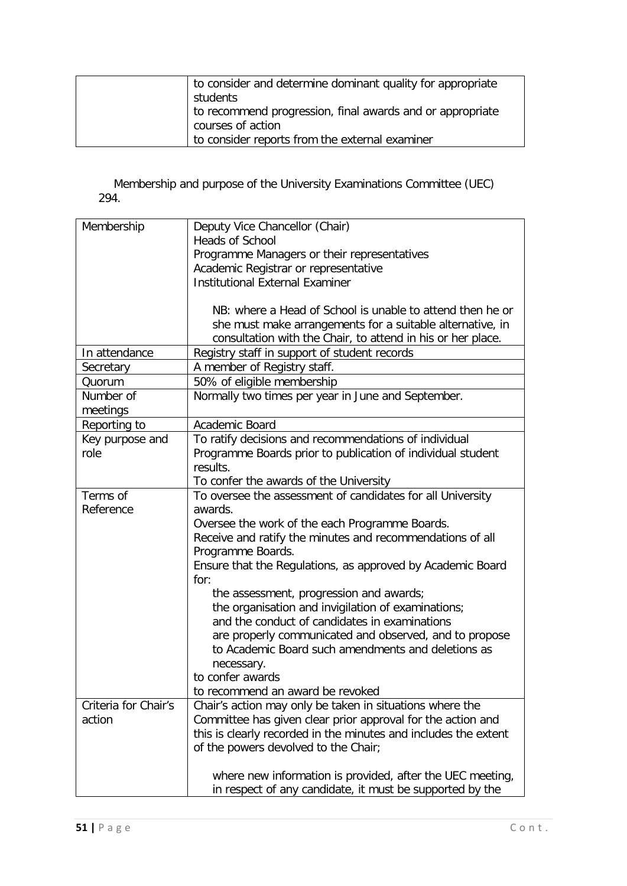| | |
|---|---|
| | to consider and determine dominant quality for appropriate students<br>to recommend progression, final awards and or appropriate courses of action<br>to consider reports from the external examiner |

Membership and purpose of the University Examinations Committee (UEC)
294.

| Membership | Deputy Vice Chancellor (Chair)<br>Heads of School<br>Programme Managers or their representatives<br>Academic Registrar or representative<br>Institutional External Examiner<br><br>NB: where a Head of School is unable to attend then he or she must make arrangements for a suitable alternative, in consultation with the Chair, to attend in his or her place. |
|---|---|
| In attendance | Registry staff in support of student records |
| Secretary | A member of Registry staff. |
| Quorum | 50% of eligible membership |
| Number of meetings | Normally two times per year in June and September. |
| Reporting to | Academic Board |
| Key purpose and role | To ratify decisions and recommendations of individual Programme Boards prior to publication of individual student results.<br>To confer the awards of the University |
| Terms of Reference | To oversee the assessment of candidates for all University awards.<br>Oversee the work of the each Programme Boards.<br>Receive and ratify the minutes and recommendations of all Programme Boards.<br>Ensure that the Regulations, as approved by Academic Board for:<br>the assessment, progression and awards;<br>the organisation and invigilation of examinations;<br>and the conduct of candidates in examinations<br>are properly communicated and observed, and to propose to Academic Board such amendments and deletions as necessary.<br>to confer awards<br>to recommend an award be revoked |
| Criteria for Chair's action | Chair's action may only be taken in situations where the Committee has given clear prior approval for the action and this is clearly recorded in the minutes and includes the extent of the powers devolved to the Chair;<br><br>where new information is provided, after the UEC meeting, in respect of any candidate, it must be supported by the |

Cont.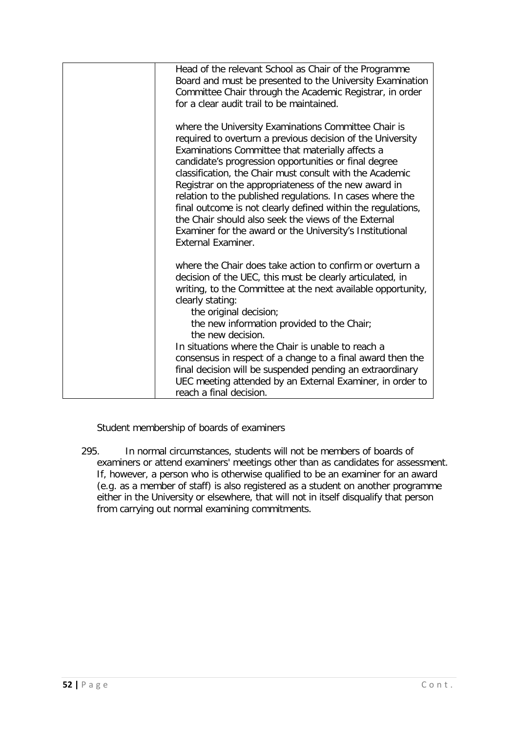| | |
|---|---|
| | Head of the relevant School as Chair of the Programme Board and must be presented to the University Examination Committee Chair through the Academic Registrar, in order for a clear audit trail to be maintained.<br><br>where the University Examinations Committee Chair is required to overturn a previous decision of the University Examinations Committee that materially affects a candidate's progression opportunities or final degree classification, the Chair must consult with the Academic Registrar on the appropriateness of the new award in relation to the published regulations. In cases where the final outcome is not clearly defined within the regulations, the Chair should also seek the views of the External Examiner for the award or the University's Institutional External Examiner.<br><br>where the Chair does take action to confirm or overturn a decision of the UEC, this must be clearly articulated, in writing, to the Committee at the next available opportunity, clearly stating:<br>the original decision;<br>the new information provided to the Chair;<br>the new decision.<br>In situations where the Chair is unable to reach a consensus in respect of a change to a final award then the final decision will be suspended pending an extraordinary UEC meeting attended by an External Examiner, in order to reach a final decision. |

Student membership of boards of examiners

295. In normal circumstances, students will not be members of boards of examiners or attend examiners' meetings other than as candidates for assessment. If, however, a person who is otherwise qualified to be an examiner for an award (e.g. as a member of staff) is also registered as a student on another programme either in the University or elsewhere, that will not in itself disqualify that person from carrying out normal examining commitments.